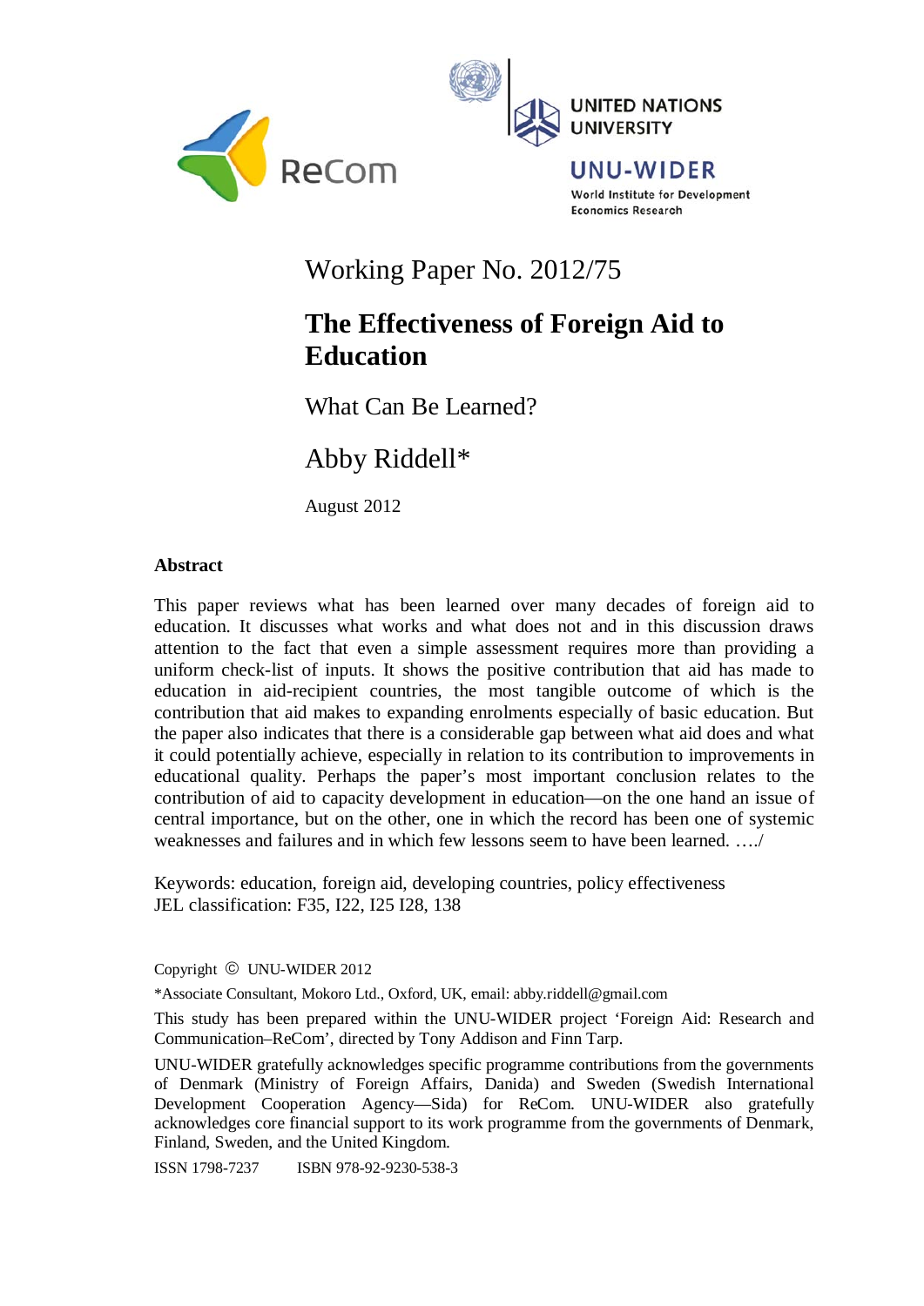ReCom

UNITED NATIONS UNIVERSITY

UNU-WIDER

World Institute for Development Economics Research

Working Paper No. 2012/75

# The Effectiveness of Foreign Aid to Education

## What Can Be Learned?

Abby Riddell*

August 2012

### Abstract

This paper reviews what has been learned over many decades of foreign aid to education. It discusses what works and what does not and in this discussion draws attention to the fact that even a simple assessment requires more than providing a uniform check-list of inputs. It shows the positive contribution that aid has made to education in aid-recipient countries, the most tangible outcome of which is the contribution that aid makes to expanding enrolments especially of basic education. But the paper also indicates that there is a considerable gap between what aid does and what it could potentially achieve, especially in relation to its contribution to improvements in educational quality. Perhaps the paper's most important conclusion relates to the contribution of aid to capacity development in education—on the one hand an issue of central importance, but on the other, one in which the record has been one of systemic weaknesses and failures and in which few lessons seem to have been learned. …./

Keywords: education, foreign aid, developing countries, policy effectiveness
JEL classification: F35, I22, I25 I28, 138

Copyright © UNU-WIDER 2012

*Associate Consultant, Mokoro Ltd., Oxford, UK, email: abby.riddell@gmail.com

This study has been prepared within the UNU-WIDER project 'Foreign Aid: Research and Communication–ReCom', directed by Tony Addison and Finn Tarp.

UNU-WIDER gratefully acknowledges specific programme contributions from the governments of Denmark (Ministry of Foreign Affairs, Danida) and Sweden (Swedish International Development Cooperation Agency—Sida) for ReCom. UNU-WIDER also gratefully acknowledges core financial support to its work programme from the governments of Denmark, Finland, Sweden, and the United Kingdom.

ISSN 1798-7237 ISBN 978-92-9230-538-3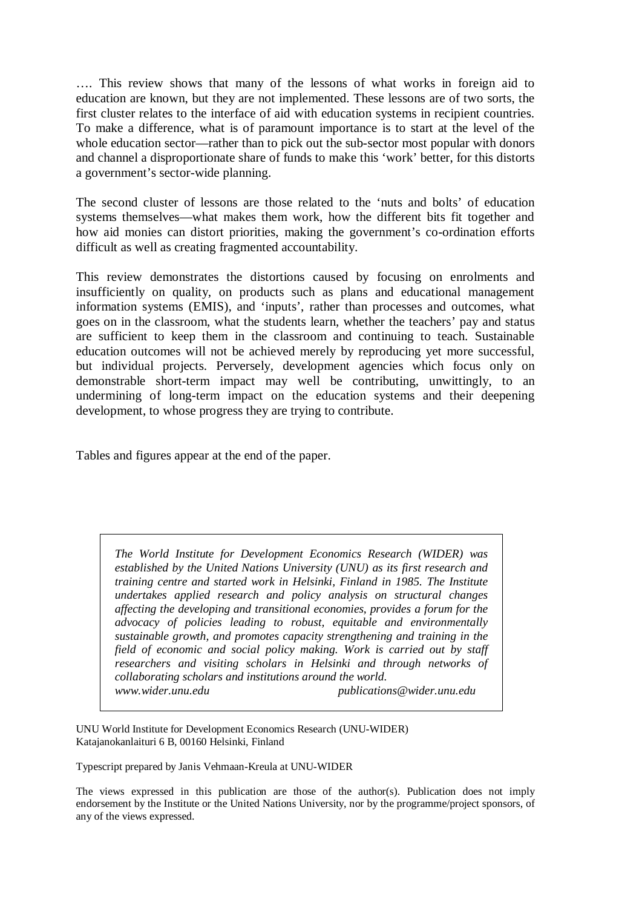…. This review shows that many of the lessons of what works in foreign aid to education are known, but they are not implemented. These lessons are of two sorts, the first cluster relates to the interface of aid with education systems in recipient countries. To make a difference, what is of paramount importance is to start at the level of the whole education sector—rather than to pick out the sub-sector most popular with donors and channel a disproportionate share of funds to make this 'work' better, for this distorts a government's sector-wide planning.

The second cluster of lessons are those related to the 'nuts and bolts' of education systems themselves—what makes them work, how the different bits fit together and how aid monies can distort priorities, making the government's co-ordination efforts difficult as well as creating fragmented accountability.

This review demonstrates the distortions caused by focusing on enrolments and insufficiently on quality, on products such as plans and educational management information systems (EMIS), and 'inputs', rather than processes and outcomes, what goes on in the classroom, what the students learn, whether the teachers' pay and status are sufficient to keep them in the classroom and continuing to teach. Sustainable education outcomes will not be achieved merely by reproducing yet more successful, but individual projects. Perversely, development agencies which focus only on demonstrable short-term impact may well be contributing, unwittingly, to an undermining of long-term impact on the education systems and their deepening development, to whose progress they are trying to contribute.

Tables and figures appear at the end of the paper.

*The World Institute for Development Economics Research (WIDER) was established by the United Nations University (UNU) as its first research and training centre and started work in Helsinki, Finland in 1985. The Institute undertakes applied research and policy analysis on structural changes affecting the developing and transitional economies, provides a forum for the advocacy of policies leading to robust, equitable and environmentally sustainable growth, and promotes capacity strengthening and training in the field of economic and social policy making. Work is carried out by staff researchers and visiting scholars in Helsinki and through networks of collaborating scholars and institutions around the world.*
*www.wider.unu.edu* *publications@wider.unu.edu*

UNU World Institute for Development Economics Research (UNU-WIDER)
Katajanokanlaituri 6 B, 00160 Helsinki, Finland

Typescript prepared by Janis Vehmaan-Kreula at UNU-WIDER

The views expressed in this publication are those of the author(s). Publication does not imply endorsement by the Institute or the United Nations University, nor by the programme/project sponsors, of any of the views expressed.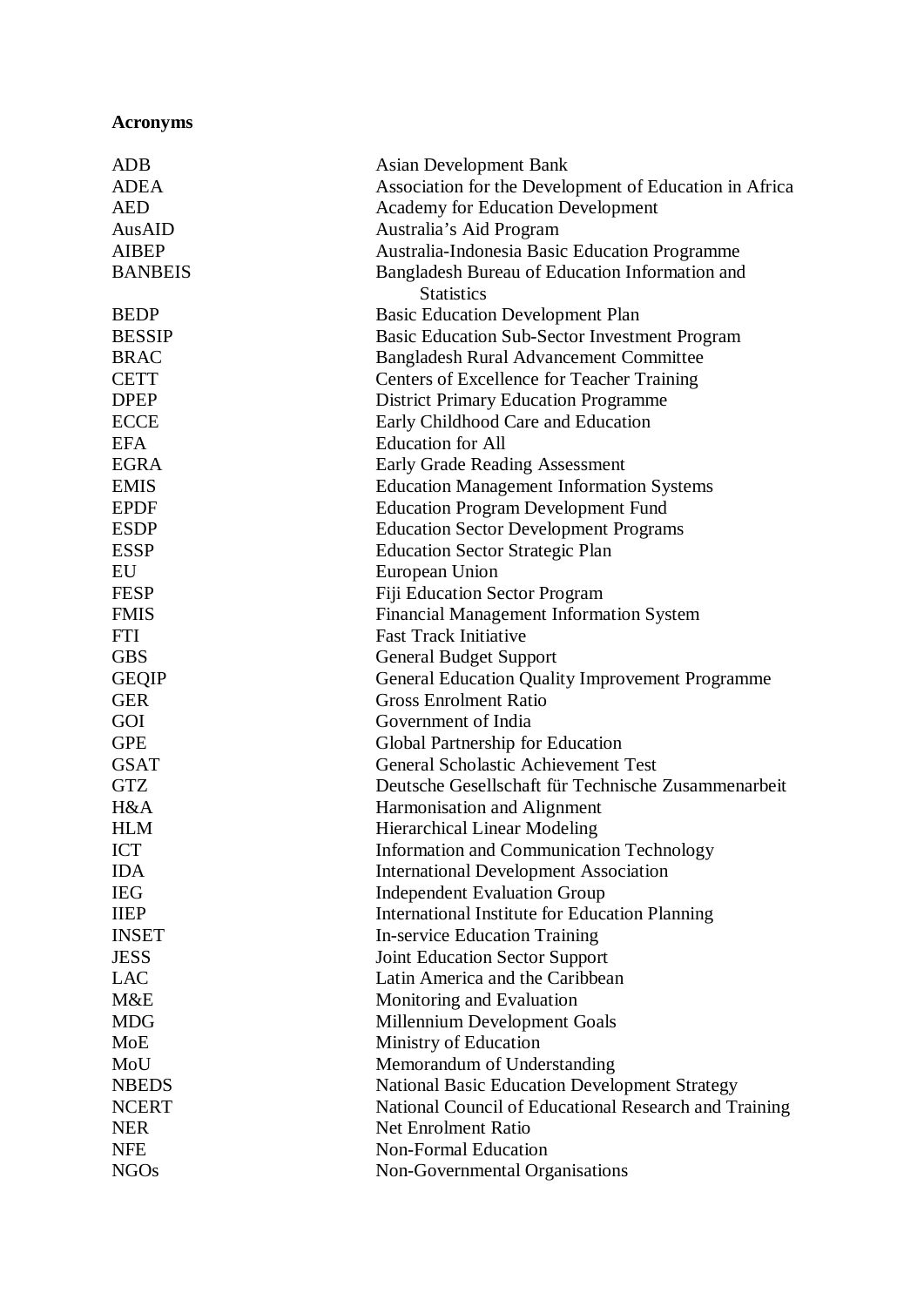**Acronyms**

| | |
|---|---|
| ADB | Asian Development Bank |
| ADEA | Association for the Development of Education in Africa |
| AED | Academy for Education Development |
| AusAID | Australia's Aid Program |
| AIBEP | Australia-Indonesia Basic Education Programme |
| BANBEIS | Bangladesh Bureau of Education Information and Statistics |
| BEDP | Basic Education Development Plan |
| BESSIP | Basic Education Sub-Sector Investment Program |
| BRAC | Bangladesh Rural Advancement Committee |
| CETT | Centers of Excellence for Teacher Training |
| DPEP | District Primary Education Programme |
| ECCE | Early Childhood Care and Education |
| EFA | Education for All |
| EGRA | Early Grade Reading Assessment |
| EMIS | Education Management Information Systems |
| EPDF | Education Program Development Fund |
| ESDP | Education Sector Development Programs |
| ESSP | Education Sector Strategic Plan |
| EU | European Union |
| FESP | Fiji Education Sector Program |
| FMIS | Financial Management Information System |
| FTI | Fast Track Initiative |
| GBS | General Budget Support |
| GEQIP | General Education Quality Improvement Programme |
| GER | Gross Enrolment Ratio |
| GOI | Government of India |
| GPE | Global Partnership for Education |
| GSAT | General Scholastic Achievement Test |
| GTZ | Deutsche Gesellschaft für Technische Zusammenarbeit |
| H&A | Harmonisation and Alignment |
| HLM | Hierarchical Linear Modeling |
| ICT | Information and Communication Technology |
| IDA | International Development Association |
| IEG | Independent Evaluation Group |
| IIEP | International Institute for Education Planning |
| INSET | In-service Education Training |
| JESS | Joint Education Sector Support |
| LAC | Latin America and the Caribbean |
| M&E | Monitoring and Evaluation |
| MDG | Millennium Development Goals |
| MoE | Ministry of Education |
| MoU | Memorandum of Understanding |
| NBEDS | National Basic Education Development Strategy |
| NCERT | National Council of Educational Research and Training |
| NER | Net Enrolment Ratio |
| NFE | Non-Formal Education |
| NGOs | Non-Governmental Organisations |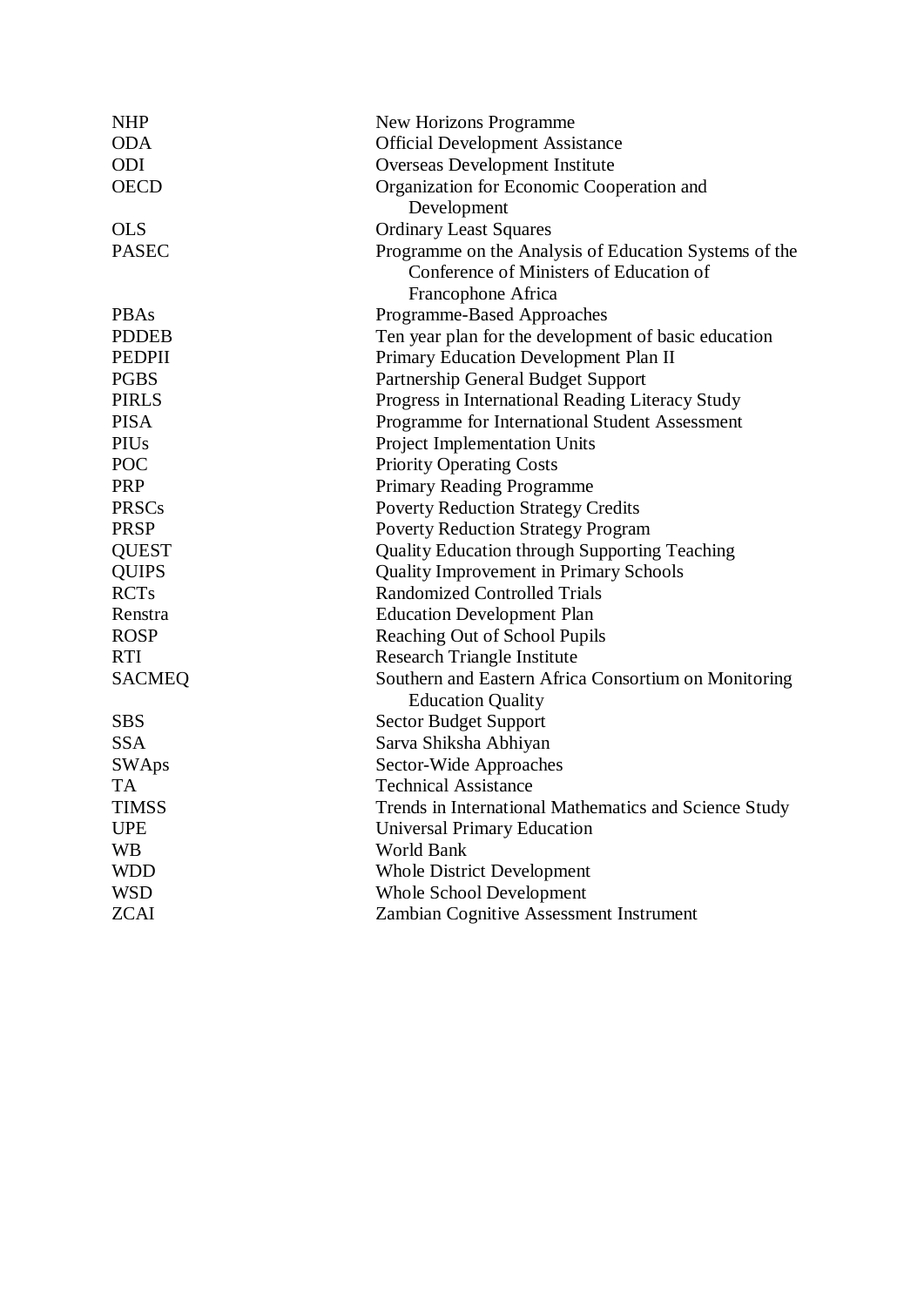| | |
|---|---|
| NHP | New Horizons Programme |
| ODA | Official Development Assistance |
| ODI | Overseas Development Institute |
| OECD | Organization for Economic Cooperation and Development |
| OLS | Ordinary Least Squares |
| PASEC | Programme on the Analysis of Education Systems of the Conference of Ministers of Education of Francophone Africa |
| PBAs | Programme-Based Approaches |
| PDDEB | Ten year plan for the development of basic education |
| PEDPII | Primary Education Development Plan II |
| PGBS | Partnership General Budget Support |
| PIRLS | Progress in International Reading Literacy Study |
| PISA | Programme for International Student Assessment |
| PIUs | Project Implementation Units |
| POC | Priority Operating Costs |
| PRP | Primary Reading Programme |
| PRSCs | Poverty Reduction Strategy Credits |
| PRSP | Poverty Reduction Strategy Program |
| QUEST | Quality Education through Supporting Teaching |
| QUIPS | Quality Improvement in Primary Schools |
| RCTs | Randomized Controlled Trials |
| Renstra | Education Development Plan |
| ROSP | Reaching Out of School Pupils |
| RTI | Research Triangle Institute |
| SACMEQ | Southern and Eastern Africa Consortium on Monitoring Education Quality |
| SBS | Sector Budget Support |
| SSA | Sarva Shiksha Abhiyan |
| SWAps | Sector-Wide Approaches |
| TA | Technical Assistance |
| TIMSS | Trends in International Mathematics and Science Study |
| UPE | Universal Primary Education |
| WB | World Bank |
| WDD | Whole District Development |
| WSD | Whole School Development |
| ZCAI | Zambian Cognitive Assessment Instrument |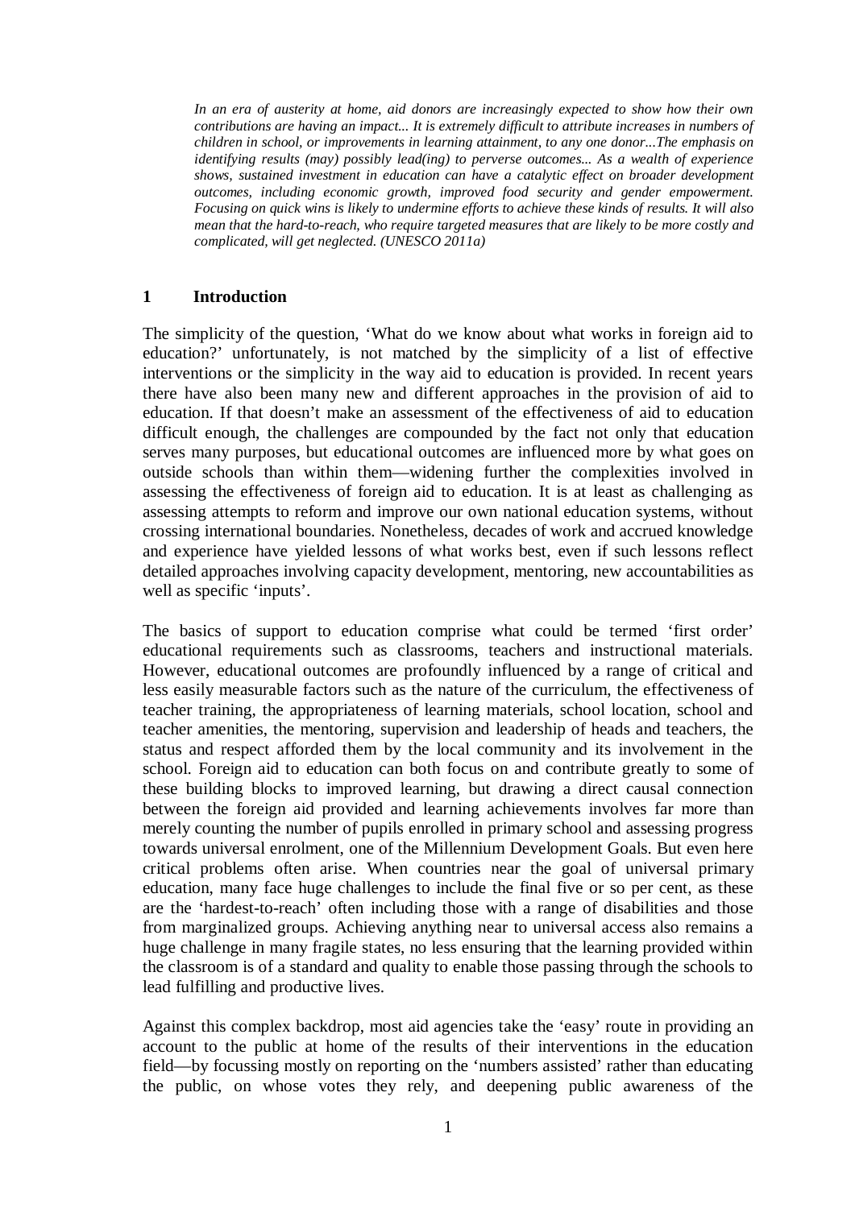*In an era of austerity at home, aid donors are increasingly expected to show how their own contributions are having an impact... It is extremely difficult to attribute increases in numbers of children in school, or improvements in learning attainment, to any one donor...The emphasis on identifying results (may) possibly lead(ing) to perverse outcomes... As a wealth of experience shows, sustained investment in education can have a catalytic effect on broader development outcomes, including economic growth, improved food security and gender empowerment. Focusing on quick wins is likely to undermine efforts to achieve these kinds of results. It will also mean that the hard-to-reach, who require targeted measures that are likely to be more costly and complicated, will get neglected. (UNESCO 2011a)*

## 1 Introduction

The simplicity of the question, 'What do we know about what works in foreign aid to education?' unfortunately, is not matched by the simplicity of a list of effective interventions or the simplicity in the way aid to education is provided. In recent years there have also been many new and different approaches in the provision of aid to education. If that doesn't make an assessment of the effectiveness of aid to education difficult enough, the challenges are compounded by the fact not only that education serves many purposes, but educational outcomes are influenced more by what goes on outside schools than within them—widening further the complexities involved in assessing the effectiveness of foreign aid to education. It is at least as challenging as assessing attempts to reform and improve our own national education systems, without crossing international boundaries. Nonetheless, decades of work and accrued knowledge and experience have yielded lessons of what works best, even if such lessons reflect detailed approaches involving capacity development, mentoring, new accountabilities as well as specific 'inputs'.

The basics of support to education comprise what could be termed 'first order' educational requirements such as classrooms, teachers and instructional materials. However, educational outcomes are profoundly influenced by a range of critical and less easily measurable factors such as the nature of the curriculum, the effectiveness of teacher training, the appropriateness of learning materials, school location, school and teacher amenities, the mentoring, supervision and leadership of heads and teachers, the status and respect afforded them by the local community and its involvement in the school. Foreign aid to education can both focus on and contribute greatly to some of these building blocks to improved learning, but drawing a direct causal connection between the foreign aid provided and learning achievements involves far more than merely counting the number of pupils enrolled in primary school and assessing progress towards universal enrolment, one of the Millennium Development Goals. But even here critical problems often arise. When countries near the goal of universal primary education, many face huge challenges to include the final five or so per cent, as these are the 'hardest-to-reach' often including those with a range of disabilities and those from marginalized groups. Achieving anything near to universal access also remains a huge challenge in many fragile states, no less ensuring that the learning provided within the classroom is of a standard and quality to enable those passing through the schools to lead fulfilling and productive lives.

Against this complex backdrop, most aid agencies take the 'easy' route in providing an account to the public at home of the results of their interventions in the education field—by focussing mostly on reporting on the 'numbers assisted' rather than educating the public, on whose votes they rely, and deepening public awareness of the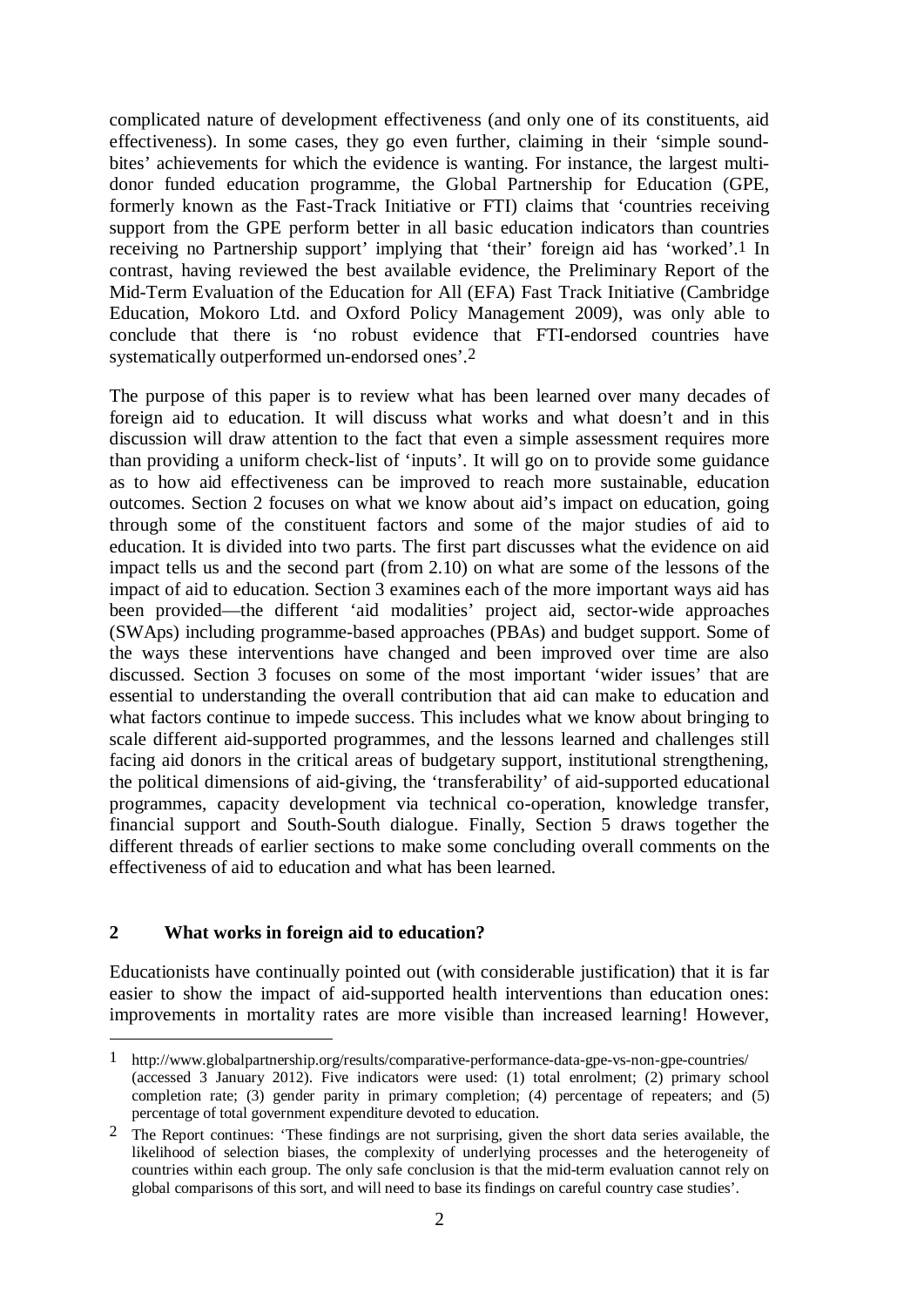complicated nature of development effectiveness (and only one of its constituents, aid effectiveness). In some cases, they go even further, claiming in their 'simple sound-bites' achievements for which the evidence is wanting. For instance, the largest multi-donor funded education programme, the Global Partnership for Education (GPE, formerly known as the Fast-Track Initiative or FTI) claims that 'countries receiving support from the GPE perform better in all basic education indicators than countries receiving no Partnership support' implying that 'their' foreign aid has 'worked'.[1] In contrast, having reviewed the best available evidence, the Preliminary Report of the Mid-Term Evaluation of the Education for All (EFA) Fast Track Initiative (Cambridge Education, Mokoro Ltd. and Oxford Policy Management 2009), was only able to conclude that there is 'no robust evidence that FTI-endorsed countries have systematically outperformed un-endorsed ones'.[2]

The purpose of this paper is to review what has been learned over many decades of foreign aid to education. It will discuss what works and what doesn't and in this discussion will draw attention to the fact that even a simple assessment requires more than providing a uniform check-list of 'inputs'. It will go on to provide some guidance as to how aid effectiveness can be improved to reach more sustainable, education outcomes. Section 2 focuses on what we know about aid's impact on education, going through some of the constituent factors and some of the major studies of aid to education. It is divided into two parts. The first part discusses what the evidence on aid impact tells us and the second part (from 2.10) on what are some of the lessons of the impact of aid to education. Section 3 examines each of the more important ways aid has been provided—the different 'aid modalities' project aid, sector-wide approaches (SWAps) including programme-based approaches (PBAs) and budget support. Some of the ways these interventions have changed and been improved over time are also discussed. Section 3 focuses on some of the most important 'wider issues' that are essential to understanding the overall contribution that aid can make to education and what factors continue to impede success. This includes what we know about bringing to scale different aid-supported programmes, and the lessons learned and challenges still facing aid donors in the critical areas of budgetary support, institutional strengthening, the political dimensions of aid-giving, the 'transferability' of aid-supported educational programmes, capacity development via technical co-operation, knowledge transfer, financial support and South-South dialogue. Finally, Section 5 draws together the different threads of earlier sections to make some concluding overall comments on the effectiveness of aid to education and what has been learned.

## 2 What works in foreign aid to education?

Educationists have continually pointed out (with considerable justification) that it is far easier to show the impact of aid-supported health interventions than education ones: improvements in mortality rates are more visible than increased learning! However,

---

[1] http://www.globalpartnership.org/results/comparative-performance-data-gpe-vs-non-gpe-countries/ (accessed 3 January 2012). Five indicators were used: (1) total enrolment; (2) primary school completion rate; (3) gender parity in primary completion; (4) percentage of repeaters; and (5) percentage of total government expenditure devoted to education.

[2] The Report continues: 'These findings are not surprising, given the short data series available, the likelihood of selection biases, the complexity of underlying processes and the heterogeneity of countries within each group. The only safe conclusion is that the mid-term evaluation cannot rely on global comparisons of this sort, and will need to base its findings on careful country case studies'.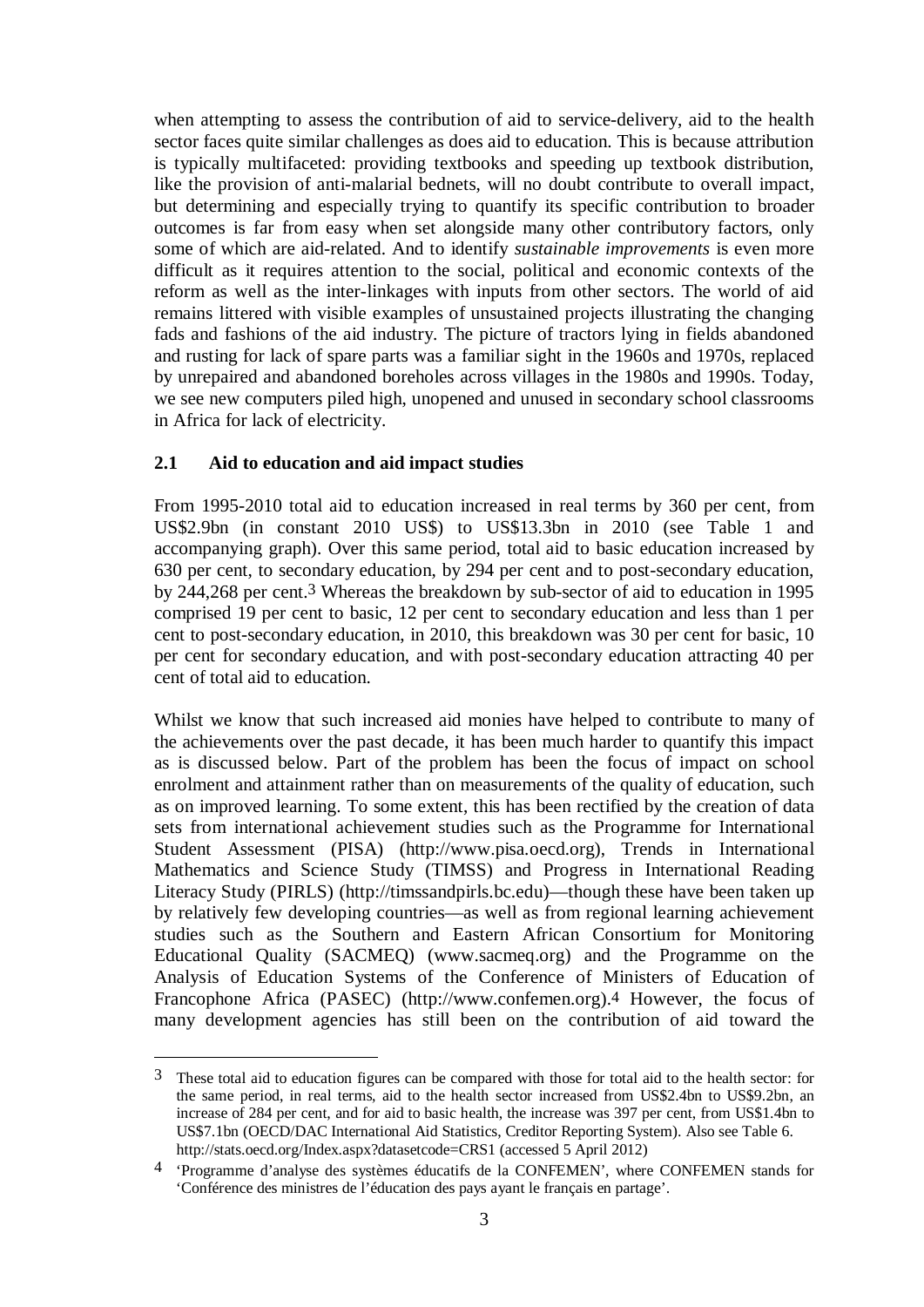when attempting to assess the contribution of aid to service-delivery, aid to the health sector faces quite similar challenges as does aid to education. This is because attribution is typically multifaceted: providing textbooks and speeding up textbook distribution, like the provision of anti-malarial bednets, will no doubt contribute to overall impact, but determining and especially trying to quantify its specific contribution to broader outcomes is far from easy when set alongside many other contributory factors, only some of which are aid-related. And to identify *sustainable improvements* is even more difficult as it requires attention to the social, political and economic contexts of the reform as well as the inter-linkages with inputs from other sectors. The world of aid remains littered with visible examples of unsustained projects illustrating the changing fads and fashions of the aid industry. The picture of tractors lying in fields abandoned and rusting for lack of spare parts was a familiar sight in the 1960s and 1970s, replaced by unrepaired and abandoned boreholes across villages in the 1980s and 1990s. Today, we see new computers piled high, unopened and unused in secondary school classrooms in Africa for lack of electricity.

## 2.1 Aid to education and aid impact studies

From 1995-2010 total aid to education increased in real terms by 360 per cent, from US$2.9bn (in constant 2010 US$) to US$13.3bn in 2010 (see Table 1 and accompanying graph). Over this same period, total aid to basic education increased by 630 per cent, to secondary education, by 294 per cent and to post-secondary education, by 244,268 per cent.[3] Whereas the breakdown by sub-sector of aid to education in 1995 comprised 19 per cent to basic, 12 per cent to secondary education and less than 1 per cent to post-secondary education, in 2010, this breakdown was 30 per cent for basic, 10 per cent for secondary education, and with post-secondary education attracting 40 per cent of total aid to education.

Whilst we know that such increased aid monies have helped to contribute to many of the achievements over the past decade, it has been much harder to quantify this impact as is discussed below. Part of the problem has been the focus of impact on school enrolment and attainment rather than on measurements of the quality of education, such as on improved learning. To some extent, this has been rectified by the creation of data sets from international achievement studies such as the Programme for International Student Assessment (PISA) (http://www.pisa.oecd.org), Trends in International Mathematics and Science Study (TIMSS) and Progress in International Reading Literacy Study (PIRLS) (http://timssandpirls.bc.edu)—though these have been taken up by relatively few developing countries—as well as from regional learning achievement studies such as the Southern and Eastern African Consortium for Monitoring Educational Quality (SACMEQ) (www.sacmeq.org) and the Programme on the Analysis of Education Systems of the Conference of Ministers of Education of Francophone Africa (PASEC) (http://www.confemen.org).[4] However, the focus of many development agencies has still been on the contribution of aid toward the

---

[3] These total aid to education figures can be compared with those for total aid to the health sector: for the same period, in real terms, aid to the health sector increased from US$2.4bn to US$9.2bn, an increase of 284 per cent, and for aid to basic health, the increase was 397 per cent, from US$1.4bn to US$7.1bn (OECD/DAC International Aid Statistics, Creditor Reporting System). Also see Table 6. http://stats.oecd.org/Index.aspx?datasetcode=CRS1 (accessed 5 April 2012)

[4] 'Programme d'analyse des systèmes éducatifs de la CONFEMEN', where CONFEMEN stands for 'Conférence des ministres de l'éducation des pays ayant le français en partage'.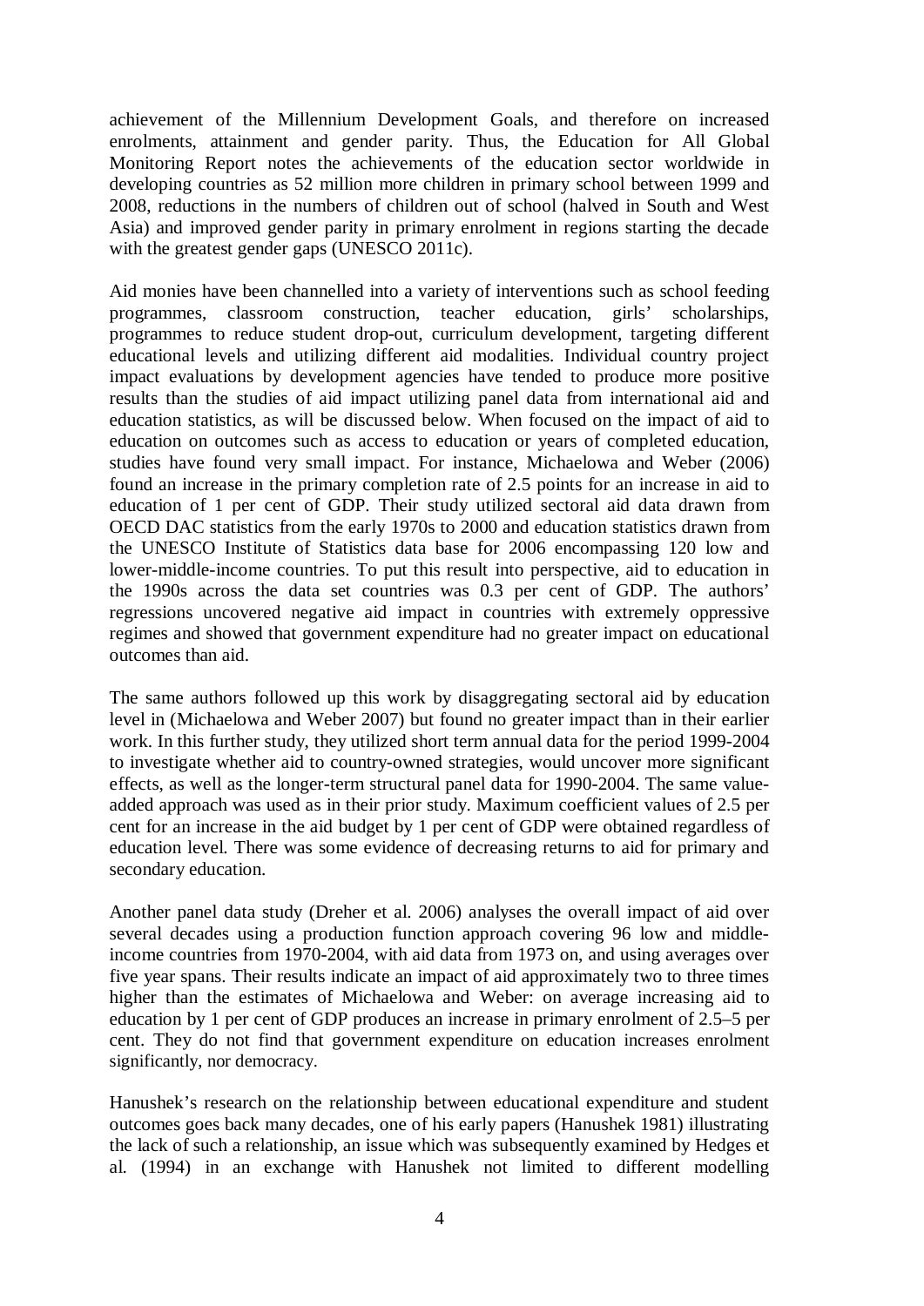achievement of the Millennium Development Goals, and therefore on increased enrolments, attainment and gender parity. Thus, the Education for All Global Monitoring Report notes the achievements of the education sector worldwide in developing countries as 52 million more children in primary school between 1999 and 2008, reductions in the numbers of children out of school (halved in South and West Asia) and improved gender parity in primary enrolment in regions starting the decade with the greatest gender gaps (UNESCO 2011c).

Aid monies have been channelled into a variety of interventions such as school feeding programmes, classroom construction, teacher education, girls' scholarships, programmes to reduce student drop-out, curriculum development, targeting different educational levels and utilizing different aid modalities. Individual country project impact evaluations by development agencies have tended to produce more positive results than the studies of aid impact utilizing panel data from international aid and education statistics, as will be discussed below. When focused on the impact of aid to education on outcomes such as access to education or years of completed education, studies have found very small impact. For instance, Michaelowa and Weber (2006) found an increase in the primary completion rate of 2.5 points for an increase in aid to education of 1 per cent of GDP. Their study utilized sectoral aid data drawn from OECD DAC statistics from the early 1970s to 2000 and education statistics drawn from the UNESCO Institute of Statistics data base for 2006 encompassing 120 low and lower-middle-income countries. To put this result into perspective, aid to education in the 1990s across the data set countries was 0.3 per cent of GDP. The authors' regressions uncovered negative aid impact in countries with extremely oppressive regimes and showed that government expenditure had no greater impact on educational outcomes than aid.

The same authors followed up this work by disaggregating sectoral aid by education level in (Michaelowa and Weber 2007) but found no greater impact than in their earlier work. In this further study, they utilized short term annual data for the period 1999-2004 to investigate whether aid to country-owned strategies, would uncover more significant effects, as well as the longer-term structural panel data for 1990-2004. The same value-added approach was used as in their prior study. Maximum coefficient values of 2.5 per cent for an increase in the aid budget by 1 per cent of GDP were obtained regardless of education level. There was some evidence of decreasing returns to aid for primary and secondary education.

Another panel data study (Dreher et al. 2006) analyses the overall impact of aid over several decades using a production function approach covering 96 low and middle-income countries from 1970-2004, with aid data from 1973 on, and using averages over five year spans. Their results indicate an impact of aid approximately two to three times higher than the estimates of Michaelowa and Weber: on average increasing aid to education by 1 per cent of GDP produces an increase in primary enrolment of 2.5–5 per cent. They do not find that government expenditure on education increases enrolment significantly, nor democracy.

Hanushek's research on the relationship between educational expenditure and student outcomes goes back many decades, one of his early papers (Hanushek 1981) illustrating the lack of such a relationship, an issue which was subsequently examined by Hedges et al. (1994) in an exchange with Hanushek not limited to different modelling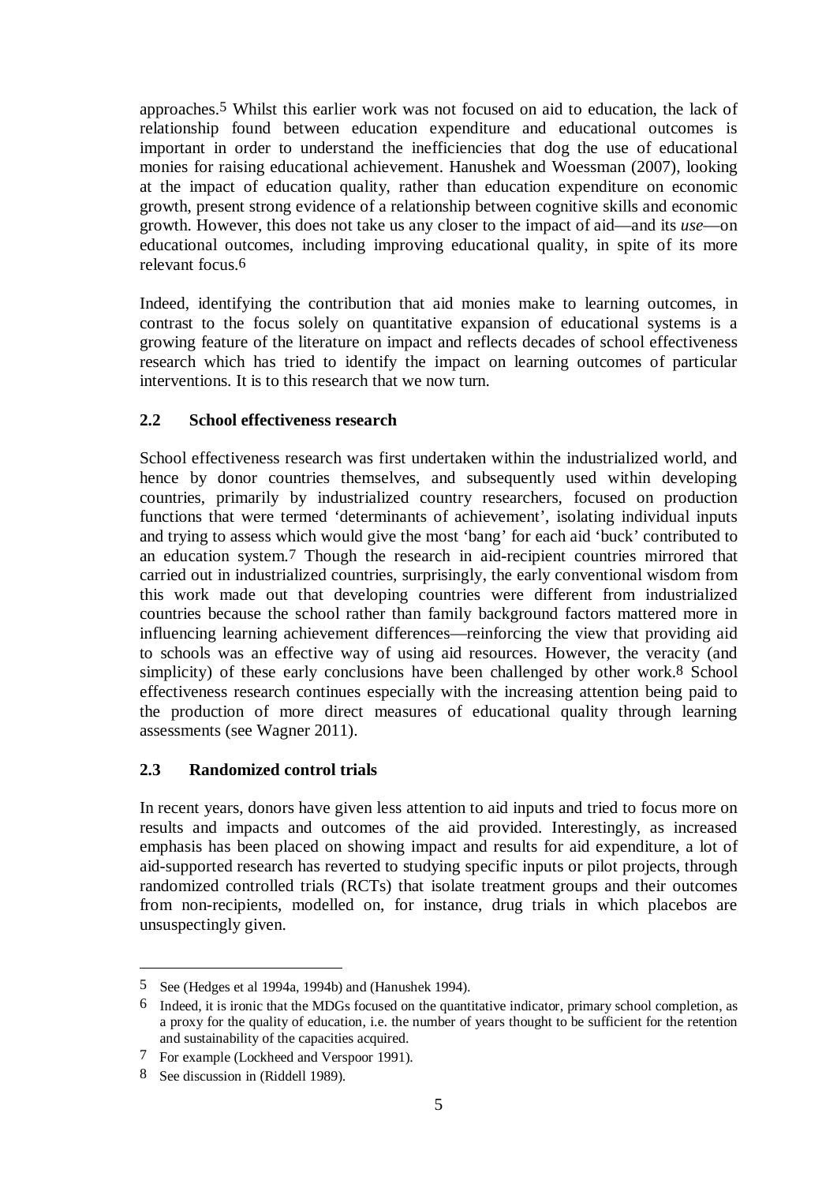approaches.[5] Whilst this earlier work was not focused on aid to education, the lack of relationship found between education expenditure and educational outcomes is important in order to understand the inefficiencies that dog the use of educational monies for raising educational achievement. Hanushek and Woessman (2007), looking at the impact of education quality, rather than education expenditure on economic growth, present strong evidence of a relationship between cognitive skills and economic growth. However, this does not take us any closer to the impact of aid—and its *use*—on educational outcomes, including improving educational quality, in spite of its more relevant focus.[6]

Indeed, identifying the contribution that aid monies make to learning outcomes, in contrast to the focus solely on quantitative expansion of educational systems is a growing feature of the literature on impact and reflects decades of school effectiveness research which has tried to identify the impact on learning outcomes of particular interventions. It is to this research that we now turn.

### 2.2 School effectiveness research

School effectiveness research was first undertaken within the industrialized world, and hence by donor countries themselves, and subsequently used within developing countries, primarily by industrialized country researchers, focused on production functions that were termed 'determinants of achievement', isolating individual inputs and trying to assess which would give the most 'bang' for each aid 'buck' contributed to an education system.[7] Though the research in aid-recipient countries mirrored that carried out in industrialized countries, surprisingly, the early conventional wisdom from this work made out that developing countries were different from industrialized countries because the school rather than family background factors mattered more in influencing learning achievement differences—reinforcing the view that providing aid to schools was an effective way of using aid resources. However, the veracity (and simplicity) of these early conclusions have been challenged by other work.[8] School effectiveness research continues especially with the increasing attention being paid to the production of more direct measures of educational quality through learning assessments (see Wagner 2011).

### 2.3 Randomized control trials

In recent years, donors have given less attention to aid inputs and tried to focus more on results and impacts and outcomes of the aid provided. Interestingly, as increased emphasis has been placed on showing impact and results for aid expenditure, a lot of aid-supported research has reverted to studying specific inputs or pilot projects, through randomized controlled trials (RCTs) that isolate treatment groups and their outcomes from non-recipients, modelled on, for instance, drug trials in which placebos are unsuspectingly given.

---

5 See (Hedges et al 1994a, 1994b) and (Hanushek 1994).

6 Indeed, it is ironic that the MDGs focused on the quantitative indicator, primary school completion, as a proxy for the quality of education, i.e. the number of years thought to be sufficient for the retention and sustainability of the capacities acquired.

7 For example (Lockheed and Verspoor 1991).

8 See discussion in (Riddell 1989).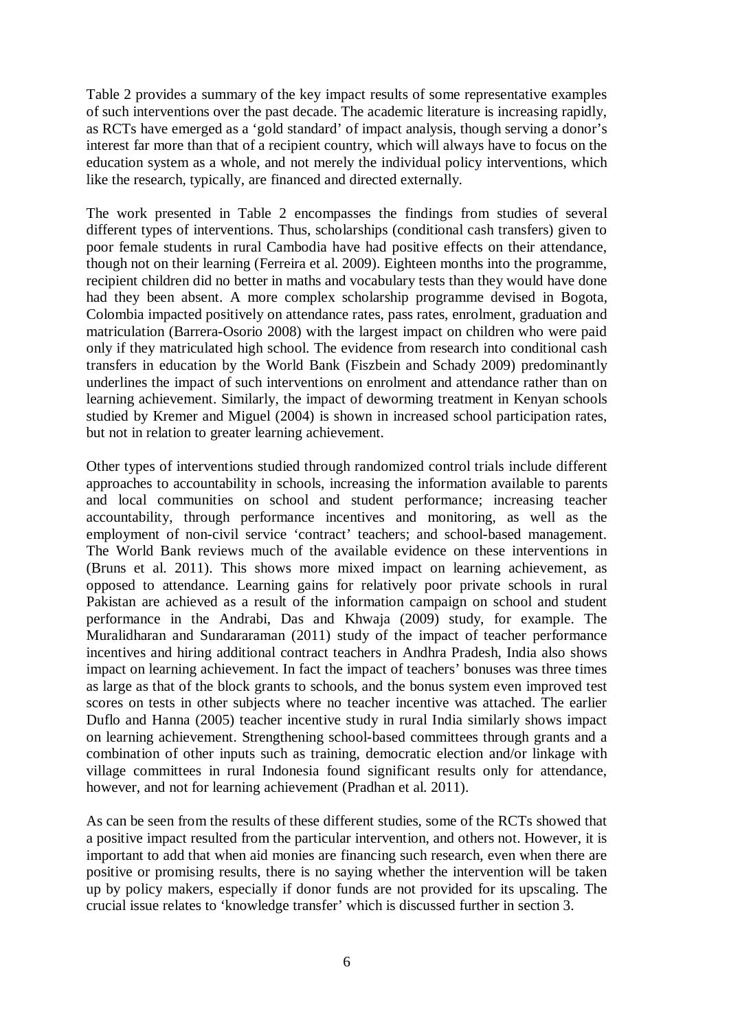Table 2 provides a summary of the key impact results of some representative examples of such interventions over the past decade. The academic literature is increasing rapidly, as RCTs have emerged as a 'gold standard' of impact analysis, though serving a donor's interest far more than that of a recipient country, which will always have to focus on the education system as a whole, and not merely the individual policy interventions, which like the research, typically, are financed and directed externally.

The work presented in Table 2 encompasses the findings from studies of several different types of interventions. Thus, scholarships (conditional cash transfers) given to poor female students in rural Cambodia have had positive effects on their attendance, though not on their learning (Ferreira et al. 2009). Eighteen months into the programme, recipient children did no better in maths and vocabulary tests than they would have done had they been absent. A more complex scholarship programme devised in Bogota, Colombia impacted positively on attendance rates, pass rates, enrolment, graduation and matriculation (Barrera-Osorio 2008) with the largest impact on children who were paid only if they matriculated high school. The evidence from research into conditional cash transfers in education by the World Bank (Fiszbein and Schady 2009) predominantly underlines the impact of such interventions on enrolment and attendance rather than on learning achievement. Similarly, the impact of deworming treatment in Kenyan schools studied by Kremer and Miguel (2004) is shown in increased school participation rates, but not in relation to greater learning achievement.

Other types of interventions studied through randomized control trials include different approaches to accountability in schools, increasing the information available to parents and local communities on school and student performance; increasing teacher accountability, through performance incentives and monitoring, as well as the employment of non-civil service 'contract' teachers; and school-based management. The World Bank reviews much of the available evidence on these interventions in (Bruns et al. 2011). This shows more mixed impact on learning achievement, as opposed to attendance. Learning gains for relatively poor private schools in rural Pakistan are achieved as a result of the information campaign on school and student performance in the Andrabi, Das and Khwaja (2009) study, for example. The Muralidharan and Sundararaman (2011) study of the impact of teacher performance incentives and hiring additional contract teachers in Andhra Pradesh, India also shows impact on learning achievement. In fact the impact of teachers' bonuses was three times as large as that of the block grants to schools, and the bonus system even improved test scores on tests in other subjects where no teacher incentive was attached. The earlier Duflo and Hanna (2005) teacher incentive study in rural India similarly shows impact on learning achievement. Strengthening school-based committees through grants and a combination of other inputs such as training, democratic election and/or linkage with village committees in rural Indonesia found significant results only for attendance, however, and not for learning achievement (Pradhan et al. 2011).

As can be seen from the results of these different studies, some of the RCTs showed that a positive impact resulted from the particular intervention, and others not. However, it is important to add that when aid monies are financing such research, even when there are positive or promising results, there is no saying whether the intervention will be taken up by policy makers, especially if donor funds are not provided for its upscaling. The crucial issue relates to 'knowledge transfer' which is discussed further in section 3.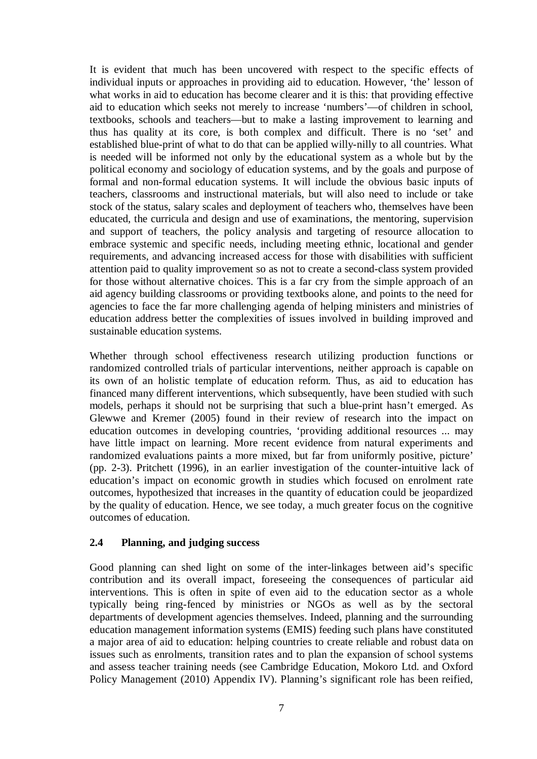It is evident that much has been uncovered with respect to the specific effects of individual inputs or approaches in providing aid to education. However, 'the' lesson of what works in aid to education has become clearer and it is this: that providing effective aid to education which seeks not merely to increase 'numbers'—of children in school, textbooks, schools and teachers—but to make a lasting improvement to learning and thus has quality at its core, is both complex and difficult. There is no 'set' and established blue-print of what to do that can be applied willy-nilly to all countries. What is needed will be informed not only by the educational system as a whole but by the political economy and sociology of education systems, and by the goals and purpose of formal and non-formal education systems. It will include the obvious basic inputs of teachers, classrooms and instructional materials, but will also need to include or take stock of the status, salary scales and deployment of teachers who, themselves have been educated, the curricula and design and use of examinations, the mentoring, supervision and support of teachers, the policy analysis and targeting of resource allocation to embrace systemic and specific needs, including meeting ethnic, locational and gender requirements, and advancing increased access for those with disabilities with sufficient attention paid to quality improvement so as not to create a second-class system provided for those without alternative choices. This is a far cry from the simple approach of an aid agency building classrooms or providing textbooks alone, and points to the need for agencies to face the far more challenging agenda of helping ministers and ministries of education address better the complexities of issues involved in building improved and sustainable education systems.

Whether through school effectiveness research utilizing production functions or randomized controlled trials of particular interventions, neither approach is capable on its own of an holistic template of education reform. Thus, as aid to education has financed many different interventions, which subsequently, have been studied with such models, perhaps it should not be surprising that such a blue-print hasn't emerged. As Glewwe and Kremer (2005) found in their review of research into the impact on education outcomes in developing countries, 'providing additional resources ... may have little impact on learning. More recent evidence from natural experiments and randomized evaluations paints a more mixed, but far from uniformly positive, picture' (pp. 2-3). Pritchett (1996), in an earlier investigation of the counter-intuitive lack of education's impact on economic growth in studies which focused on enrolment rate outcomes, hypothesized that increases in the quantity of education could be jeopardized by the quality of education. Hence, we see today, a much greater focus on the cognitive outcomes of education.

### 2.4 Planning, and judging success

Good planning can shed light on some of the inter-linkages between aid's specific contribution and its overall impact, foreseeing the consequences of particular aid interventions. This is often in spite of even aid to the education sector as a whole typically being ring-fenced by ministries or NGOs as well as by the sectoral departments of development agencies themselves. Indeed, planning and the surrounding education management information systems (EMIS) feeding such plans have constituted a major area of aid to education: helping countries to create reliable and robust data on issues such as enrolments, transition rates and to plan the expansion of school systems and assess teacher training needs (see Cambridge Education, Mokoro Ltd. and Oxford Policy Management (2010) Appendix IV). Planning's significant role has been reified,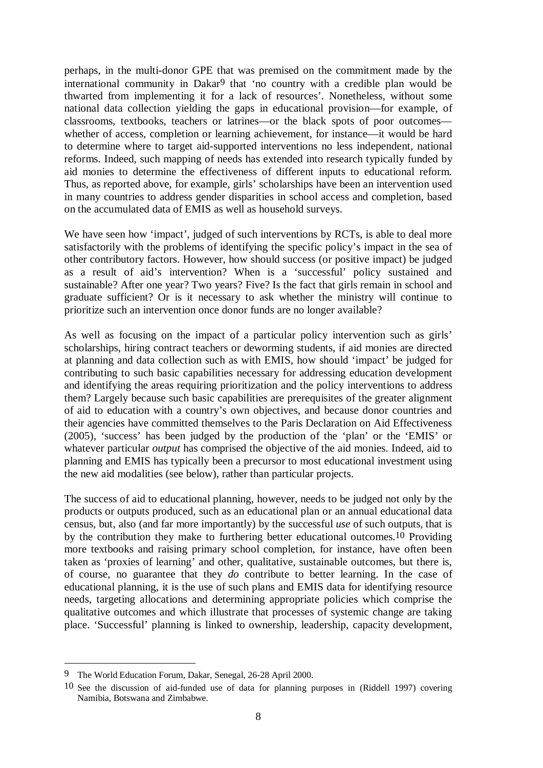perhaps, in the multi-donor GPE that was premised on the commitment made by the international community in Dakar[9] that 'no country with a credible plan would be thwarted from implementing it for a lack of resources'. Nonetheless, without some national data collection yielding the gaps in educational provision—for example, of classrooms, textbooks, teachers or latrines—or the black spots of poor outcomes—whether of access, completion or learning achievement, for instance—it would be hard to determine where to target aid-supported interventions no less independent, national reforms. Indeed, such mapping of needs has extended into research typically funded by aid monies to determine the effectiveness of different inputs to educational reform. Thus, as reported above, for example, girls' scholarships have been an intervention used in many countries to address gender disparities in school access and completion, based on the accumulated data of EMIS as well as household surveys.

We have seen how 'impact', judged of such interventions by RCTs, is able to deal more satisfactorily with the problems of identifying the specific policy's impact in the sea of other contributory factors. However, how should success (or positive impact) be judged as a result of aid's intervention? When is a 'successful' policy sustained and sustainable? After one year? Two years? Five? Is the fact that girls remain in school and graduate sufficient? Or is it necessary to ask whether the ministry will continue to prioritize such an intervention once donor funds are no longer available?

As well as focusing on the impact of a particular policy intervention such as girls' scholarships, hiring contract teachers or deworming students, if aid monies are directed at planning and data collection such as with EMIS, how should 'impact' be judged for contributing to such basic capabilities necessary for addressing education development and identifying the areas requiring prioritization and the policy interventions to address them? Largely because such basic capabilities are prerequisites of the greater alignment of aid to education with a country's own objectives, and because donor countries and their agencies have committed themselves to the Paris Declaration on Aid Effectiveness (2005), 'success' has been judged by the production of the 'plan' or the 'EMIS' or whatever particular *output* has comprised the objective of the aid monies. Indeed, aid to planning and EMIS has typically been a precursor to most educational investment using the new aid modalities (see below), rather than particular projects.

The success of aid to educational planning, however, needs to be judged not only by the products or outputs produced, such as an educational plan or an annual educational data census, but, also (and far more importantly) by the successful *use* of such outputs, that is by the contribution they make to furthering better educational outcomes.[10] Providing more textbooks and raising primary school completion, for instance, have often been taken as 'proxies of learning' and other, qualitative, sustainable outcomes, but there is, of course, no guarantee that they *do* contribute to better learning. In the case of educational planning, it is the use of such plans and EMIS data for identifying resource needs, targeting allocations and determining appropriate policies which comprise the qualitative outcomes and which illustrate that processes of systemic change are taking place. 'Successful' planning is linked to ownership, leadership, capacity development,

---

[9] The World Education Forum, Dakar, Senegal, 26-28 April 2000.

[10] See the discussion of aid-funded use of data for planning purposes in (Riddell 1997) covering Namibia, Botswana and Zimbabwe.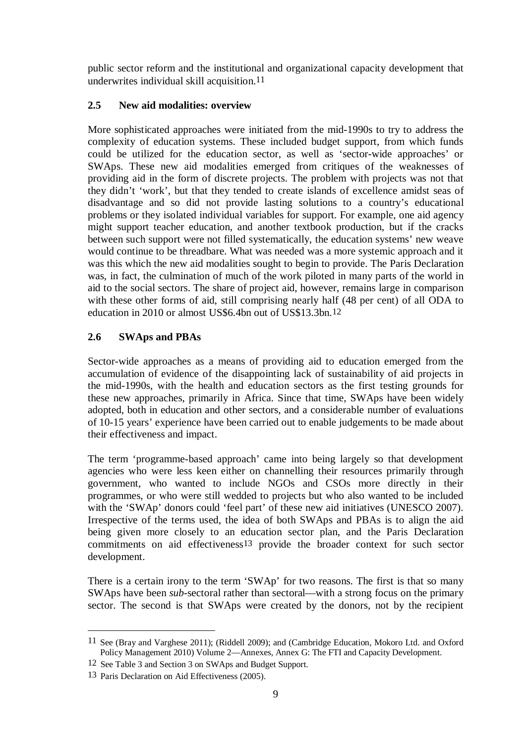public sector reform and the institutional and organizational capacity development that underwrites individual skill acquisition.[11]

### 2.5 New aid modalities: overview

More sophisticated approaches were initiated from the mid-1990s to try to address the complexity of education systems. These included budget support, from which funds could be utilized for the education sector, as well as 'sector-wide approaches' or SWAps. These new aid modalities emerged from critiques of the weaknesses of providing aid in the form of discrete projects. The problem with projects was not that they didn't 'work', but that they tended to create islands of excellence amidst seas of disadvantage and so did not provide lasting solutions to a country's educational problems or they isolated individual variables for support. For example, one aid agency might support teacher education, and another textbook production, but if the cracks between such support were not filled systematically, the education systems' new weave would continue to be threadbare. What was needed was a more systemic approach and it was this which the new aid modalities sought to begin to provide. The Paris Declaration was, in fact, the culmination of much of the work piloted in many parts of the world in aid to the social sectors. The share of project aid, however, remains large in comparison with these other forms of aid, still comprising nearly half (48 per cent) of all ODA to education in 2010 or almost US$6.4bn out of US$13.3bn.[12]

### 2.6 SWAps and PBAs

Sector-wide approaches as a means of providing aid to education emerged from the accumulation of evidence of the disappointing lack of sustainability of aid projects in the mid-1990s, with the health and education sectors as the first testing grounds for these new approaches, primarily in Africa. Since that time, SWAps have been widely adopted, both in education and other sectors, and a considerable number of evaluations of 10-15 years' experience have been carried out to enable judgements to be made about their effectiveness and impact.

The term 'programme-based approach' came into being largely so that development agencies who were less keen either on channelling their resources primarily through government, who wanted to include NGOs and CSOs more directly in their programmes, or who were still wedded to projects but who also wanted to be included with the 'SWAp' donors could 'feel part' of these new aid initiatives (UNESCO 2007). Irrespective of the terms used, the idea of both SWAps and PBAs is to align the aid being given more closely to an education sector plan, and the Paris Declaration commitments on aid effectiveness[13] provide the broader context for such sector development.

There is a certain irony to the term 'SWAp' for two reasons. The first is that so many SWAps have been *sub*-sectoral rather than sectoral—with a strong focus on the primary sector. The second is that SWAps were created by the donors, not by the recipient

---

[11] See (Bray and Varghese 2011); (Riddell 2009); and (Cambridge Education, Mokoro Ltd. and Oxford Policy Management 2010) Volume 2—Annexes, Annex G: The FTI and Capacity Development.

[12] See Table 3 and Section 3 on SWAps and Budget Support.

[13] Paris Declaration on Aid Effectiveness (2005).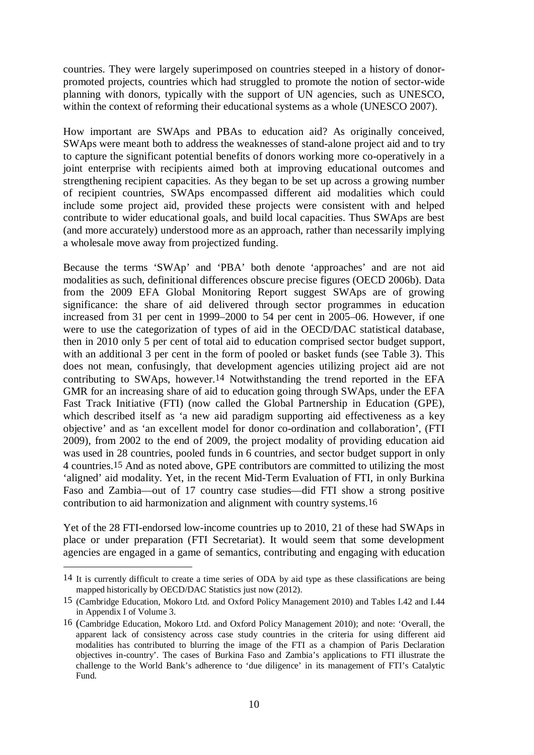countries. They were largely superimposed on countries steeped in a history of donor-promoted projects, countries which had struggled to promote the notion of sector-wide planning with donors, typically with the support of UN agencies, such as UNESCO, within the context of reforming their educational systems as a whole (UNESCO 2007).

How important are SWAps and PBAs to education aid? As originally conceived, SWAps were meant both to address the weaknesses of stand-alone project aid and to try to capture the significant potential benefits of donors working more co-operatively in a joint enterprise with recipients aimed both at improving educational outcomes and strengthening recipient capacities. As they began to be set up across a growing number of recipient countries, SWAps encompassed different aid modalities which could include some project aid, provided these projects were consistent with and helped contribute to wider educational goals, and build local capacities. Thus SWAps are best (and more accurately) understood more as an approach, rather than necessarily implying a wholesale move away from projectized funding.

Because the terms 'SWAp' and 'PBA' both denote 'approaches' and are not aid modalities as such, definitional differences obscure precise figures (OECD 2006b). Data from the 2009 EFA Global Monitoring Report suggest SWAps are of growing significance: the share of aid delivered through sector programmes in education increased from 31 per cent in 1999–2000 to 54 per cent in 2005–06. However, if one were to use the categorization of types of aid in the OECD/DAC statistical database, then in 2010 only 5 per cent of total aid to education comprised sector budget support, with an additional 3 per cent in the form of pooled or basket funds (see Table 3). This does not mean, confusingly, that development agencies utilizing project aid are not contributing to SWAps, however.[14] Notwithstanding the trend reported in the EFA GMR for an increasing share of aid to education going through SWAps, under the EFA Fast Track Initiative (FTI) (now called the Global Partnership in Education (GPE), which described itself as 'a new aid paradigm supporting aid effectiveness as a key objective' and as 'an excellent model for donor co-ordination and collaboration', (FTI 2009), from 2002 to the end of 2009, the project modality of providing education aid was used in 28 countries, pooled funds in 6 countries, and sector budget support in only 4 countries.[15] And as noted above, GPE contributors are committed to utilizing the most 'aligned' aid modality. Yet, in the recent Mid-Term Evaluation of FTI, in only Burkina Faso and Zambia—out of 17 country case studies—did FTI show a strong positive contribution to aid harmonization and alignment with country systems.[16]

Yet of the 28 FTI-endorsed low-income countries up to 2010, 21 of these had SWAps in place or under preparation (FTI Secretariat). It would seem that some development agencies are engaged in a game of semantics, contributing and engaging with education

---

[14] It is currently difficult to create a time series of ODA by aid type as these classifications are being mapped historically by OECD/DAC Statistics just now (2012).

[15] (Cambridge Education, Mokoro Ltd. and Oxford Policy Management 2010) and Tables I.42 and I.44 in Appendix I of Volume 3.

[16] (Cambridge Education, Mokoro Ltd. and Oxford Policy Management 2010); and note: 'Overall, the apparent lack of consistency across case study countries in the criteria for using different aid modalities has contributed to blurring the image of the FTI as a champion of Paris Declaration objectives in-country'. The cases of Burkina Faso and Zambia's applications to FTI illustrate the challenge to the World Bank's adherence to 'due diligence' in its management of FTI's Catalytic Fund.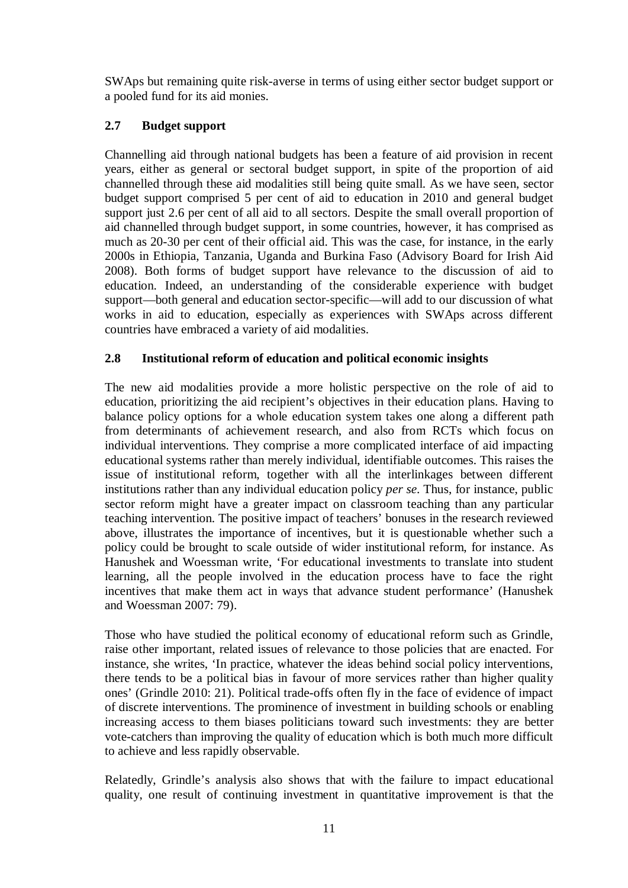SWAps but remaining quite risk-averse in terms of using either sector budget support or a pooled fund for its aid monies.

### 2.7 Budget support

Channelling aid through national budgets has been a feature of aid provision in recent years, either as general or sectoral budget support, in spite of the proportion of aid channelled through these aid modalities still being quite small. As we have seen, sector budget support comprised 5 per cent of aid to education in 2010 and general budget support just 2.6 per cent of all aid to all sectors. Despite the small overall proportion of aid channelled through budget support, in some countries, however, it has comprised as much as 20-30 per cent of their official aid. This was the case, for instance, in the early 2000s in Ethiopia, Tanzania, Uganda and Burkina Faso (Advisory Board for Irish Aid 2008). Both forms of budget support have relevance to the discussion of aid to education. Indeed, an understanding of the considerable experience with budget support—both general and education sector-specific—will add to our discussion of what works in aid to education, especially as experiences with SWAps across different countries have embraced a variety of aid modalities.

### 2.8 Institutional reform of education and political economic insights

The new aid modalities provide a more holistic perspective on the role of aid to education, prioritizing the aid recipient's objectives in their education plans. Having to balance policy options for a whole education system takes one along a different path from determinants of achievement research, and also from RCTs which focus on individual interventions. They comprise a more complicated interface of aid impacting educational systems rather than merely individual, identifiable outcomes. This raises the issue of institutional reform, together with all the interlinkages between different institutions rather than any individual education policy *per se*. Thus, for instance, public sector reform might have a greater impact on classroom teaching than any particular teaching intervention. The positive impact of teachers' bonuses in the research reviewed above, illustrates the importance of incentives, but it is questionable whether such a policy could be brought to scale outside of wider institutional reform, for instance. As Hanushek and Woessman write, 'For educational investments to translate into student learning, all the people involved in the education process have to face the right incentives that make them act in ways that advance student performance' (Hanushek and Woessman 2007: 79).

Those who have studied the political economy of educational reform such as Grindle, raise other important, related issues of relevance to those policies that are enacted. For instance, she writes, 'In practice, whatever the ideas behind social policy interventions, there tends to be a political bias in favour of more services rather than higher quality ones' (Grindle 2010: 21). Political trade-offs often fly in the face of evidence of impact of discrete interventions. The prominence of investment in building schools or enabling increasing access to them biases politicians toward such investments: they are better vote-catchers than improving the quality of education which is both much more difficult to achieve and less rapidly observable.

Relatedly, Grindle's analysis also shows that with the failure to impact educational quality, one result of continuing investment in quantitative improvement is that the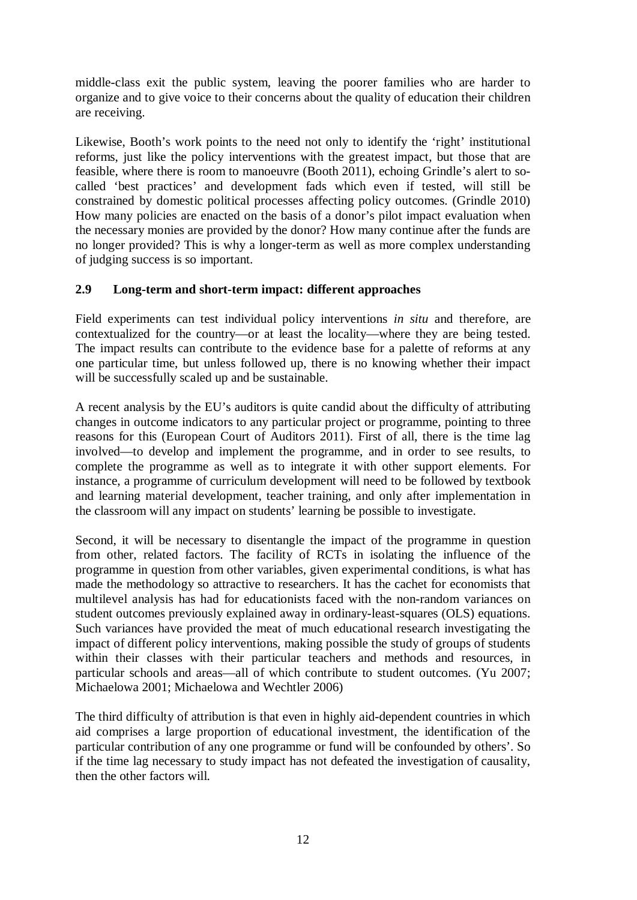middle-class exit the public system, leaving the poorer families who are harder to organize and to give voice to their concerns about the quality of education their children are receiving.

Likewise, Booth's work points to the need not only to identify the 'right' institutional reforms, just like the policy interventions with the greatest impact, but those that are feasible, where there is room to manoeuvre (Booth 2011), echoing Grindle's alert to so-called 'best practices' and development fads which even if tested, will still be constrained by domestic political processes affecting policy outcomes. (Grindle 2010) How many policies are enacted on the basis of a donor's pilot impact evaluation when the necessary monies are provided by the donor? How many continue after the funds are no longer provided? This is why a longer-term as well as more complex understanding of judging success is so important.

### 2.9 Long-term and short-term impact: different approaches

Field experiments can test individual policy interventions *in situ* and therefore, are contextualized for the country—or at least the locality—where they are being tested. The impact results can contribute to the evidence base for a palette of reforms at any one particular time, but unless followed up, there is no knowing whether their impact will be successfully scaled up and be sustainable.

A recent analysis by the EU's auditors is quite candid about the difficulty of attributing changes in outcome indicators to any particular project or programme, pointing to three reasons for this (European Court of Auditors 2011). First of all, there is the time lag involved—to develop and implement the programme, and in order to see results, to complete the programme as well as to integrate it with other support elements. For instance, a programme of curriculum development will need to be followed by textbook and learning material development, teacher training, and only after implementation in the classroom will any impact on students' learning be possible to investigate.

Second, it will be necessary to disentangle the impact of the programme in question from other, related factors. The facility of RCTs in isolating the influence of the programme in question from other variables, given experimental conditions, is what has made the methodology so attractive to researchers. It has the cachet for economists that multilevel analysis has had for educationists faced with the non-random variances on student outcomes previously explained away in ordinary-least-squares (OLS) equations. Such variances have provided the meat of much educational research investigating the impact of different policy interventions, making possible the study of groups of students within their classes with their particular teachers and methods and resources, in particular schools and areas—all of which contribute to student outcomes. (Yu 2007; Michaelowa 2001; Michaelowa and Wechtler 2006)

The third difficulty of attribution is that even in highly aid-dependent countries in which aid comprises a large proportion of educational investment, the identification of the particular contribution of any one programme or fund will be confounded by others'. So if the time lag necessary to study impact has not defeated the investigation of causality, then the other factors will.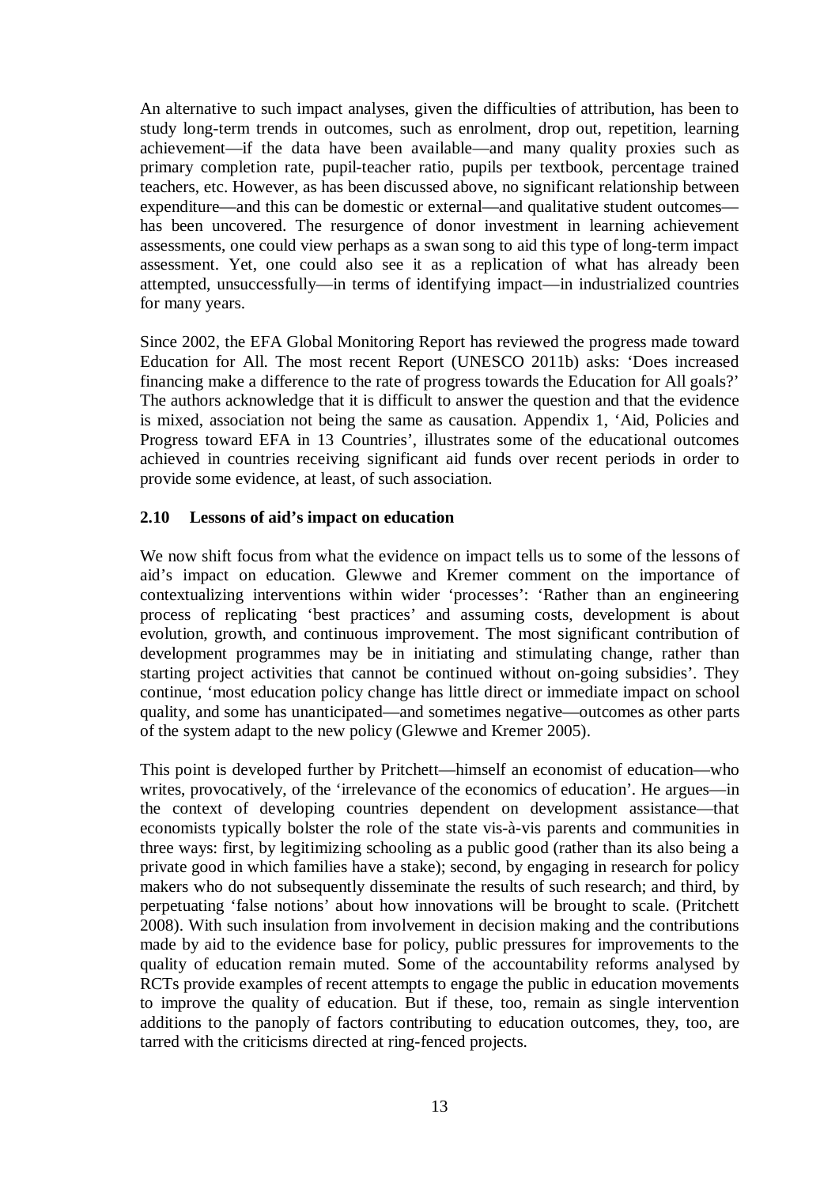An alternative to such impact analyses, given the difficulties of attribution, has been to study long-term trends in outcomes, such as enrolment, drop out, repetition, learning achievement—if the data have been available—and many quality proxies such as primary completion rate, pupil-teacher ratio, pupils per textbook, percentage trained teachers, etc. However, as has been discussed above, no significant relationship between expenditure—and this can be domestic or external—and qualitative student outcomes—has been uncovered. The resurgence of donor investment in learning achievement assessments, one could view perhaps as a swan song to aid this type of long-term impact assessment. Yet, one could also see it as a replication of what has already been attempted, unsuccessfully—in terms of identifying impact—in industrialized countries for many years.

Since 2002, the EFA Global Monitoring Report has reviewed the progress made toward Education for All. The most recent Report (UNESCO 2011b) asks: 'Does increased financing make a difference to the rate of progress towards the Education for All goals?' The authors acknowledge that it is difficult to answer the question and that the evidence is mixed, association not being the same as causation. Appendix 1, 'Aid, Policies and Progress toward EFA in 13 Countries', illustrates some of the educational outcomes achieved in countries receiving significant aid funds over recent periods in order to provide some evidence, at least, of such association.

### 2.10 Lessons of aid's impact on education

We now shift focus from what the evidence on impact tells us to some of the lessons of aid's impact on education. Glewwe and Kremer comment on the importance of contextualizing interventions within wider 'processes': 'Rather than an engineering process of replicating 'best practices' and assuming costs, development is about evolution, growth, and continuous improvement. The most significant contribution of development programmes may be in initiating and stimulating change, rather than starting project activities that cannot be continued without on-going subsidies'. They continue, 'most education policy change has little direct or immediate impact on school quality, and some has unanticipated—and sometimes negative—outcomes as other parts of the system adapt to the new policy (Glewwe and Kremer 2005).

This point is developed further by Pritchett—himself an economist of education—who writes, provocatively, of the 'irrelevance of the economics of education'. He argues—in the context of developing countries dependent on development assistance—that economists typically bolster the role of the state vis-à-vis parents and communities in three ways: first, by legitimizing schooling as a public good (rather than its also being a private good in which families have a stake); second, by engaging in research for policy makers who do not subsequently disseminate the results of such research; and third, by perpetuating 'false notions' about how innovations will be brought to scale. (Pritchett 2008). With such insulation from involvement in decision making and the contributions made by aid to the evidence base for policy, public pressures for improvements to the quality of education remain muted. Some of the accountability reforms analysed by RCTs provide examples of recent attempts to engage the public in education movements to improve the quality of education. But if these, too, remain as single intervention additions to the panoply of factors contributing to education outcomes, they, too, are tarred with the criticisms directed at ring-fenced projects.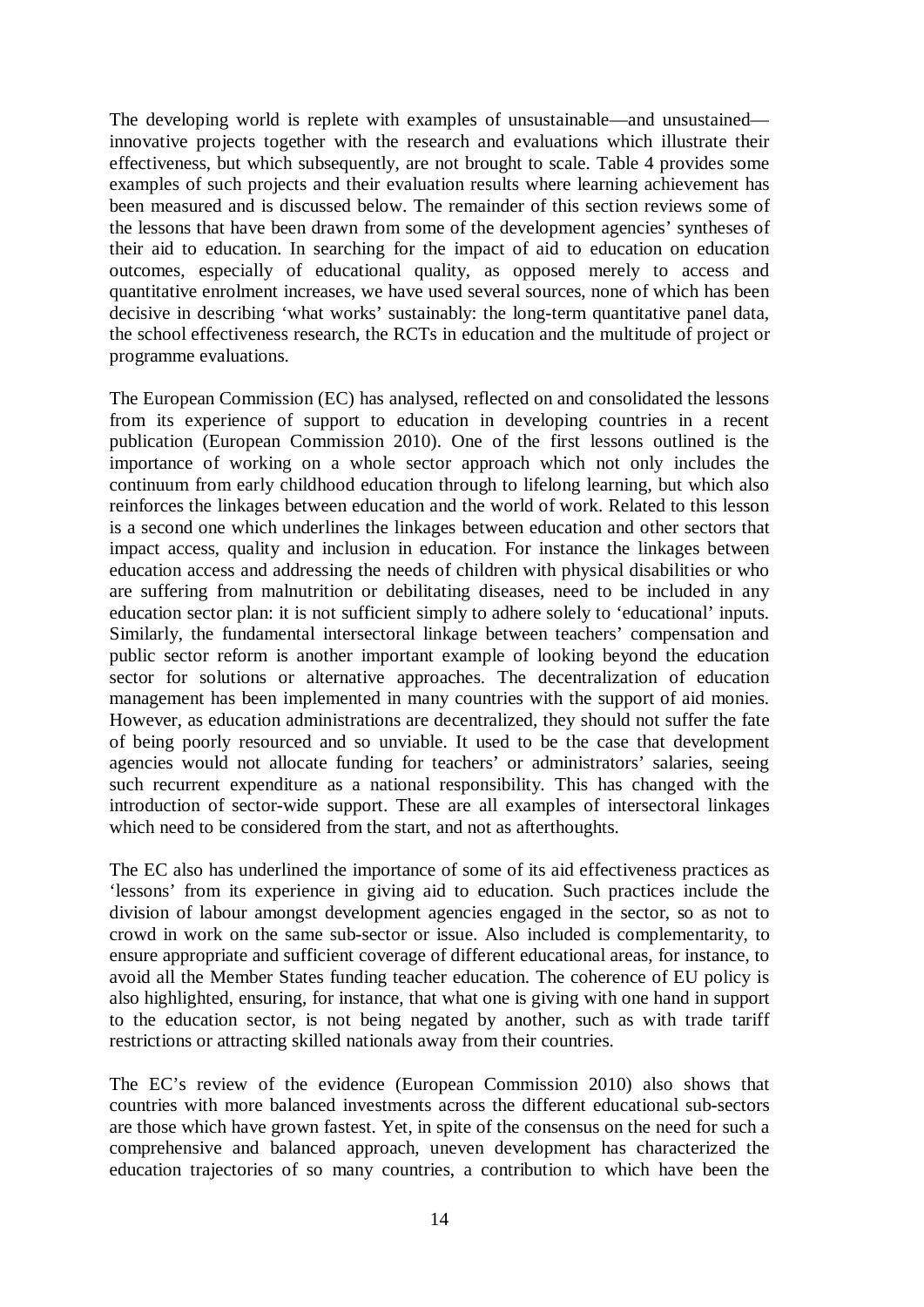The developing world is replete with examples of unsustainable—and unsustained—innovative projects together with the research and evaluations which illustrate their effectiveness, but which subsequently, are not brought to scale. Table 4 provides some examples of such projects and their evaluation results where learning achievement has been measured and is discussed below. The remainder of this section reviews some of the lessons that have been drawn from some of the development agencies' syntheses of their aid to education. In searching for the impact of aid to education on education outcomes, especially of educational quality, as opposed merely to access and quantitative enrolment increases, we have used several sources, none of which has been decisive in describing 'what works' sustainably: the long-term quantitative panel data, the school effectiveness research, the RCTs in education and the multitude of project or programme evaluations.

The European Commission (EC) has analysed, reflected on and consolidated the lessons from its experience of support to education in developing countries in a recent publication (European Commission 2010). One of the first lessons outlined is the importance of working on a whole sector approach which not only includes the continuum from early childhood education through to lifelong learning, but which also reinforces the linkages between education and the world of work. Related to this lesson is a second one which underlines the linkages between education and other sectors that impact access, quality and inclusion in education. For instance the linkages between education access and addressing the needs of children with physical disabilities or who are suffering from malnutrition or debilitating diseases, need to be included in any education sector plan: it is not sufficient simply to adhere solely to 'educational' inputs. Similarly, the fundamental intersectoral linkage between teachers' compensation and public sector reform is another important example of looking beyond the education sector for solutions or alternative approaches. The decentralization of education management has been implemented in many countries with the support of aid monies. However, as education administrations are decentralized, they should not suffer the fate of being poorly resourced and so unviable. It used to be the case that development agencies would not allocate funding for teachers' or administrators' salaries, seeing such recurrent expenditure as a national responsibility. This has changed with the introduction of sector-wide support. These are all examples of intersectoral linkages which need to be considered from the start, and not as afterthoughts.

The EC also has underlined the importance of some of its aid effectiveness practices as 'lessons' from its experience in giving aid to education. Such practices include the division of labour amongst development agencies engaged in the sector, so as not to crowd in work on the same sub-sector or issue. Also included is complementarity, to ensure appropriate and sufficient coverage of different educational areas, for instance, to avoid all the Member States funding teacher education. The coherence of EU policy is also highlighted, ensuring, for instance, that what one is giving with one hand in support to the education sector, is not being negated by another, such as with trade tariff restrictions or attracting skilled nationals away from their countries.

The EC's review of the evidence (European Commission 2010) also shows that countries with more balanced investments across the different educational sub-sectors are those which have grown fastest. Yet, in spite of the consensus on the need for such a comprehensive and balanced approach, uneven development has characterized the education trajectories of so many countries, a contribution to which have been the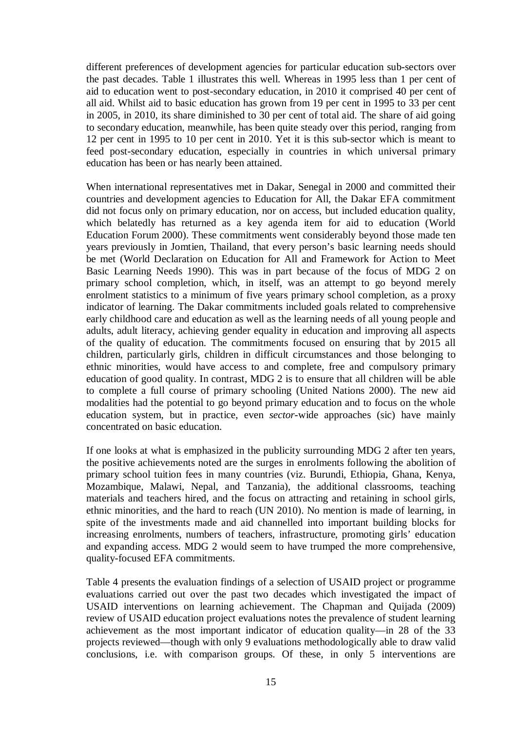different preferences of development agencies for particular education sub-sectors over the past decades. Table 1 illustrates this well. Whereas in 1995 less than 1 per cent of aid to education went to post-secondary education, in 2010 it comprised 40 per cent of all aid. Whilst aid to basic education has grown from 19 per cent in 1995 to 33 per cent in 2005, in 2010, its share diminished to 30 per cent of total aid. The share of aid going to secondary education, meanwhile, has been quite steady over this period, ranging from 12 per cent in 1995 to 10 per cent in 2010. Yet it is this sub-sector which is meant to feed post-secondary education, especially in countries in which universal primary education has been or has nearly been attained.

When international representatives met in Dakar, Senegal in 2000 and committed their countries and development agencies to Education for All, the Dakar EFA commitment did not focus only on primary education, nor on access, but included education quality, which belatedly has returned as a key agenda item for aid to education (World Education Forum 2000). These commitments went considerably beyond those made ten years previously in Jomtien, Thailand, that every person's basic learning needs should be met (World Declaration on Education for All and Framework for Action to Meet Basic Learning Needs 1990). This was in part because of the focus of MDG 2 on primary school completion, which, in itself, was an attempt to go beyond merely enrolment statistics to a minimum of five years primary school completion, as a proxy indicator of learning. The Dakar commitments included goals related to comprehensive early childhood care and education as well as the learning needs of all young people and adults, adult literacy, achieving gender equality in education and improving all aspects of the quality of education. The commitments focused on ensuring that by 2015 all children, particularly girls, children in difficult circumstances and those belonging to ethnic minorities, would have access to and complete, free and compulsory primary education of good quality. In contrast, MDG 2 is to ensure that all children will be able to complete a full course of primary schooling (United Nations 2000). The new aid modalities had the potential to go beyond primary education and to focus on the whole education system, but in practice, even *sector*-wide approaches (sic) have mainly concentrated on basic education.

If one looks at what is emphasized in the publicity surrounding MDG 2 after ten years, the positive achievements noted are the surges in enrolments following the abolition of primary school tuition fees in many countries (viz. Burundi, Ethiopia, Ghana, Kenya, Mozambique, Malawi, Nepal, and Tanzania), the additional classrooms, teaching materials and teachers hired, and the focus on attracting and retaining in school girls, ethnic minorities, and the hard to reach (UN 2010). No mention is made of learning, in spite of the investments made and aid channelled into important building blocks for increasing enrolments, numbers of teachers, infrastructure, promoting girls' education and expanding access. MDG 2 would seem to have trumped the more comprehensive, quality-focused EFA commitments.

Table 4 presents the evaluation findings of a selection of USAID project or programme evaluations carried out over the past two decades which investigated the impact of USAID interventions on learning achievement. The Chapman and Quijada (2009) review of USAID education project evaluations notes the prevalence of student learning achievement as the most important indicator of education quality—in 28 of the 33 projects reviewed—though with only 9 evaluations methodologically able to draw valid conclusions, i.e. with comparison groups. Of these, in only 5 interventions are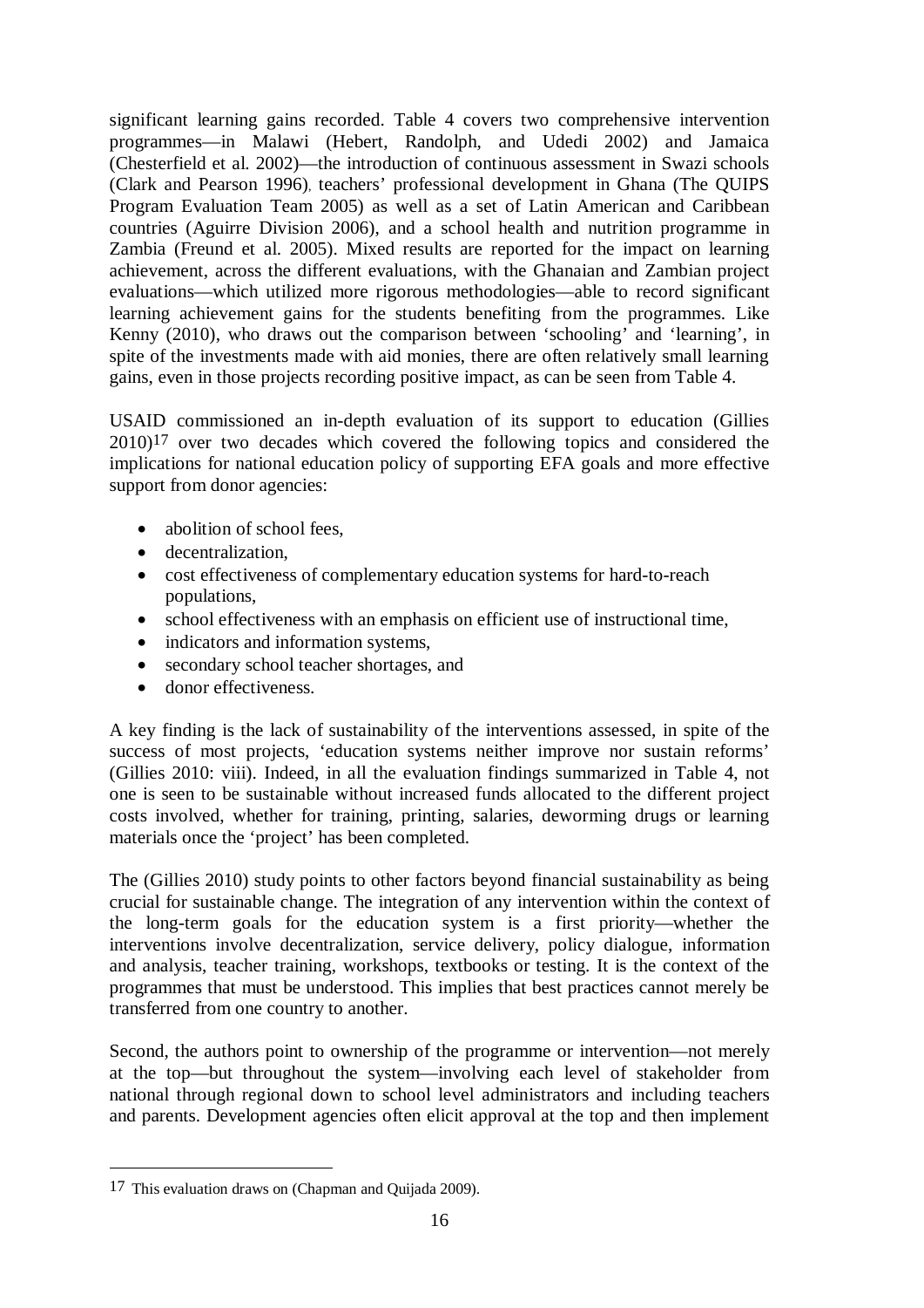significant learning gains recorded. Table 4 covers two comprehensive intervention programmes—in Malawi (Hebert, Randolph, and Udedi 2002) and Jamaica (Chesterfield et al. 2002)—the introduction of continuous assessment in Swazi schools (Clark and Pearson 1996), teachers' professional development in Ghana (The QUIPS Program Evaluation Team 2005) as well as a set of Latin American and Caribbean countries (Aguirre Division 2006), and a school health and nutrition programme in Zambia (Freund et al. 2005). Mixed results are reported for the impact on learning achievement, across the different evaluations, with the Ghanaian and Zambian project evaluations—which utilized more rigorous methodologies—able to record significant learning achievement gains for the students benefiting from the programmes. Like Kenny (2010), who draws out the comparison between 'schooling' and 'learning', in spite of the investments made with aid monies, there are often relatively small learning gains, even in those projects recording positive impact, as can be seen from Table 4.

USAID commissioned an in-depth evaluation of its support to education (Gillies 2010)[17] over two decades which covered the following topics and considered the implications for national education policy of supporting EFA goals and more effective support from donor agencies:

- abolition of school fees,
- decentralization,
- cost effectiveness of complementary education systems for hard-to-reach populations,
- school effectiveness with an emphasis on efficient use of instructional time,
- indicators and information systems,
- secondary school teacher shortages, and
- donor effectiveness.

A key finding is the lack of sustainability of the interventions assessed, in spite of the success of most projects, 'education systems neither improve nor sustain reforms' (Gillies 2010: viii). Indeed, in all the evaluation findings summarized in Table 4, not one is seen to be sustainable without increased funds allocated to the different project costs involved, whether for training, printing, salaries, deworming drugs or learning materials once the 'project' has been completed.

The (Gillies 2010) study points to other factors beyond financial sustainability as being crucial for sustainable change. The integration of any intervention within the context of the long-term goals for the education system is a first priority—whether the interventions involve decentralization, service delivery, policy dialogue, information and analysis, teacher training, workshops, textbooks or testing. It is the context of the programmes that must be understood. This implies that best practices cannot merely be transferred from one country to another.

Second, the authors point to ownership of the programme or intervention—not merely at the top—but throughout the system—involving each level of stakeholder from national through regional down to school level administrators and including teachers and parents. Development agencies often elicit approval at the top and then implement

[17] This evaluation draws on (Chapman and Quijada 2009).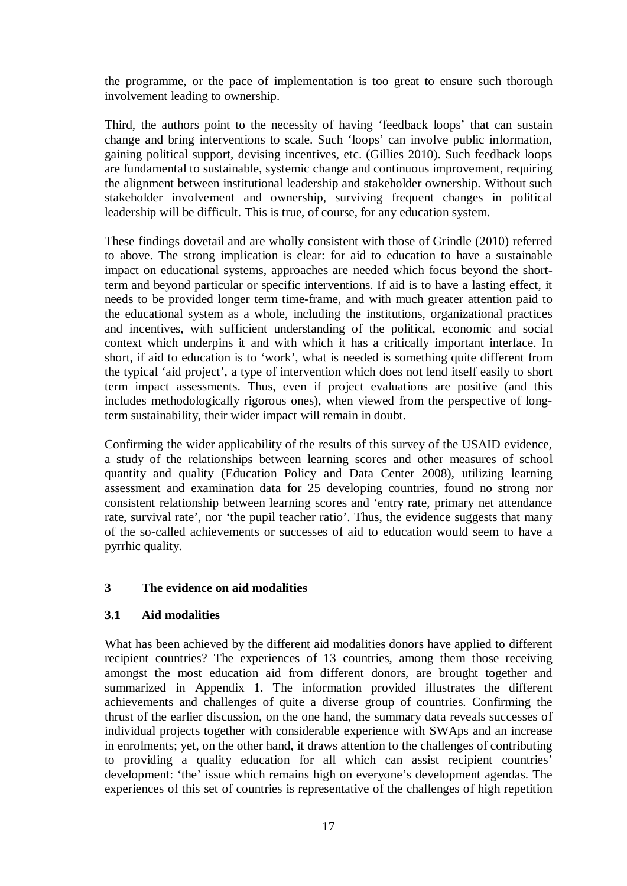the programme, or the pace of implementation is too great to ensure such thorough involvement leading to ownership.

Third, the authors point to the necessity of having 'feedback loops' that can sustain change and bring interventions to scale. Such 'loops' can involve public information, gaining political support, devising incentives, etc. (Gillies 2010). Such feedback loops are fundamental to sustainable, systemic change and continuous improvement, requiring the alignment between institutional leadership and stakeholder ownership. Without such stakeholder involvement and ownership, surviving frequent changes in political leadership will be difficult. This is true, of course, for any education system.

These findings dovetail and are wholly consistent with those of Grindle (2010) referred to above. The strong implication is clear: for aid to education to have a sustainable impact on educational systems, approaches are needed which focus beyond the short-term and beyond particular or specific interventions. If aid is to have a lasting effect, it needs to be provided longer term time-frame, and with much greater attention paid to the educational system as a whole, including the institutions, organizational practices and incentives, with sufficient understanding of the political, economic and social context which underpins it and with which it has a critically important interface. In short, if aid to education is to 'work', what is needed is something quite different from the typical 'aid project', a type of intervention which does not lend itself easily to short term impact assessments. Thus, even if project evaluations are positive (and this includes methodologically rigorous ones), when viewed from the perspective of long-term sustainability, their wider impact will remain in doubt.

Confirming the wider applicability of the results of this survey of the USAID evidence, a study of the relationships between learning scores and other measures of school quantity and quality (Education Policy and Data Center 2008), utilizing learning assessment and examination data for 25 developing countries, found no strong nor consistent relationship between learning scores and 'entry rate, primary net attendance rate, survival rate', nor 'the pupil teacher ratio'. Thus, the evidence suggests that many of the so-called achievements or successes of aid to education would seem to have a pyrrhic quality.

## 3 The evidence on aid modalities

### 3.1 Aid modalities

What has been achieved by the different aid modalities donors have applied to different recipient countries? The experiences of 13 countries, among them those receiving amongst the most education aid from different donors, are brought together and summarized in Appendix 1. The information provided illustrates the different achievements and challenges of quite a diverse group of countries. Confirming the thrust of the earlier discussion, on the one hand, the summary data reveals successes of individual projects together with considerable experience with SWAps and an increase in enrolments; yet, on the other hand, it draws attention to the challenges of contributing to providing a quality education for all which can assist recipient countries' development: 'the' issue which remains high on everyone's development agendas. The experiences of this set of countries is representative of the challenges of high repetition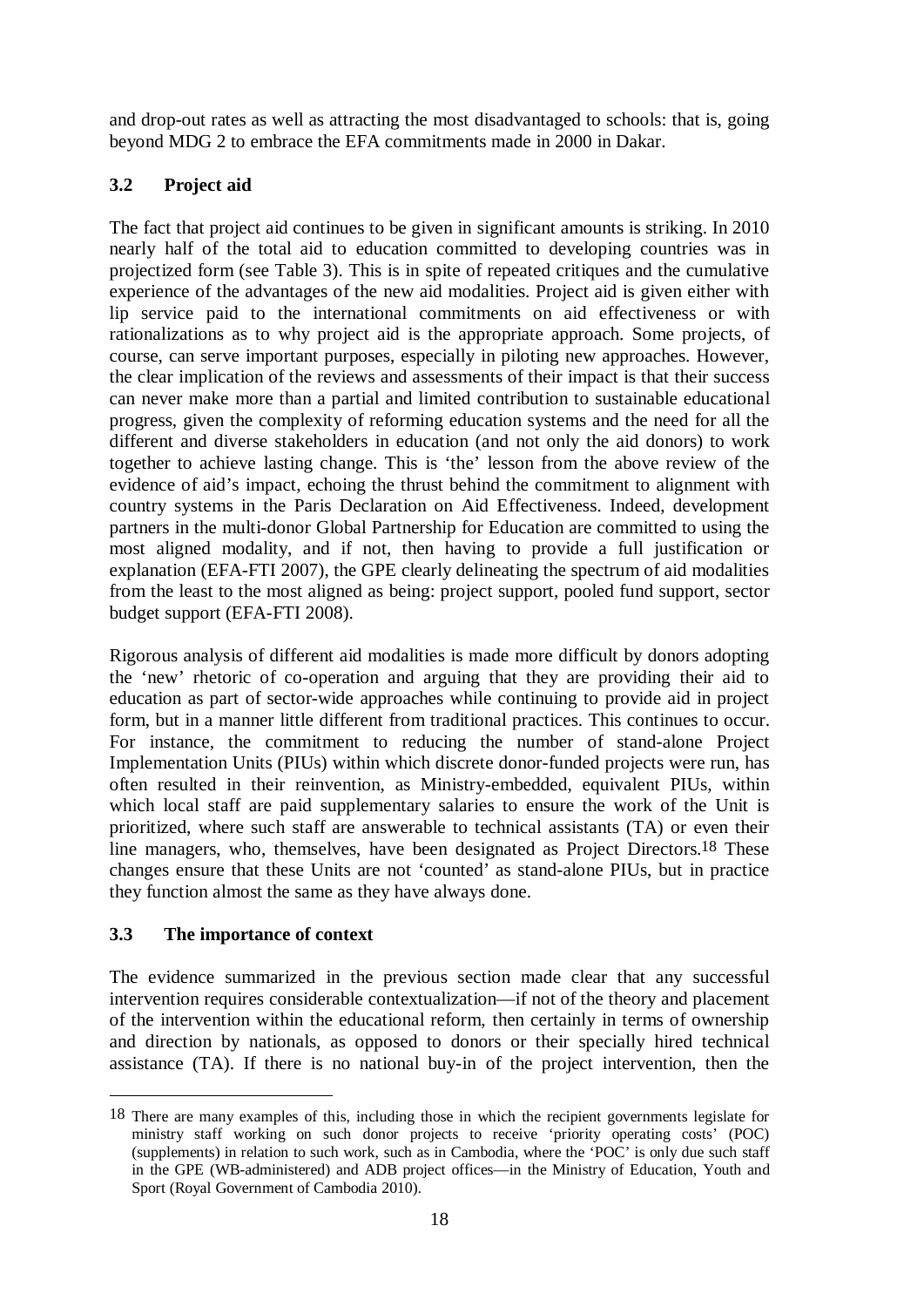and drop-out rates as well as attracting the most disadvantaged to schools: that is, going beyond MDG 2 to embrace the EFA commitments made in 2000 in Dakar.

### 3.2 Project aid

The fact that project aid continues to be given in significant amounts is striking. In 2010 nearly half of the total aid to education committed to developing countries was in projectized form (see Table 3). This is in spite of repeated critiques and the cumulative experience of the advantages of the new aid modalities. Project aid is given either with lip service paid to the international commitments on aid effectiveness or with rationalizations as to why project aid is the appropriate approach. Some projects, of course, can serve important purposes, especially in piloting new approaches. However, the clear implication of the reviews and assessments of their impact is that their success can never make more than a partial and limited contribution to sustainable educational progress, given the complexity of reforming education systems and the need for all the different and diverse stakeholders in education (and not only the aid donors) to work together to achieve lasting change. This is 'the' lesson from the above review of the evidence of aid's impact, echoing the thrust behind the commitment to alignment with country systems in the Paris Declaration on Aid Effectiveness. Indeed, development partners in the multi-donor Global Partnership for Education are committed to using the most aligned modality, and if not, then having to provide a full justification or explanation (EFA-FTI 2007), the GPE clearly delineating the spectrum of aid modalities from the least to the most aligned as being: project support, pooled fund support, sector budget support (EFA-FTI 2008).

Rigorous analysis of different aid modalities is made more difficult by donors adopting the 'new' rhetoric of co-operation and arguing that they are providing their aid to education as part of sector-wide approaches while continuing to provide aid in project form, but in a manner little different from traditional practices. This continues to occur. For instance, the commitment to reducing the number of stand-alone Project Implementation Units (PIUs) within which discrete donor-funded projects were run, has often resulted in their reinvention, as Ministry-embedded, equivalent PIUs, within which local staff are paid supplementary salaries to ensure the work of the Unit is prioritized, where such staff are answerable to technical assistants (TA) or even their line managers, who, themselves, have been designated as Project Directors.[18] These changes ensure that these Units are not 'counted' as stand-alone PIUs, but in practice they function almost the same as they have always done.

### 3.3 The importance of context

The evidence summarized in the previous section made clear that any successful intervention requires considerable contextualization—if not of the theory and placement of the intervention within the educational reform, then certainly in terms of ownership and direction by nationals, as opposed to donors or their specially hired technical assistance (TA). If there is no national buy-in of the project intervention, then the

---

[18] There are many examples of this, including those in which the recipient governments legislate for ministry staff working on such donor projects to receive 'priority operating costs' (POC) (supplements) in relation to such work, such as in Cambodia, where the 'POC' is only due such staff in the GPE (WB-administered) and ADB project offices—in the Ministry of Education, Youth and Sport (Royal Government of Cambodia 2010).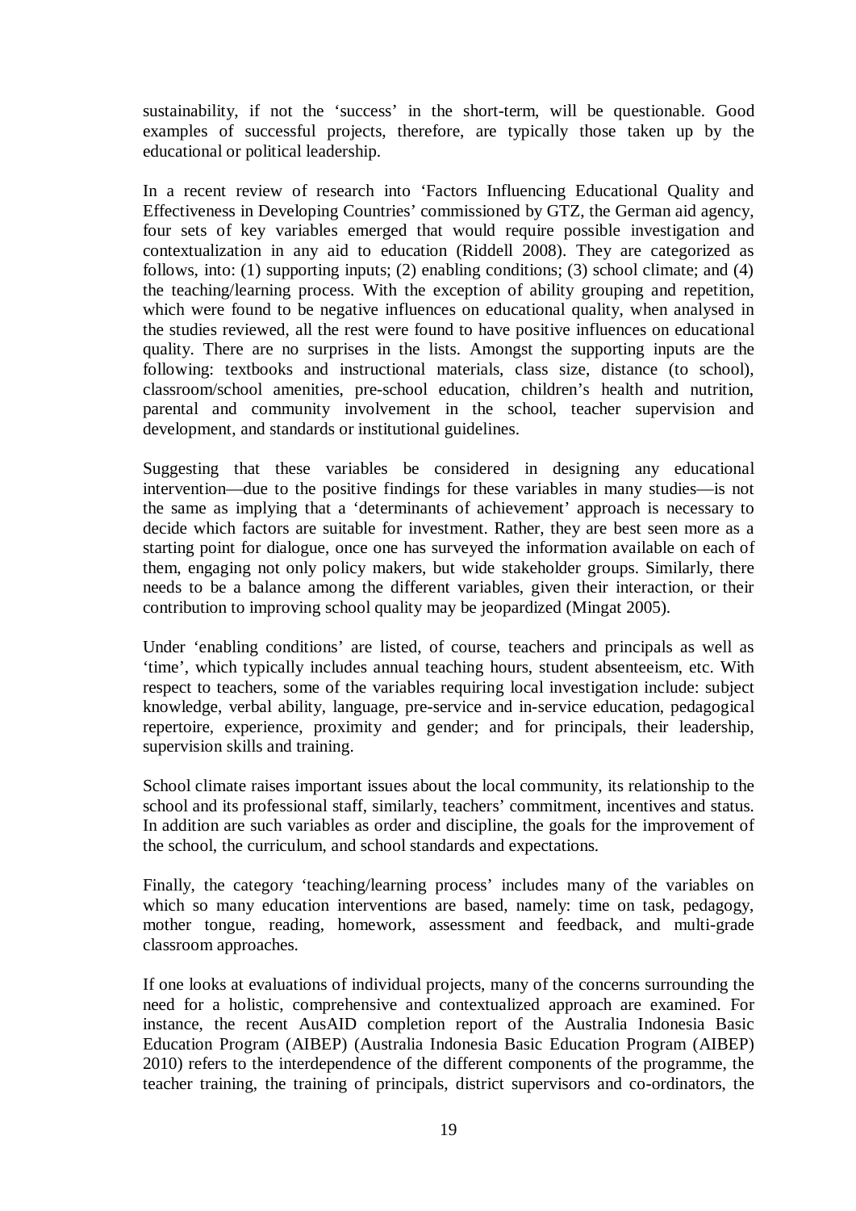sustainability, if not the 'success' in the short-term, will be questionable. Good examples of successful projects, therefore, are typically those taken up by the educational or political leadership.

In a recent review of research into 'Factors Influencing Educational Quality and Effectiveness in Developing Countries' commissioned by GTZ, the German aid agency, four sets of key variables emerged that would require possible investigation and contextualization in any aid to education (Riddell 2008). They are categorized as follows, into: (1) supporting inputs; (2) enabling conditions; (3) school climate; and (4) the teaching/learning process. With the exception of ability grouping and repetition, which were found to be negative influences on educational quality, when analysed in the studies reviewed, all the rest were found to have positive influences on educational quality. There are no surprises in the lists. Amongst the supporting inputs are the following: textbooks and instructional materials, class size, distance (to school), classroom/school amenities, pre-school education, children's health and nutrition, parental and community involvement in the school, teacher supervision and development, and standards or institutional guidelines.

Suggesting that these variables be considered in designing any educational intervention—due to the positive findings for these variables in many studies—is not the same as implying that a 'determinants of achievement' approach is necessary to decide which factors are suitable for investment. Rather, they are best seen more as a starting point for dialogue, once one has surveyed the information available on each of them, engaging not only policy makers, but wide stakeholder groups. Similarly, there needs to be a balance among the different variables, given their interaction, or their contribution to improving school quality may be jeopardized (Mingat 2005).

Under 'enabling conditions' are listed, of course, teachers and principals as well as 'time', which typically includes annual teaching hours, student absenteeism, etc. With respect to teachers, some of the variables requiring local investigation include: subject knowledge, verbal ability, language, pre-service and in-service education, pedagogical repertoire, experience, proximity and gender; and for principals, their leadership, supervision skills and training.

School climate raises important issues about the local community, its relationship to the school and its professional staff, similarly, teachers' commitment, incentives and status. In addition are such variables as order and discipline, the goals for the improvement of the school, the curriculum, and school standards and expectations.

Finally, the category 'teaching/learning process' includes many of the variables on which so many education interventions are based, namely: time on task, pedagogy, mother tongue, reading, homework, assessment and feedback, and multi-grade classroom approaches.

If one looks at evaluations of individual projects, many of the concerns surrounding the need for a holistic, comprehensive and contextualized approach are examined. For instance, the recent AusAID completion report of the Australia Indonesia Basic Education Program (AIBEP) (Australia Indonesia Basic Education Program (AIBEP) 2010) refers to the interdependence of the different components of the programme, the teacher training, the training of principals, district supervisors and co-ordinators, the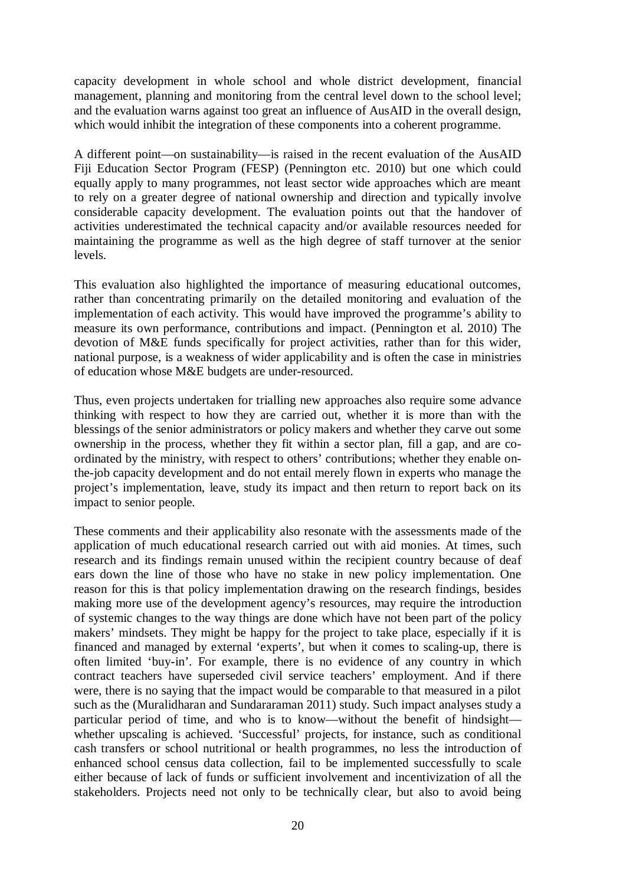capacity development in whole school and whole district development, financial management, planning and monitoring from the central level down to the school level; and the evaluation warns against too great an influence of AusAID in the overall design, which would inhibit the integration of these components into a coherent programme.

A different point—on sustainability—is raised in the recent evaluation of the AusAID Fiji Education Sector Program (FESP) (Pennington etc. 2010) but one which could equally apply to many programmes, not least sector wide approaches which are meant to rely on a greater degree of national ownership and direction and typically involve considerable capacity development. The evaluation points out that the handover of activities underestimated the technical capacity and/or available resources needed for maintaining the programme as well as the high degree of staff turnover at the senior levels.

This evaluation also highlighted the importance of measuring educational outcomes, rather than concentrating primarily on the detailed monitoring and evaluation of the implementation of each activity. This would have improved the programme's ability to measure its own performance, contributions and impact. (Pennington et al. 2010) The devotion of M&E funds specifically for project activities, rather than for this wider, national purpose, is a weakness of wider applicability and is often the case in ministries of education whose M&E budgets are under-resourced.

Thus, even projects undertaken for trialling new approaches also require some advance thinking with respect to how they are carried out, whether it is more than with the blessings of the senior administrators or policy makers and whether they carve out some ownership in the process, whether they fit within a sector plan, fill a gap, and are co-ordinated by the ministry, with respect to others' contributions; whether they enable on-the-job capacity development and do not entail merely flown in experts who manage the project's implementation, leave, study its impact and then return to report back on its impact to senior people.

These comments and their applicability also resonate with the assessments made of the application of much educational research carried out with aid monies. At times, such research and its findings remain unused within the recipient country because of deaf ears down the line of those who have no stake in new policy implementation. One reason for this is that policy implementation drawing on the research findings, besides making more use of the development agency's resources, may require the introduction of systemic changes to the way things are done which have not been part of the policy makers' mindsets. They might be happy for the project to take place, especially if it is financed and managed by external 'experts', but when it comes to scaling-up, there is often limited 'buy-in'. For example, there is no evidence of any country in which contract teachers have superseded civil service teachers' employment. And if there were, there is no saying that the impact would be comparable to that measured in a pilot such as the (Muralidharan and Sundararaman 2011) study. Such impact analyses study a particular period of time, and who is to know—without the benefit of hindsight—whether upscaling is achieved. 'Successful' projects, for instance, such as conditional cash transfers or school nutritional or health programmes, no less the introduction of enhanced school census data collection, fail to be implemented successfully to scale either because of lack of funds or sufficient involvement and incentivization of all the stakeholders. Projects need not only to be technically clear, but also to avoid being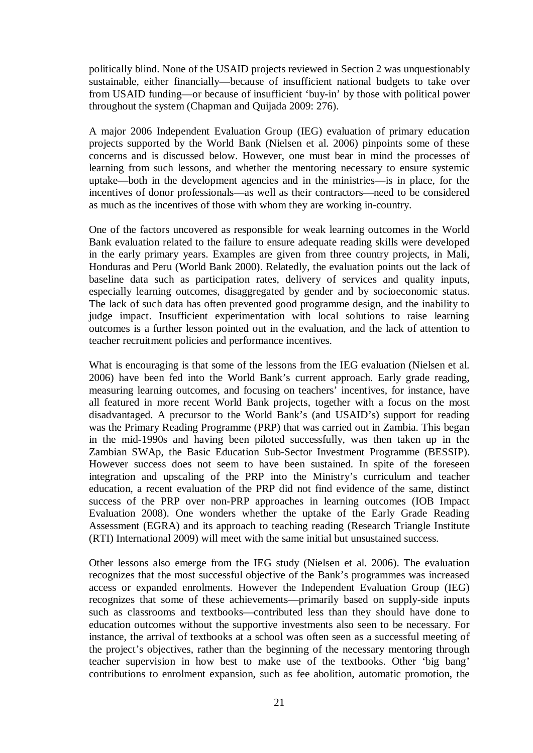politically blind. None of the USAID projects reviewed in Section 2 was unquestionably sustainable, either financially—because of insufficient national budgets to take over from USAID funding—or because of insufficient 'buy-in' by those with political power throughout the system (Chapman and Quijada 2009: 276).

A major 2006 Independent Evaluation Group (IEG) evaluation of primary education projects supported by the World Bank (Nielsen et al. 2006) pinpoints some of these concerns and is discussed below. However, one must bear in mind the processes of learning from such lessons, and whether the mentoring necessary to ensure systemic uptake—both in the development agencies and in the ministries—is in place, for the incentives of donor professionals—as well as their contractors—need to be considered as much as the incentives of those with whom they are working in-country.

One of the factors uncovered as responsible for weak learning outcomes in the World Bank evaluation related to the failure to ensure adequate reading skills were developed in the early primary years. Examples are given from three country projects, in Mali, Honduras and Peru (World Bank 2000). Relatedly, the evaluation points out the lack of baseline data such as participation rates, delivery of services and quality inputs, especially learning outcomes, disaggregated by gender and by socioeconomic status. The lack of such data has often prevented good programme design, and the inability to judge impact. Insufficient experimentation with local solutions to raise learning outcomes is a further lesson pointed out in the evaluation, and the lack of attention to teacher recruitment policies and performance incentives.

What is encouraging is that some of the lessons from the IEG evaluation (Nielsen et al. 2006) have been fed into the World Bank's current approach. Early grade reading, measuring learning outcomes, and focusing on teachers' incentives, for instance, have all featured in more recent World Bank projects, together with a focus on the most disadvantaged. A precursor to the World Bank's (and USAID's) support for reading was the Primary Reading Programme (PRP) that was carried out in Zambia. This began in the mid-1990s and having been piloted successfully, was then taken up in the Zambian SWAp, the Basic Education Sub-Sector Investment Programme (BESSIP). However success does not seem to have been sustained. In spite of the foreseen integration and upscaling of the PRP into the Ministry's curriculum and teacher education, a recent evaluation of the PRP did not find evidence of the same, distinct success of the PRP over non-PRP approaches in learning outcomes (IOB Impact Evaluation 2008). One wonders whether the uptake of the Early Grade Reading Assessment (EGRA) and its approach to teaching reading (Research Triangle Institute (RTI) International 2009) will meet with the same initial but unsustained success.

Other lessons also emerge from the IEG study (Nielsen et al. 2006). The evaluation recognizes that the most successful objective of the Bank's programmes was increased access or expanded enrolments. However the Independent Evaluation Group (IEG) recognizes that some of these achievements—primarily based on supply-side inputs such as classrooms and textbooks—contributed less than they should have done to education outcomes without the supportive investments also seen to be necessary. For instance, the arrival of textbooks at a school was often seen as a successful meeting of the project's objectives, rather than the beginning of the necessary mentoring through teacher supervision in how best to make use of the textbooks. Other 'big bang' contributions to enrolment expansion, such as fee abolition, automatic promotion, the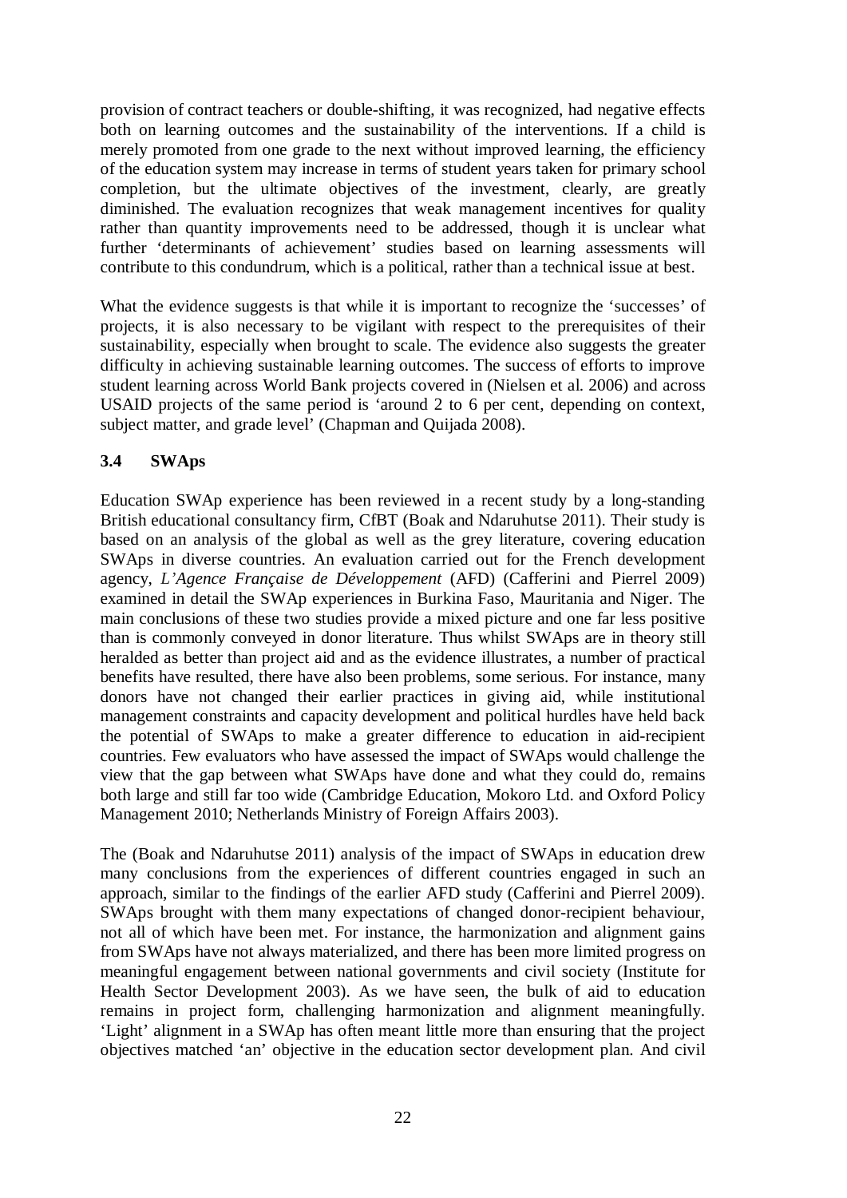provision of contract teachers or double-shifting, it was recognized, had negative effects both on learning outcomes and the sustainability of the interventions. If a child is merely promoted from one grade to the next without improved learning, the efficiency of the education system may increase in terms of student years taken for primary school completion, but the ultimate objectives of the investment, clearly, are greatly diminished. The evaluation recognizes that weak management incentives for quality rather than quantity improvements need to be addressed, though it is unclear what further 'determinants of achievement' studies based on learning assessments will contribute to this condundrum, which is a political, rather than a technical issue at best.

What the evidence suggests is that while it is important to recognize the 'successes' of projects, it is also necessary to be vigilant with respect to the prerequisites of their sustainability, especially when brought to scale. The evidence also suggests the greater difficulty in achieving sustainable learning outcomes. The success of efforts to improve student learning across World Bank projects covered in (Nielsen et al. 2006) and across USAID projects of the same period is 'around 2 to 6 per cent, depending on context, subject matter, and grade level' (Chapman and Quijada 2008).

### 3.4 SWAps

Education SWAp experience has been reviewed in a recent study by a long-standing British educational consultancy firm, CfBT (Boak and Ndaruhutse 2011). Their study is based on an analysis of the global as well as the grey literature, covering education SWAps in diverse countries. An evaluation carried out for the French development agency, *L'Agence Française de Développement* (AFD) (Cafferini and Pierrel 2009) examined in detail the SWAp experiences in Burkina Faso, Mauritania and Niger. The main conclusions of these two studies provide a mixed picture and one far less positive than is commonly conveyed in donor literature. Thus whilst SWAps are in theory still heralded as better than project aid and as the evidence illustrates, a number of practical benefits have resulted, there have also been problems, some serious. For instance, many donors have not changed their earlier practices in giving aid, while institutional management constraints and capacity development and political hurdles have held back the potential of SWAps to make a greater difference to education in aid-recipient countries. Few evaluators who have assessed the impact of SWAps would challenge the view that the gap between what SWAps have done and what they could do, remains both large and still far too wide (Cambridge Education, Mokoro Ltd. and Oxford Policy Management 2010; Netherlands Ministry of Foreign Affairs 2003).

The (Boak and Ndaruhutse 2011) analysis of the impact of SWAps in education drew many conclusions from the experiences of different countries engaged in such an approach, similar to the findings of the earlier AFD study (Cafferini and Pierrel 2009). SWAps brought with them many expectations of changed donor-recipient behaviour, not all of which have been met. For instance, the harmonization and alignment gains from SWAps have not always materialized, and there has been more limited progress on meaningful engagement between national governments and civil society (Institute for Health Sector Development 2003). As we have seen, the bulk of aid to education remains in project form, challenging harmonization and alignment meaningfully. 'Light' alignment in a SWAp has often meant little more than ensuring that the project objectives matched 'an' objective in the education sector development plan. And civil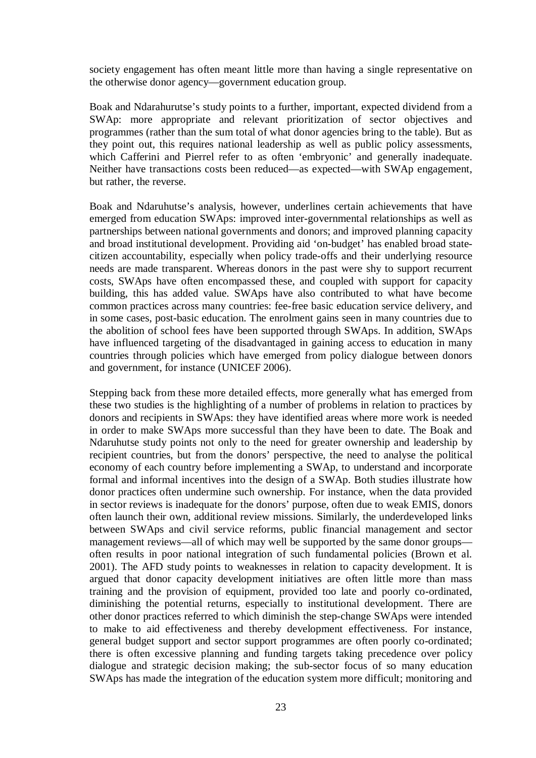society engagement has often meant little more than having a single representative on the otherwise donor agency—government education group.

Boak and Ndarahurutse's study points to a further, important, expected dividend from a SWAp: more appropriate and relevant prioritization of sector objectives and programmes (rather than the sum total of what donor agencies bring to the table). But as they point out, this requires national leadership as well as public policy assessments, which Cafferini and Pierrel refer to as often 'embryonic' and generally inadequate. Neither have transactions costs been reduced—as expected—with SWAp engagement, but rather, the reverse.

Boak and Ndaruhutse's analysis, however, underlines certain achievements that have emerged from education SWAps: improved inter-governmental relationships as well as partnerships between national governments and donors; and improved planning capacity and broad institutional development. Providing aid 'on-budget' has enabled broad state-citizen accountability, especially when policy trade-offs and their underlying resource needs are made transparent. Whereas donors in the past were shy to support recurrent costs, SWAps have often encompassed these, and coupled with support for capacity building, this has added value. SWAps have also contributed to what have become common practices across many countries: fee-free basic education service delivery, and in some cases, post-basic education. The enrolment gains seen in many countries due to the abolition of school fees have been supported through SWAps. In addition, SWAps have influenced targeting of the disadvantaged in gaining access to education in many countries through policies which have emerged from policy dialogue between donors and government, for instance (UNICEF 2006).

Stepping back from these more detailed effects, more generally what has emerged from these two studies is the highlighting of a number of problems in relation to practices by donors and recipients in SWAps: they have identified areas where more work is needed in order to make SWAps more successful than they have been to date. The Boak and Ndaruhutse study points not only to the need for greater ownership and leadership by recipient countries, but from the donors' perspective, the need to analyse the political economy of each country before implementing a SWAp, to understand and incorporate formal and informal incentives into the design of a SWAp. Both studies illustrate how donor practices often undermine such ownership. For instance, when the data provided in sector reviews is inadequate for the donors' purpose, often due to weak EMIS, donors often launch their own, additional review missions. Similarly, the underdeveloped links between SWAps and civil service reforms, public financial management and sector management reviews—all of which may well be supported by the same donor groups—often results in poor national integration of such fundamental policies (Brown et al. 2001). The AFD study points to weaknesses in relation to capacity development. It is argued that donor capacity development initiatives are often little more than mass training and the provision of equipment, provided too late and poorly co-ordinated, diminishing the potential returns, especially to institutional development. There are other donor practices referred to which diminish the step-change SWAps were intended to make to aid effectiveness and thereby development effectiveness. For instance, general budget support and sector support programmes are often poorly co-ordinated; there is often excessive planning and funding targets taking precedence over policy dialogue and strategic decision making; the sub-sector focus of so many education SWAps has made the integration of the education system more difficult; monitoring and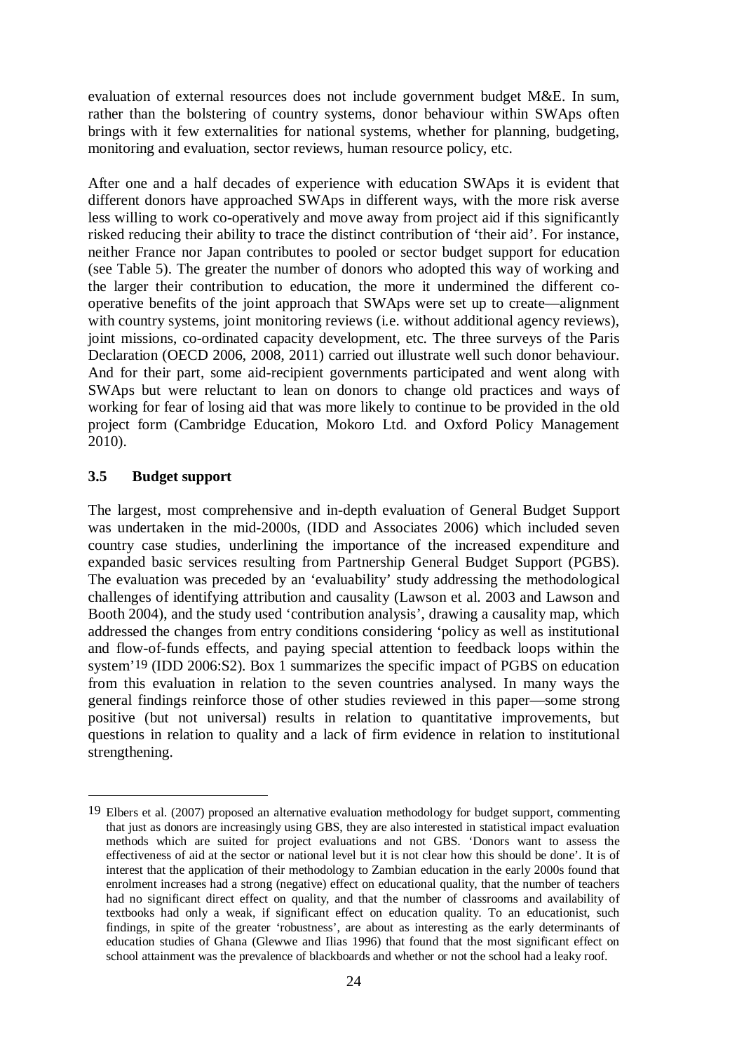evaluation of external resources does not include government budget M&E. In sum, rather than the bolstering of country systems, donor behaviour within SWAps often brings with it few externalities for national systems, whether for planning, budgeting, monitoring and evaluation, sector reviews, human resource policy, etc.

After one and a half decades of experience with education SWAps it is evident that different donors have approached SWAps in different ways, with the more risk averse less willing to work co-operatively and move away from project aid if this significantly risked reducing their ability to trace the distinct contribution of 'their aid'. For instance, neither France nor Japan contributes to pooled or sector budget support for education (see Table 5). The greater the number of donors who adopted this way of working and the larger their contribution to education, the more it undermined the different co-operative benefits of the joint approach that SWAps were set up to create—alignment with country systems, joint monitoring reviews (i.e. without additional agency reviews), joint missions, co-ordinated capacity development, etc. The three surveys of the Paris Declaration (OECD 2006, 2008, 2011) carried out illustrate well such donor behaviour. And for their part, some aid-recipient governments participated and went along with SWAps but were reluctant to lean on donors to change old practices and ways of working for fear of losing aid that was more likely to continue to be provided in the old project form (Cambridge Education, Mokoro Ltd. and Oxford Policy Management 2010).

### 3.5 Budget support

The largest, most comprehensive and in-depth evaluation of General Budget Support was undertaken in the mid-2000s, (IDD and Associates 2006) which included seven country case studies, underlining the importance of the increased expenditure and expanded basic services resulting from Partnership General Budget Support (PGBS). The evaluation was preceded by an 'evaluability' study addressing the methodological challenges of identifying attribution and causality (Lawson et al. 2003 and Lawson and Booth 2004), and the study used 'contribution analysis', drawing a causality map, which addressed the changes from entry conditions considering 'policy as well as institutional and flow-of-funds effects, and paying special attention to feedback loops within the system'[19] (IDD 2006:S2). Box 1 summarizes the specific impact of PGBS on education from this evaluation in relation to the seven countries analysed. In many ways the general findings reinforce those of other studies reviewed in this paper—some strong positive (but not universal) results in relation to quantitative improvements, but questions in relation to quality and a lack of firm evidence in relation to institutional strengthening.

---

[19] Elbers et al. (2007) proposed an alternative evaluation methodology for budget support, commenting that just as donors are increasingly using GBS, they are also interested in statistical impact evaluation methods which are suited for project evaluations and not GBS. 'Donors want to assess the effectiveness of aid at the sector or national level but it is not clear how this should be done'. It is of interest that the application of their methodology to Zambian education in the early 2000s found that enrolment increases had a strong (negative) effect on educational quality, that the number of teachers had no significant direct effect on quality, and that the number of classrooms and availability of textbooks had only a weak, if significant effect on education quality. To an educationist, such findings, in spite of the greater 'robustness', are about as interesting as the early determinants of education studies of Ghana (Glewwe and Ilias 1996) that found that the most significant effect on school attainment was the prevalence of blackboards and whether or not the school had a leaky roof.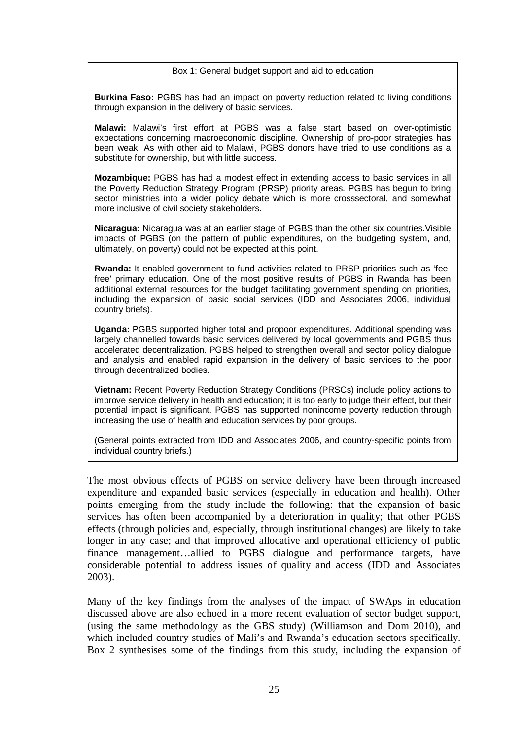Box 1: General budget support and aid to education

**Burkina Faso:** PGBS has had an impact on poverty reduction related to living conditions through expansion in the delivery of basic services.

**Malawi:** Malawi's first effort at PGBS was a false start based on over-optimistic expectations concerning macroeconomic discipline. Ownership of pro-poor strategies has been weak. As with other aid to Malawi, PGBS donors have tried to use conditions as a substitute for ownership, but with little success.

**Mozambique:** PGBS has had a modest effect in extending access to basic services in all the Poverty Reduction Strategy Program (PRSP) priority areas. PGBS has begun to bring sector ministries into a wider policy debate which is more crosssectoral, and somewhat more inclusive of civil society stakeholders.

**Nicaragua:** Nicaragua was at an earlier stage of PGBS than the other six countries.Visible impacts of PGBS (on the pattern of public expenditures, on the budgeting system, and, ultimately, on poverty) could not be expected at this point.

**Rwanda:** It enabled government to fund activities related to PRSP priorities such as 'fee-free' primary education. One of the most positive results of PGBS in Rwanda has been additional external resources for the budget facilitating government spending on priorities, including the expansion of basic social services (IDD and Associates 2006, individual country briefs).

**Uganda:** PGBS supported higher total and propoor expenditures. Additional spending was largely channelled towards basic services delivered by local governments and PGBS thus accelerated decentralization. PGBS helped to strengthen overall and sector policy dialogue and analysis and enabled rapid expansion in the delivery of basic services to the poor through decentralized bodies.

**Vietnam:** Recent Poverty Reduction Strategy Conditions (PRSCs) include policy actions to improve service delivery in health and education; it is too early to judge their effect, but their potential impact is significant. PGBS has supported nonincome poverty reduction through increasing the use of health and education services by poor groups.

(General points extracted from IDD and Associates 2006, and country-specific points from individual country briefs.)

The most obvious effects of PGBS on service delivery have been through increased expenditure and expanded basic services (especially in education and health). Other points emerging from the study include the following: that the expansion of basic services has often been accompanied by a deterioration in quality; that other PGBS effects (through policies and, especially, through institutional changes) are likely to take longer in any case; and that improved allocative and operational efficiency of public finance management…allied to PGBS dialogue and performance targets, have considerable potential to address issues of quality and access (IDD and Associates 2003).

Many of the key findings from the analyses of the impact of SWAps in education discussed above are also echoed in a more recent evaluation of sector budget support, (using the same methodology as the GBS study) (Williamson and Dom 2010), and which included country studies of Mali's and Rwanda's education sectors specifically. Box 2 synthesises some of the findings from this study, including the expansion of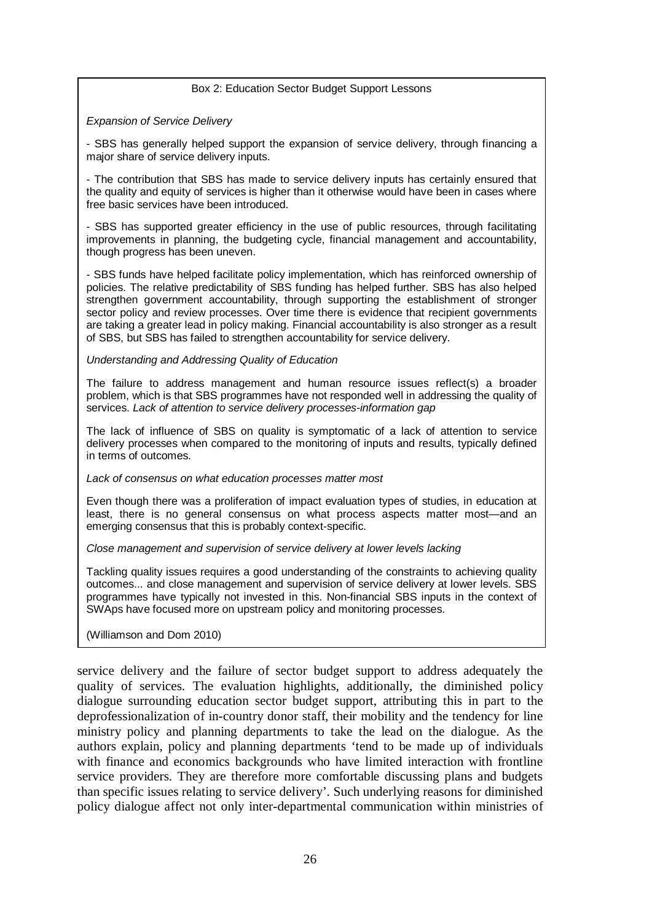**Box 2: Education Sector Budget Support Lessons**

*Expansion of Service Delivery*

- SBS has generally helped support the expansion of service delivery, through financing a major share of service delivery inputs.

- The contribution that SBS has made to service delivery inputs has certainly ensured that the quality and equity of services is higher than it otherwise would have been in cases where free basic services have been introduced.

- SBS has supported greater efficiency in the use of public resources, through facilitating improvements in planning, the budgeting cycle, financial management and accountability, though progress has been uneven.

- SBS funds have helped facilitate policy implementation, which has reinforced ownership of policies. The relative predictability of SBS funding has helped further. SBS has also helped strengthen government accountability, through supporting the establishment of stronger sector policy and review processes. Over time there is evidence that recipient governments are taking a greater lead in policy making. Financial accountability is also stronger as a result of SBS, but SBS has failed to strengthen accountability for service delivery.

*Understanding and Addressing Quality of Education*

The failure to address management and human resource issues reflect(s) a broader problem, which is that SBS programmes have not responded well in addressing the quality of services. *Lack of attention to service delivery processes-information gap*

The lack of influence of SBS on quality is symptomatic of a lack of attention to service delivery processes when compared to the monitoring of inputs and results, typically defined in terms of outcomes.

*Lack of consensus on what education processes matter most*

Even though there was a proliferation of impact evaluation types of studies, in education at least, there is no general consensus on what process aspects matter most—and an emerging consensus that this is probably context-specific.

*Close management and supervision of service delivery at lower levels lacking*

Tackling quality issues requires a good understanding of the constraints to achieving quality outcomes... and close management and supervision of service delivery at lower levels. SBS programmes have typically not invested in this. Non-financial SBS inputs in the context of SWAps have focused more on upstream policy and monitoring processes.

(Williamson and Dom 2010)

service delivery and the failure of sector budget support to address adequately the quality of services. The evaluation highlights, additionally, the diminished policy dialogue surrounding education sector budget support, attributing this in part to the deprofessionalization of in-country donor staff, their mobility and the tendency for line ministry policy and planning departments to take the lead on the dialogue. As the authors explain, policy and planning departments 'tend to be made up of individuals with finance and economics backgrounds who have limited interaction with frontline service providers. They are therefore more comfortable discussing plans and budgets than specific issues relating to service delivery'. Such underlying reasons for diminished policy dialogue affect not only inter-departmental communication within ministries of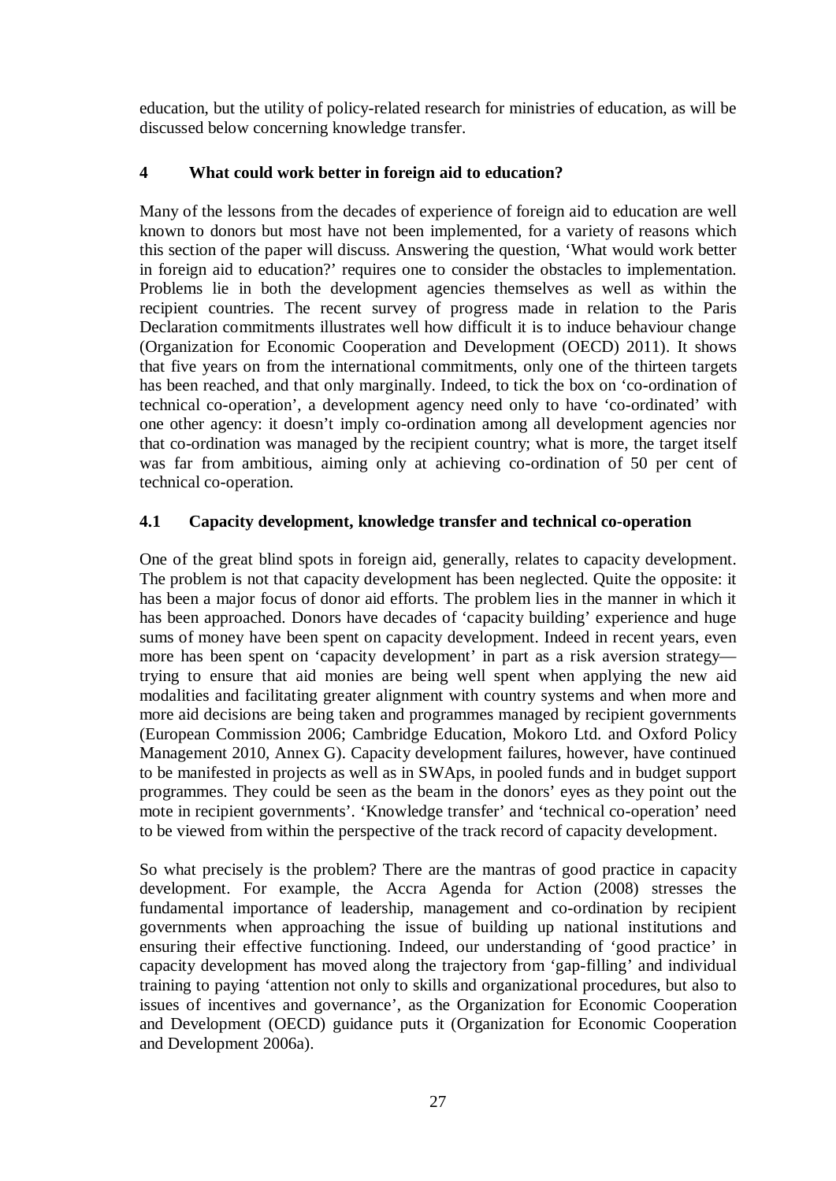education, but the utility of policy-related research for ministries of education, as will be discussed below concerning knowledge transfer.

## 4 What could work better in foreign aid to education?

Many of the lessons from the decades of experience of foreign aid to education are well known to donors but most have not been implemented, for a variety of reasons which this section of the paper will discuss. Answering the question, 'What would work better in foreign aid to education?' requires one to consider the obstacles to implementation. Problems lie in both the development agencies themselves as well as within the recipient countries. The recent survey of progress made in relation to the Paris Declaration commitments illustrates well how difficult it is to induce behaviour change (Organization for Economic Cooperation and Development (OECD) 2011). It shows that five years on from the international commitments, only one of the thirteen targets has been reached, and that only marginally. Indeed, to tick the box on 'co-ordination of technical co-operation', a development agency need only to have 'co-ordinated' with one other agency: it doesn't imply co-ordination among all development agencies nor that co-ordination was managed by the recipient country; what is more, the target itself was far from ambitious, aiming only at achieving co-ordination of 50 per cent of technical co-operation.

### 4.1 Capacity development, knowledge transfer and technical co-operation

One of the great blind spots in foreign aid, generally, relates to capacity development. The problem is not that capacity development has been neglected. Quite the opposite: it has been a major focus of donor aid efforts. The problem lies in the manner in which it has been approached. Donors have decades of 'capacity building' experience and huge sums of money have been spent on capacity development. Indeed in recent years, even more has been spent on 'capacity development' in part as a risk aversion strategy—trying to ensure that aid monies are being well spent when applying the new aid modalities and facilitating greater alignment with country systems and when more and more aid decisions are being taken and programmes managed by recipient governments (European Commission 2006; Cambridge Education, Mokoro Ltd. and Oxford Policy Management 2010, Annex G). Capacity development failures, however, have continued to be manifested in projects as well as in SWAps, in pooled funds and in budget support programmes. They could be seen as the beam in the donors' eyes as they point out the mote in recipient governments'. 'Knowledge transfer' and 'technical co-operation' need to be viewed from within the perspective of the track record of capacity development.

So what precisely is the problem? There are the mantras of good practice in capacity development. For example, the Accra Agenda for Action (2008) stresses the fundamental importance of leadership, management and co-ordination by recipient governments when approaching the issue of building up national institutions and ensuring their effective functioning. Indeed, our understanding of 'good practice' in capacity development has moved along the trajectory from 'gap-filling' and individual training to paying 'attention not only to skills and organizational procedures, but also to issues of incentives and governance', as the Organization for Economic Cooperation and Development (OECD) guidance puts it (Organization for Economic Cooperation and Development 2006a).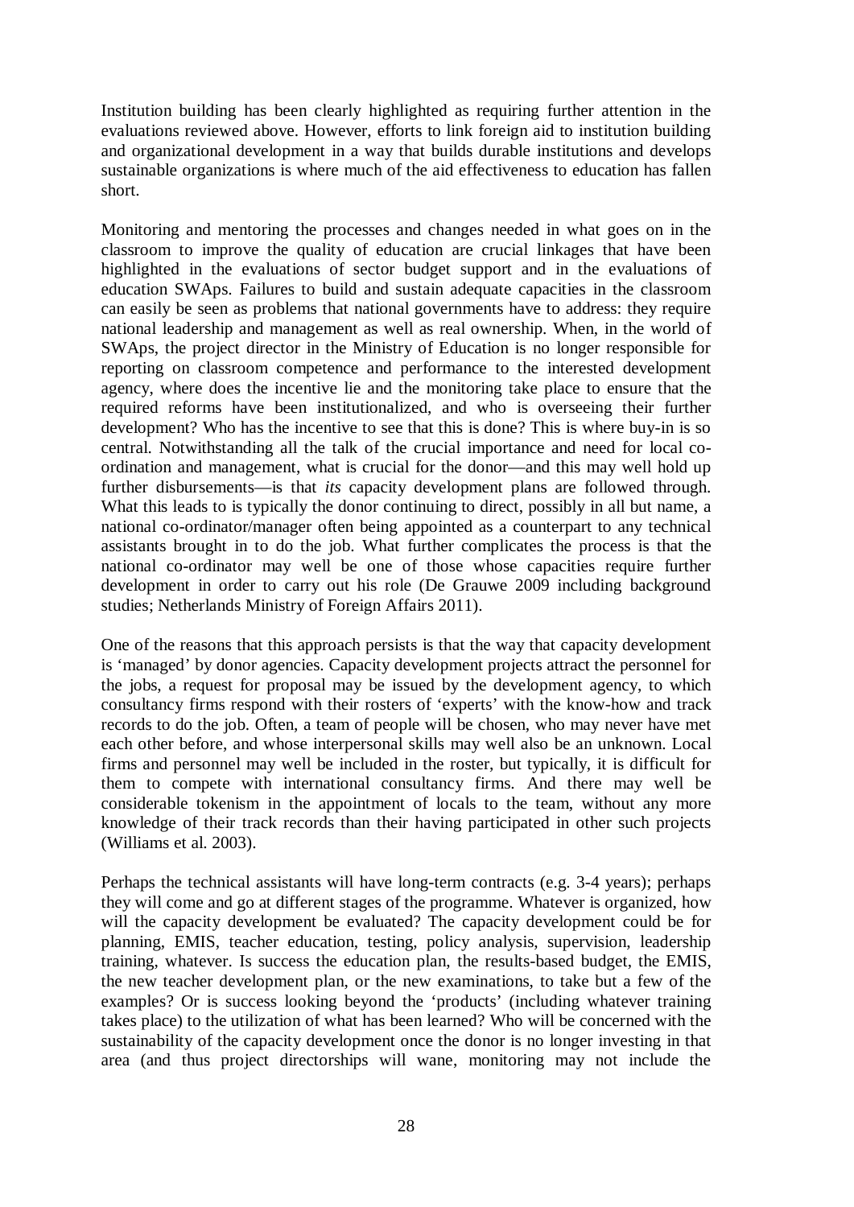Institution building has been clearly highlighted as requiring further attention in the evaluations reviewed above. However, efforts to link foreign aid to institution building and organizational development in a way that builds durable institutions and develops sustainable organizations is where much of the aid effectiveness to education has fallen short.

Monitoring and mentoring the processes and changes needed in what goes on in the classroom to improve the quality of education are crucial linkages that have been highlighted in the evaluations of sector budget support and in the evaluations of education SWAps. Failures to build and sustain adequate capacities in the classroom can easily be seen as problems that national governments have to address: they require national leadership and management as well as real ownership. When, in the world of SWAps, the project director in the Ministry of Education is no longer responsible for reporting on classroom competence and performance to the interested development agency, where does the incentive lie and the monitoring take place to ensure that the required reforms have been institutionalized, and who is overseeing their further development? Who has the incentive to see that this is done? This is where buy-in is so central. Notwithstanding all the talk of the crucial importance and need for local co-ordination and management, what is crucial for the donor—and this may well hold up further disbursements—is that *its* capacity development plans are followed through. What this leads to is typically the donor continuing to direct, possibly in all but name, a national co-ordinator/manager often being appointed as a counterpart to any technical assistants brought in to do the job. What further complicates the process is that the national co-ordinator may well be one of those whose capacities require further development in order to carry out his role (De Grauwe 2009 including background studies; Netherlands Ministry of Foreign Affairs 2011).

One of the reasons that this approach persists is that the way that capacity development is 'managed' by donor agencies. Capacity development projects attract the personnel for the jobs, a request for proposal may be issued by the development agency, to which consultancy firms respond with their rosters of 'experts' with the know-how and track records to do the job. Often, a team of people will be chosen, who may never have met each other before, and whose interpersonal skills may well also be an unknown. Local firms and personnel may well be included in the roster, but typically, it is difficult for them to compete with international consultancy firms. And there may well be considerable tokenism in the appointment of locals to the team, without any more knowledge of their track records than their having participated in other such projects (Williams et al. 2003).

Perhaps the technical assistants will have long-term contracts (e.g. 3-4 years); perhaps they will come and go at different stages of the programme. Whatever is organized, how will the capacity development be evaluated? The capacity development could be for planning, EMIS, teacher education, testing, policy analysis, supervision, leadership training, whatever. Is success the education plan, the results-based budget, the EMIS, the new teacher development plan, or the new examinations, to take but a few of the examples? Or is success looking beyond the 'products' (including whatever training takes place) to the utilization of what has been learned? Who will be concerned with the sustainability of the capacity development once the donor is no longer investing in that area (and thus project directorships will wane, monitoring may not include the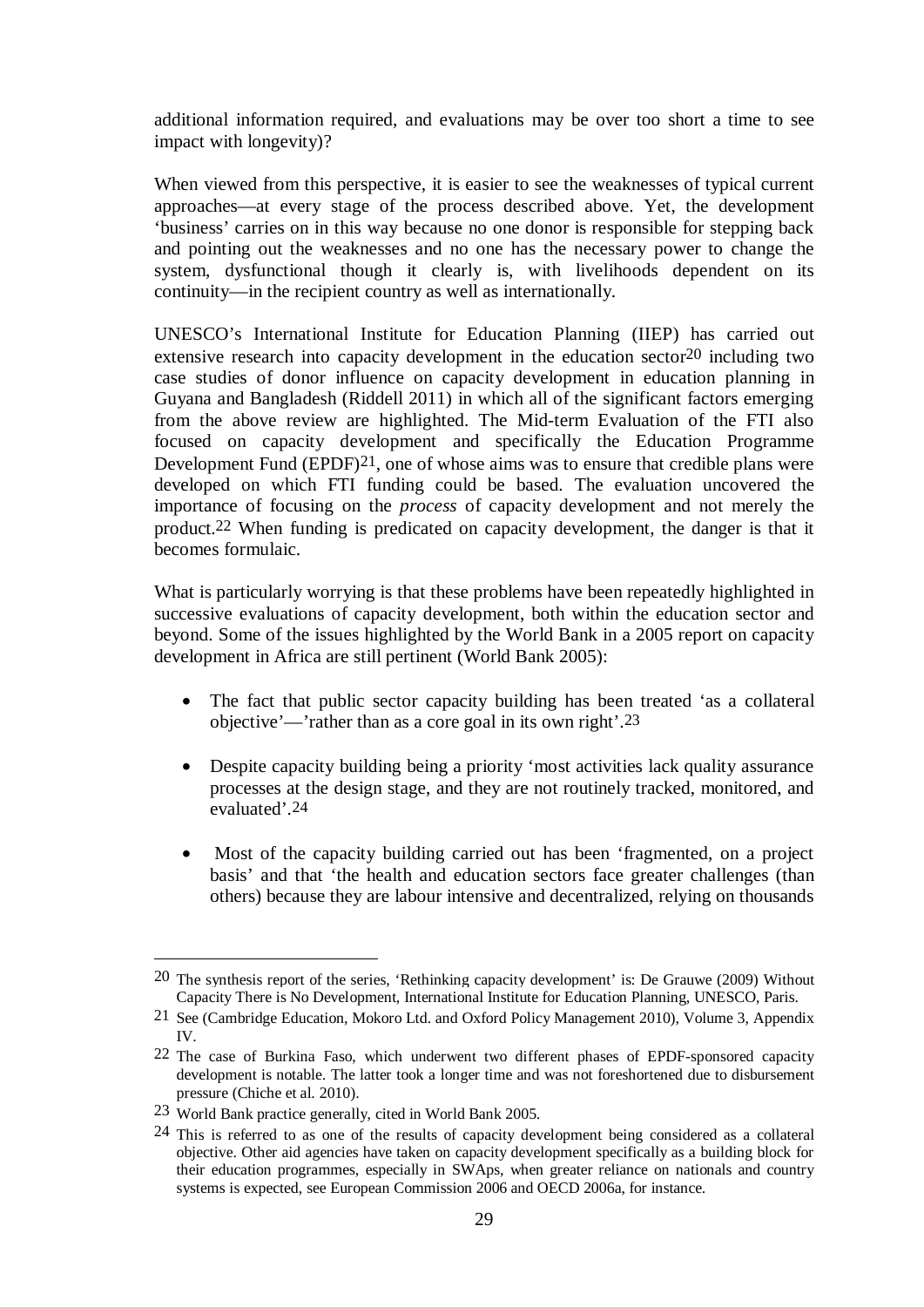additional information required, and evaluations may be over too short a time to see impact with longevity)?

When viewed from this perspective, it is easier to see the weaknesses of typical current approaches—at every stage of the process described above. Yet, the development 'business' carries on in this way because no one donor is responsible for stepping back and pointing out the weaknesses and no one has the necessary power to change the system, dysfunctional though it clearly is, with livelihoods dependent on its continuity—in the recipient country as well as internationally.

UNESCO's International Institute for Education Planning (IIEP) has carried out extensive research into capacity development in the education sector[20] including two case studies of donor influence on capacity development in education planning in Guyana and Bangladesh (Riddell 2011) in which all of the significant factors emerging from the above review are highlighted. The Mid-term Evaluation of the FTI also focused on capacity development and specifically the Education Programme Development Fund (EPDF)[21], one of whose aims was to ensure that credible plans were developed on which FTI funding could be based. The evaluation uncovered the importance of focusing on the *process* of capacity development and not merely the product.[22] When funding is predicated on capacity development, the danger is that it becomes formulaic.

What is particularly worrying is that these problems have been repeatedly highlighted in successive evaluations of capacity development, both within the education sector and beyond. Some of the issues highlighted by the World Bank in a 2005 report on capacity development in Africa are still pertinent (World Bank 2005):

- The fact that public sector capacity building has been treated 'as a collateral objective'—'rather than as a core goal in its own right'.[23]
- Despite capacity building being a priority 'most activities lack quality assurance processes at the design stage, and they are not routinely tracked, monitored, and evaluated'.[24]
- Most of the capacity building carried out has been 'fragmented, on a project basis' and that 'the health and education sectors face greater challenges (than others) because they are labour intensive and decentralized, relying on thousands

---

[20] The synthesis report of the series, 'Rethinking capacity development' is: De Grauwe (2009) Without Capacity There is No Development, International Institute for Education Planning, UNESCO, Paris.

[21] See (Cambridge Education, Mokoro Ltd. and Oxford Policy Management 2010), Volume 3, Appendix IV.

[22] The case of Burkina Faso, which underwent two different phases of EPDF-sponsored capacity development is notable. The latter took a longer time and was not foreshortened due to disbursement pressure (Chiche et al. 2010).

[23] World Bank practice generally, cited in World Bank 2005.

[24] This is referred to as one of the results of capacity development being considered as a collateral objective. Other aid agencies have taken on capacity development specifically as a building block for their education programmes, especially in SWAps, when greater reliance on nationals and country systems is expected, see European Commission 2006 and OECD 2006a, for instance.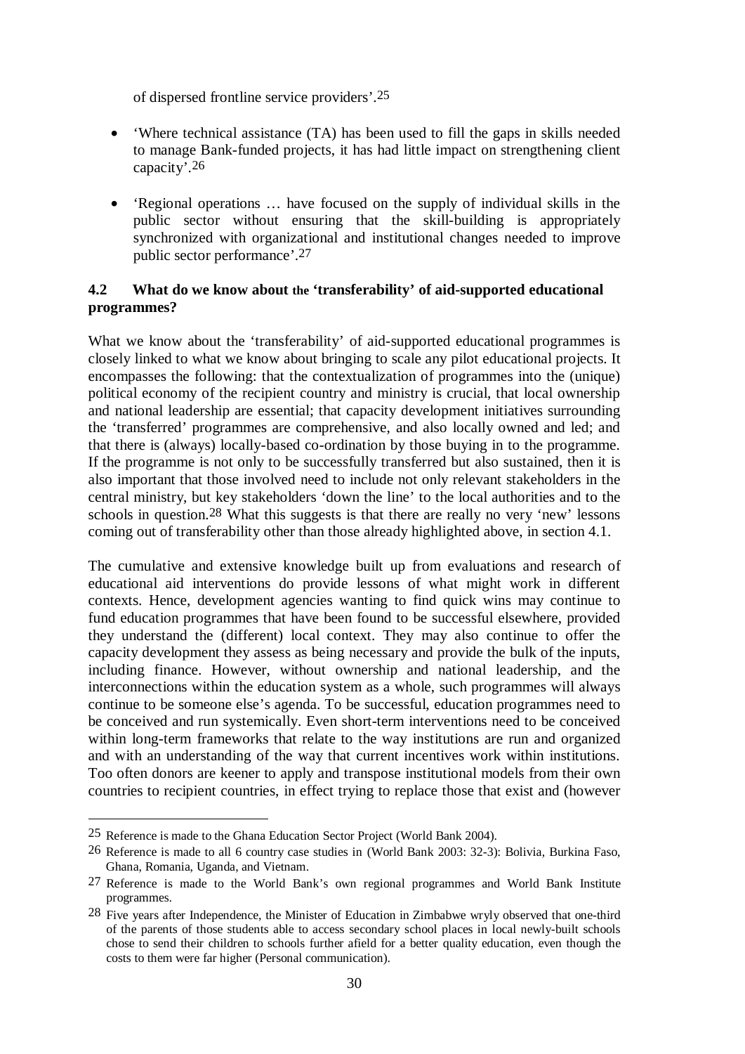of dispersed frontline service providers'.[25]

- 'Where technical assistance (TA) has been used to fill the gaps in skills needed to manage Bank-funded projects, it has had little impact on strengthening client capacity'.[26]
- 'Regional operations … have focused on the supply of individual skills in the public sector without ensuring that the skill-building is appropriately synchronized with organizational and institutional changes needed to improve public sector performance'.[27]

### 4.2 What do we know about the 'transferability' of aid-supported educational programmes?

What we know about the 'transferability' of aid-supported educational programmes is closely linked to what we know about bringing to scale any pilot educational projects. It encompasses the following: that the contextualization of programmes into the (unique) political economy of the recipient country and ministry is crucial, that local ownership and national leadership are essential; that capacity development initiatives surrounding the 'transferred' programmes are comprehensive, and also locally owned and led; and that there is (always) locally-based co-ordination by those buying in to the programme. If the programme is not only to be successfully transferred but also sustained, then it is also important that those involved need to include not only relevant stakeholders in the central ministry, but key stakeholders 'down the line' to the local authorities and to the schools in question.[28] What this suggests is that there are really no very 'new' lessons coming out of transferability other than those already highlighted above, in section 4.1.

The cumulative and extensive knowledge built up from evaluations and research of educational aid interventions do provide lessons of what might work in different contexts. Hence, development agencies wanting to find quick wins may continue to fund education programmes that have been found to be successful elsewhere, provided they understand the (different) local context. They may also continue to offer the capacity development they assess as being necessary and provide the bulk of the inputs, including finance. However, without ownership and national leadership, and the interconnections within the education system as a whole, such programmes will always continue to be someone else's agenda. To be successful, education programmes need to be conceived and run systemically. Even short-term interventions need to be conceived within long-term frameworks that relate to the way institutions are run and organized and with an understanding of the way that current incentives work within institutions. Too often donors are keener to apply and transpose institutional models from their own countries to recipient countries, in effect trying to replace those that exist and (however

---

[25] Reference is made to the Ghana Education Sector Project (World Bank 2004).

[26] Reference is made to all 6 country case studies in (World Bank 2003: 32-3): Bolivia, Burkina Faso, Ghana, Romania, Uganda, and Vietnam.

[27] Reference is made to the World Bank's own regional programmes and World Bank Institute programmes.

[28] Five years after Independence, the Minister of Education in Zimbabwe wryly observed that one-third of the parents of those students able to access secondary school places in local newly-built schools chose to send their children to schools further afield for a better quality education, even though the costs to them were far higher (Personal communication).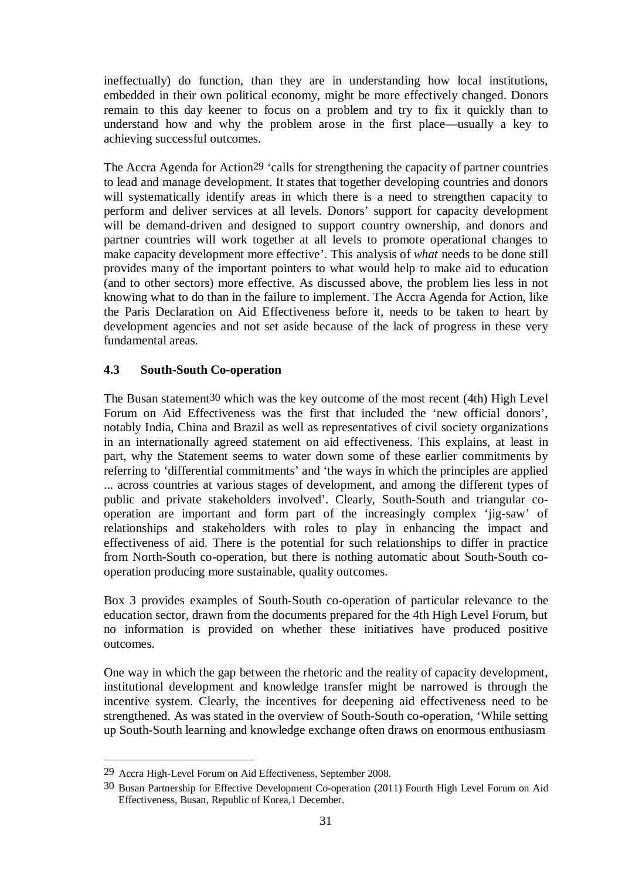ineffectually) do function, than they are in understanding how local institutions, embedded in their own political economy, might be more effectively changed. Donors remain to this day keener to focus on a problem and try to fix it quickly than to understand how and why the problem arose in the first place—usually a key to achieving successful outcomes.

The Accra Agenda for Action[29] 'calls for strengthening the capacity of partner countries to lead and manage development. It states that together developing countries and donors will systematically identify areas in which there is a need to strengthen capacity to perform and deliver services at all levels. Donors' support for capacity development will be demand-driven and designed to support country ownership, and donors and partner countries will work together at all levels to promote operational changes to make capacity development more effective'. This analysis of *what* needs to be done still provides many of the important pointers to what would help to make aid to education (and to other sectors) more effective. As discussed above, the problem lies less in not knowing what to do than in the failure to implement. The Accra Agenda for Action, like the Paris Declaration on Aid Effectiveness before it, needs to be taken to heart by development agencies and not set aside because of the lack of progress in these very fundamental areas.

### 4.3 South-South Co-operation

The Busan statement[30] which was the key outcome of the most recent (4th) High Level Forum on Aid Effectiveness was the first that included the 'new official donors', notably India, China and Brazil as well as representatives of civil society organizations in an internationally agreed statement on aid effectiveness. This explains, at least in part, why the Statement seems to water down some of these earlier commitments by referring to 'differential commitments' and 'the ways in which the principles are applied ... across countries at various stages of development, and among the different types of public and private stakeholders involved'. Clearly, South-South and triangular co-operation are important and form part of the increasingly complex 'jig-saw' of relationships and stakeholders with roles to play in enhancing the impact and effectiveness of aid. There is the potential for such relationships to differ in practice from North-South co-operation, but there is nothing automatic about South-South co-operation producing more sustainable, quality outcomes.

Box 3 provides examples of South-South co-operation of particular relevance to the education sector, drawn from the documents prepared for the 4th High Level Forum, but no information is provided on whether these initiatives have produced positive outcomes.

One way in which the gap between the rhetoric and the reality of capacity development, institutional development and knowledge transfer might be narrowed is through the incentive system. Clearly, the incentives for deepening aid effectiveness need to be strengthened. As was stated in the overview of South-South co-operation, 'While setting up South-South learning and knowledge exchange often draws on enormous enthusiasm

---

[29] Accra High-Level Forum on Aid Effectiveness, September 2008.

[30] Busan Partnership for Effective Development Co-operation (2011) Fourth High Level Forum on Aid Effectiveness, Busan, Republic of Korea,1 December.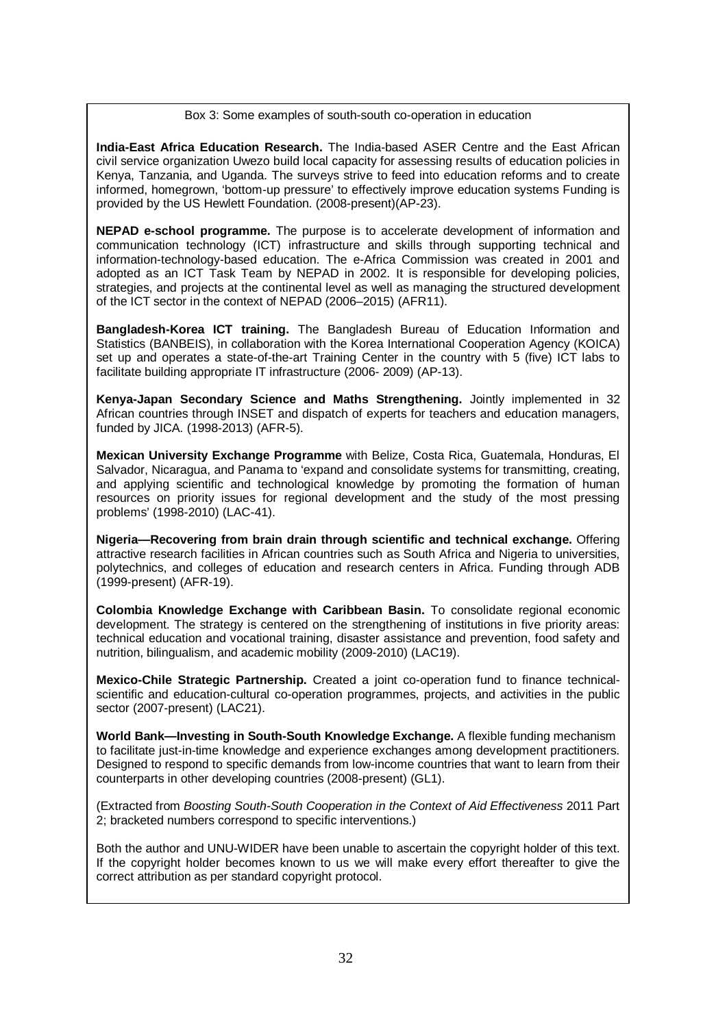Box 3: Some examples of south-south co-operation in education

**India-East Africa Education Research.** The India-based ASER Centre and the East African civil service organization Uwezo build local capacity for assessing results of education policies in Kenya, Tanzania, and Uganda. The surveys strive to feed into education reforms and to create informed, homegrown, 'bottom-up pressure' to effectively improve education systems Funding is provided by the US Hewlett Foundation. (2008-present)(AP-23).

**NEPAD e-school programme.** The purpose is to accelerate development of information and communication technology (ICT) infrastructure and skills through supporting technical and information-technology-based education. The e-Africa Commission was created in 2001 and adopted as an ICT Task Team by NEPAD in 2002. It is responsible for developing policies, strategies, and projects at the continental level as well as managing the structured development of the ICT sector in the context of NEPAD (2006–2015) (AFR11).

**Bangladesh-Korea ICT training.** The Bangladesh Bureau of Education Information and Statistics (BANBEIS), in collaboration with the Korea International Cooperation Agency (KOICA) set up and operates a state-of-the-art Training Center in the country with 5 (five) ICT labs to facilitate building appropriate IT infrastructure (2006- 2009) (AP-13).

**Kenya-Japan Secondary Science and Maths Strengthening.** Jointly implemented in 32 African countries through INSET and dispatch of experts for teachers and education managers, funded by JICA. (1998-2013) (AFR-5).

**Mexican University Exchange Programme** with Belize, Costa Rica, Guatemala, Honduras, El Salvador, Nicaragua, and Panama to 'expand and consolidate systems for transmitting, creating, and applying scientific and technological knowledge by promoting the formation of human resources on priority issues for regional development and the study of the most pressing problems' (1998-2010) (LAC-41).

**Nigeria—Recovering from brain drain through scientific and technical exchange.** Offering attractive research facilities in African countries such as South Africa and Nigeria to universities, polytechnics, and colleges of education and research centers in Africa. Funding through ADB (1999-present) (AFR-19).

**Colombia Knowledge Exchange with Caribbean Basin.** To consolidate regional economic development. The strategy is centered on the strengthening of institutions in five priority areas: technical education and vocational training, disaster assistance and prevention, food safety and nutrition, bilingualism, and academic mobility (2009-2010) (LAC19).

**Mexico-Chile Strategic Partnership.** Created a joint co-operation fund to finance technical-scientific and education-cultural co-operation programmes, projects, and activities in the public sector (2007-present) (LAC21).

**World Bank—Investing in South-South Knowledge Exchange.** A flexible funding mechanism to facilitate just-in-time knowledge and experience exchanges among development practitioners. Designed to respond to specific demands from low-income countries that want to learn from their counterparts in other developing countries (2008-present) (GL1).

(Extracted from *Boosting South-South Cooperation in the Context of Aid Effectiveness* 2011 Part 2; bracketed numbers correspond to specific interventions.)

Both the author and UNU-WIDER have been unable to ascertain the copyright holder of this text. If the copyright holder becomes known to us we will make every effort thereafter to give the correct attribution as per standard copyright protocol.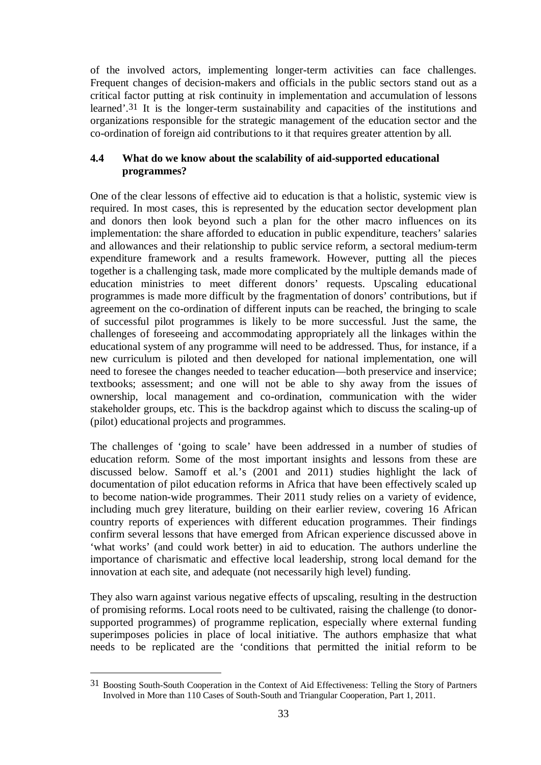of the involved actors, implementing longer-term activities can face challenges. Frequent changes of decision-makers and officials in the public sectors stand out as a critical factor putting at risk continuity in implementation and accumulation of lessons learned'.[31] It is the longer-term sustainability and capacities of the institutions and organizations responsible for the strategic management of the education sector and the co-ordination of foreign aid contributions to it that requires greater attention by all.

### 4.4 What do we know about the scalability of aid-supported educational programmes?

One of the clear lessons of effective aid to education is that a holistic, systemic view is required. In most cases, this is represented by the education sector development plan and donors then look beyond such a plan for the other macro influences on its implementation: the share afforded to education in public expenditure, teachers' salaries and allowances and their relationship to public service reform, a sectoral medium-term expenditure framework and a results framework. However, putting all the pieces together is a challenging task, made more complicated by the multiple demands made of education ministries to meet different donors' requests. Upscaling educational programmes is made more difficult by the fragmentation of donors' contributions, but if agreement on the co-ordination of different inputs can be reached, the bringing to scale of successful pilot programmes is likely to be more successful. Just the same, the challenges of foreseeing and accommodating appropriately all the linkages within the educational system of any programme will need to be addressed. Thus, for instance, if a new curriculum is piloted and then developed for national implementation, one will need to foresee the changes needed to teacher education—both preservice and inservice; textbooks; assessment; and one will not be able to shy away from the issues of ownership, local management and co-ordination, communication with the wider stakeholder groups, etc. This is the backdrop against which to discuss the scaling-up of (pilot) educational projects and programmes.

The challenges of 'going to scale' have been addressed in a number of studies of education reform. Some of the most important insights and lessons from these are discussed below. Samoff et al.'s (2001 and 2011) studies highlight the lack of documentation of pilot education reforms in Africa that have been effectively scaled up to become nation-wide programmes. Their 2011 study relies on a variety of evidence, including much grey literature, building on their earlier review, covering 16 African country reports of experiences with different education programmes. Their findings confirm several lessons that have emerged from African experience discussed above in 'what works' (and could work better) in aid to education. The authors underline the importance of charismatic and effective local leadership, strong local demand for the innovation at each site, and adequate (not necessarily high level) funding.

They also warn against various negative effects of upscaling, resulting in the destruction of promising reforms. Local roots need to be cultivated, raising the challenge (to donor-supported programmes) of programme replication, especially where external funding superimposes policies in place of local initiative. The authors emphasize that what needs to be replicated are the 'conditions that permitted the initial reform to be

---

[31] Boosting South-South Cooperation in the Context of Aid Effectiveness: Telling the Story of Partners Involved in More than 110 Cases of South-South and Triangular Cooperation, Part 1, 2011.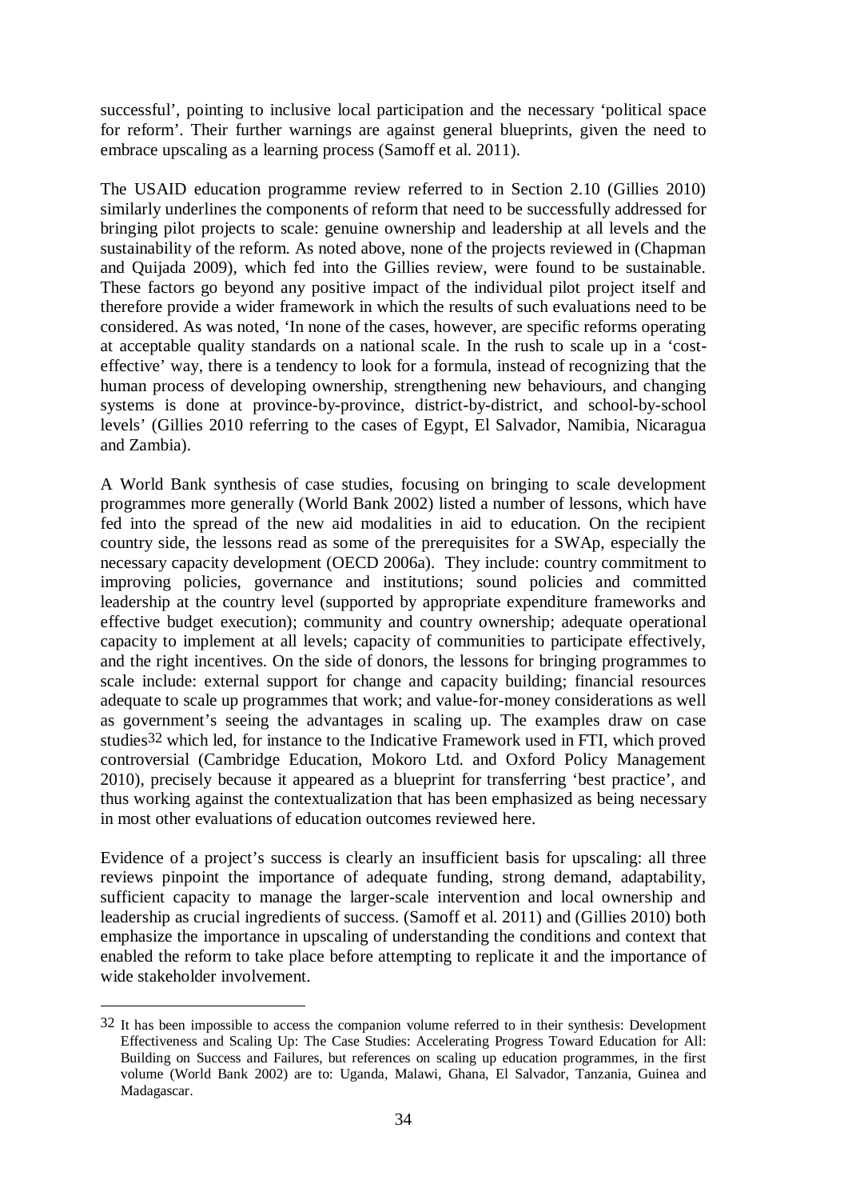successful', pointing to inclusive local participation and the necessary 'political space for reform'. Their further warnings are against general blueprints, given the need to embrace upscaling as a learning process (Samoff et al. 2011).

The USAID education programme review referred to in Section 2.10 (Gillies 2010) similarly underlines the components of reform that need to be successfully addressed for bringing pilot projects to scale: genuine ownership and leadership at all levels and the sustainability of the reform. As noted above, none of the projects reviewed in (Chapman and Quijada 2009), which fed into the Gillies review, were found to be sustainable. These factors go beyond any positive impact of the individual pilot project itself and therefore provide a wider framework in which the results of such evaluations need to be considered. As was noted, 'In none of the cases, however, are specific reforms operating at acceptable quality standards on a national scale. In the rush to scale up in a 'cost-effective' way, there is a tendency to look for a formula, instead of recognizing that the human process of developing ownership, strengthening new behaviours, and changing systems is done at province-by-province, district-by-district, and school-by-school levels' (Gillies 2010 referring to the cases of Egypt, El Salvador, Namibia, Nicaragua and Zambia).

A World Bank synthesis of case studies, focusing on bringing to scale development programmes more generally (World Bank 2002) listed a number of lessons, which have fed into the spread of the new aid modalities in aid to education. On the recipient country side, the lessons read as some of the prerequisites for a SWAp, especially the necessary capacity development (OECD 2006a). They include: country commitment to improving policies, governance and institutions; sound policies and committed leadership at the country level (supported by appropriate expenditure frameworks and effective budget execution); community and country ownership; adequate operational capacity to implement at all levels; capacity of communities to participate effectively, and the right incentives. On the side of donors, the lessons for bringing programmes to scale include: external support for change and capacity building; financial resources adequate to scale up programmes that work; and value-for-money considerations as well as government's seeing the advantages in scaling up. The examples draw on case studies[32] which led, for instance to the Indicative Framework used in FTI, which proved controversial (Cambridge Education, Mokoro Ltd. and Oxford Policy Management 2010), precisely because it appeared as a blueprint for transferring 'best practice', and thus working against the contextualization that has been emphasized as being necessary in most other evaluations of education outcomes reviewed here.

Evidence of a project's success is clearly an insufficient basis for upscaling: all three reviews pinpoint the importance of adequate funding, strong demand, adaptability, sufficient capacity to manage the larger-scale intervention and local ownership and leadership as crucial ingredients of success. (Samoff et al. 2011) and (Gillies 2010) both emphasize the importance in upscaling of understanding the conditions and context that enabled the reform to take place before attempting to replicate it and the importance of wide stakeholder involvement.

---

[32] It has been impossible to access the companion volume referred to in their synthesis: Development Effectiveness and Scaling Up: The Case Studies: Accelerating Progress Toward Education for All: Building on Success and Failures, but references on scaling up education programmes, in the first volume (World Bank 2002) are to: Uganda, Malawi, Ghana, El Salvador, Tanzania, Guinea and Madagascar.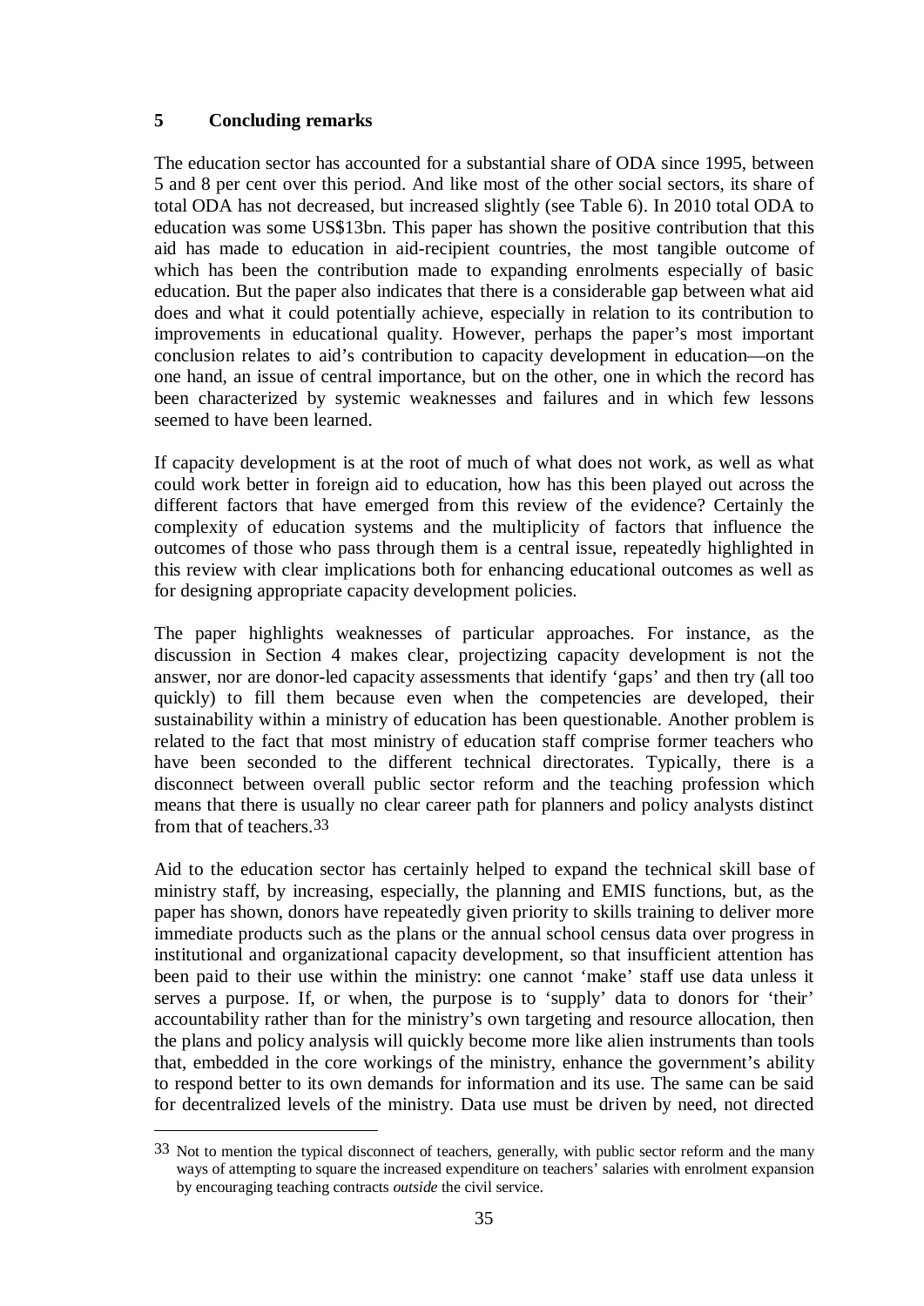## 5 Concluding remarks

The education sector has accounted for a substantial share of ODA since 1995, between 5 and 8 per cent over this period. And like most of the other social sectors, its share of total ODA has not decreased, but increased slightly (see Table 6). In 2010 total ODA to education was some US$13bn. This paper has shown the positive contribution that this aid has made to education in aid-recipient countries, the most tangible outcome of which has been the contribution made to expanding enrolments especially of basic education. But the paper also indicates that there is a considerable gap between what aid does and what it could potentially achieve, especially in relation to its contribution to improvements in educational quality. However, perhaps the paper's most important conclusion relates to aid's contribution to capacity development in education—on the one hand, an issue of central importance, but on the other, one in which the record has been characterized by systemic weaknesses and failures and in which few lessons seemed to have been learned.

If capacity development is at the root of much of what does not work, as well as what could work better in foreign aid to education, how has this been played out across the different factors that have emerged from this review of the evidence? Certainly the complexity of education systems and the multiplicity of factors that influence the outcomes of those who pass through them is a central issue, repeatedly highlighted in this review with clear implications both for enhancing educational outcomes as well as for designing appropriate capacity development policies.

The paper highlights weaknesses of particular approaches. For instance, as the discussion in Section 4 makes clear, projectizing capacity development is not the answer, nor are donor-led capacity assessments that identify 'gaps' and then try (all too quickly) to fill them because even when the competencies are developed, their sustainability within a ministry of education has been questionable. Another problem is related to the fact that most ministry of education staff comprise former teachers who have been seconded to the different technical directorates. Typically, there is a disconnect between overall public sector reform and the teaching profession which means that there is usually no clear career path for planners and policy analysts distinct from that of teachers.[33]

Aid to the education sector has certainly helped to expand the technical skill base of ministry staff, by increasing, especially, the planning and EMIS functions, but, as the paper has shown, donors have repeatedly given priority to skills training to deliver more immediate products such as the plans or the annual school census data over progress in institutional and organizational capacity development, so that insufficient attention has been paid to their use within the ministry: one cannot 'make' staff use data unless it serves a purpose. If, or when, the purpose is to 'supply' data to donors for 'their' accountability rather than for the ministry's own targeting and resource allocation, then the plans and policy analysis will quickly become more like alien instruments than tools that, embedded in the core workings of the ministry, enhance the government's ability to respond better to its own demands for information and its use. The same can be said for decentralized levels of the ministry. Data use must be driven by need, not directed

[33] Not to mention the typical disconnect of teachers, generally, with public sector reform and the many ways of attempting to square the increased expenditure on teachers' salaries with enrolment expansion by encouraging teaching contracts *outside* the civil service.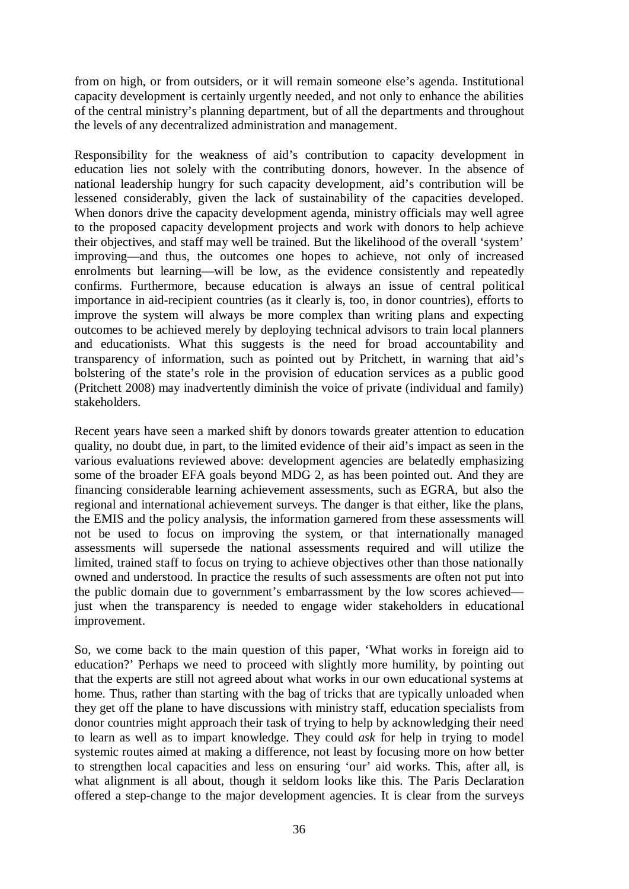from on high, or from outsiders, or it will remain someone else's agenda. Institutional capacity development is certainly urgently needed, and not only to enhance the abilities of the central ministry's planning department, but of all the departments and throughout the levels of any decentralized administration and management.

Responsibility for the weakness of aid's contribution to capacity development in education lies not solely with the contributing donors, however. In the absence of national leadership hungry for such capacity development, aid's contribution will be lessened considerably, given the lack of sustainability of the capacities developed. When donors drive the capacity development agenda, ministry officials may well agree to the proposed capacity development projects and work with donors to help achieve their objectives, and staff may well be trained. But the likelihood of the overall 'system' improving—and thus, the outcomes one hopes to achieve, not only of increased enrolments but learning—will be low, as the evidence consistently and repeatedly confirms. Furthermore, because education is always an issue of central political importance in aid-recipient countries (as it clearly is, too, in donor countries), efforts to improve the system will always be more complex than writing plans and expecting outcomes to be achieved merely by deploying technical advisors to train local planners and educationists. What this suggests is the need for broad accountability and transparency of information, such as pointed out by Pritchett, in warning that aid's bolstering of the state's role in the provision of education services as a public good (Pritchett 2008) may inadvertently diminish the voice of private (individual and family) stakeholders.

Recent years have seen a marked shift by donors towards greater attention to education quality, no doubt due, in part, to the limited evidence of their aid's impact as seen in the various evaluations reviewed above: development agencies are belatedly emphasizing some of the broader EFA goals beyond MDG 2, as has been pointed out. And they are financing considerable learning achievement assessments, such as EGRA, but also the regional and international achievement surveys. The danger is that either, like the plans, the EMIS and the policy analysis, the information garnered from these assessments will not be used to focus on improving the system, or that internationally managed assessments will supersede the national assessments required and will utilize the limited, trained staff to focus on trying to achieve objectives other than those nationally owned and understood. In practice the results of such assessments are often not put into the public domain due to government's embarrassment by the low scores achieved—just when the transparency is needed to engage wider stakeholders in educational improvement.

So, we come back to the main question of this paper, 'What works in foreign aid to education?' Perhaps we need to proceed with slightly more humility, by pointing out that the experts are still not agreed about what works in our own educational systems at home. Thus, rather than starting with the bag of tricks that are typically unloaded when they get off the plane to have discussions with ministry staff, education specialists from donor countries might approach their task of trying to help by acknowledging their need to learn as well as to impart knowledge. They could *ask* for help in trying to model systemic routes aimed at making a difference, not least by focusing more on how better to strengthen local capacities and less on ensuring 'our' aid works. This, after all, is what alignment is all about, though it seldom looks like this. The Paris Declaration offered a step-change to the major development agencies. It is clear from the surveys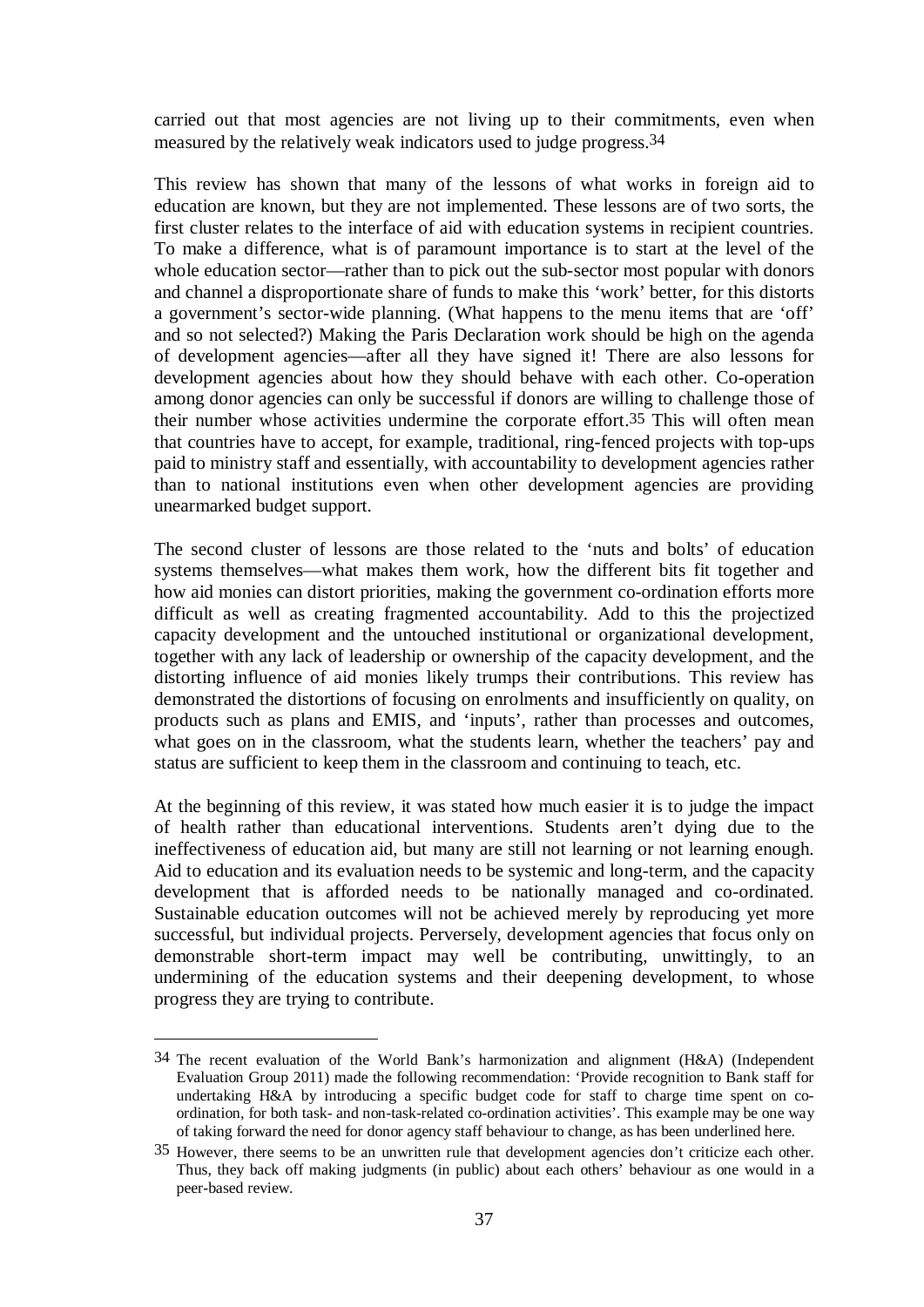carried out that most agencies are not living up to their commitments, even when measured by the relatively weak indicators used to judge progress.[34]

This review has shown that many of the lessons of what works in foreign aid to education are known, but they are not implemented. These lessons are of two sorts, the first cluster relates to the interface of aid with education systems in recipient countries. To make a difference, what is of paramount importance is to start at the level of the whole education sector—rather than to pick out the sub-sector most popular with donors and channel a disproportionate share of funds to make this 'work' better, for this distorts a government's sector-wide planning. (What happens to the menu items that are 'off' and so not selected?) Making the Paris Declaration work should be high on the agenda of development agencies—after all they have signed it! There are also lessons for development agencies about how they should behave with each other. Co-operation among donor agencies can only be successful if donors are willing to challenge those of their number whose activities undermine the corporate effort.[35] This will often mean that countries have to accept, for example, traditional, ring-fenced projects with top-ups paid to ministry staff and essentially, with accountability to development agencies rather than to national institutions even when other development agencies are providing unearmarked budget support.

The second cluster of lessons are those related to the 'nuts and bolts' of education systems themselves—what makes them work, how the different bits fit together and how aid monies can distort priorities, making the government co-ordination efforts more difficult as well as creating fragmented accountability. Add to this the projectized capacity development and the untouched institutional or organizational development, together with any lack of leadership or ownership of the capacity development, and the distorting influence of aid monies likely trumps their contributions. This review has demonstrated the distortions of focusing on enrolments and insufficiently on quality, on products such as plans and EMIS, and 'inputs', rather than processes and outcomes, what goes on in the classroom, what the students learn, whether the teachers' pay and status are sufficient to keep them in the classroom and continuing to teach, etc.

At the beginning of this review, it was stated how much easier it is to judge the impact of health rather than educational interventions. Students aren't dying due to the ineffectiveness of education aid, but many are still not learning or not learning enough. Aid to education and its evaluation needs to be systemic and long-term, and the capacity development that is afforded needs to be nationally managed and co-ordinated. Sustainable education outcomes will not be achieved merely by reproducing yet more successful, but individual projects. Perversely, development agencies that focus only on demonstrable short-term impact may well be contributing, unwittingly, to an undermining of the education systems and their deepening development, to whose progress they are trying to contribute.

---

[34] The recent evaluation of the World Bank's harmonization and alignment (H&A) (Independent Evaluation Group 2011) made the following recommendation: 'Provide recognition to Bank staff for undertaking H&A by introducing a specific budget code for staff to charge time spent on co-ordination, for both task- and non-task-related co-ordination activities'. This example may be one way of taking forward the need for donor agency staff behaviour to change, as has been underlined here.

[35] However, there seems to be an unwritten rule that development agencies don't criticize each other. Thus, they back off making judgments (in public) about each others' behaviour as one would in a peer-based review.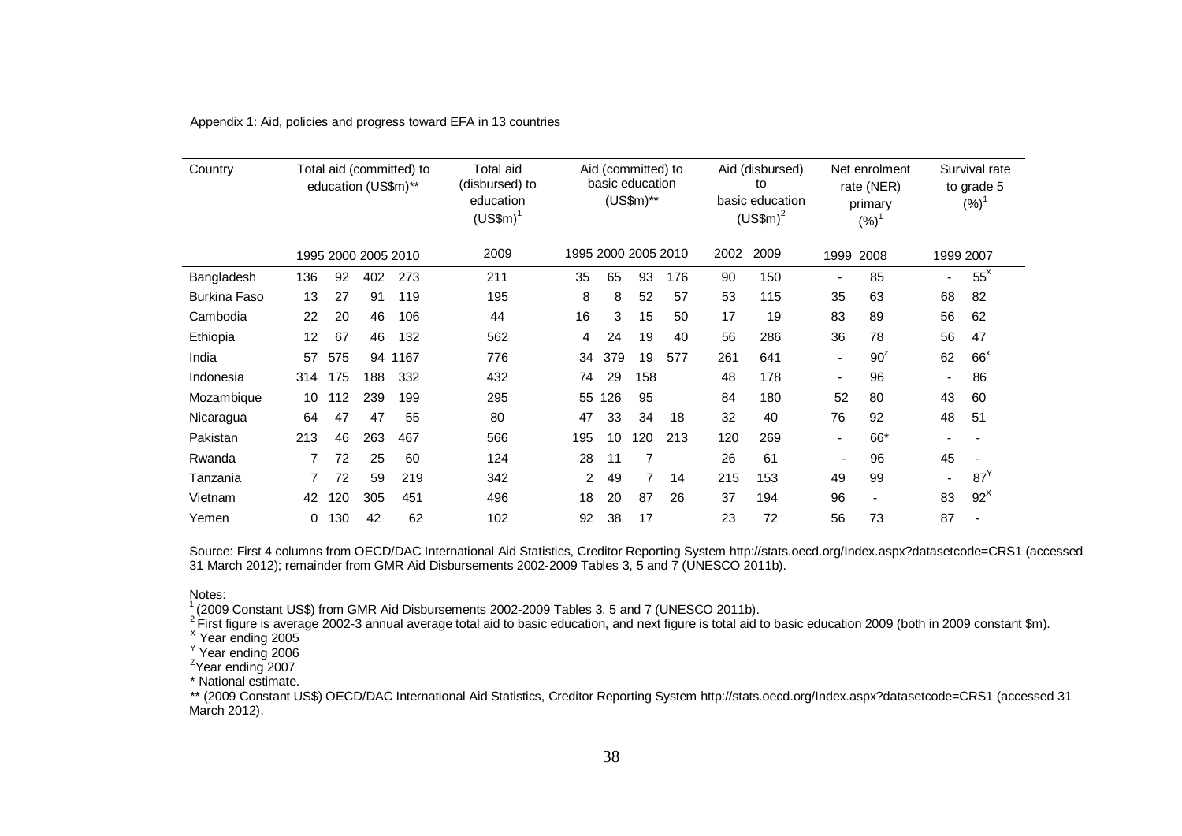Appendix 1: Aid, policies and progress toward EFA in 13 countries

| Country | Total aid (committed) to education (US$m)** | | | | Total aid (disbursed) to education (US$m)[1] | Aid (committed) to basic education (US$m)** | | | | Aid (disbursed) to basic education (US$m)[2] | | Net enrolment rate (NER) primary (%)[1] | | Survival rate to grade 5 (%)[1] | |
|---|---|---|---|---|---|---|---|---|---|---|---|---|---|---|---|
| | 1995 | 2000 | 2005 | 2010 | 2009 | 1995 | 2000 | 2005 | 2010 | 2002 | 2009 | 1999 | 2008 | 1999 | 2007 |
| Bangladesh | 136 | 92 | 402 | 273 | 211 | 35 | 65 | 93 | 176 | 90 | 150 | - | 85 | - | 55[X] |
| Burkina Faso | 13 | 27 | 91 | 119 | 195 | 8 | 8 | 52 | 57 | 53 | 115 | 35 | 63 | 68 | 82 |
| Cambodia | 22 | 20 | 46 | 106 | 44 | 16 | 3 | 15 | 50 | 17 | 19 | 83 | 89 | 56 | 62 |
| Ethiopia | 12 | 67 | 46 | 132 | 562 | 4 | 24 | 19 | 40 | 56 | 286 | 36 | 78 | 56 | 47 |
| India | 57 | 575 | 94 | 1167 | 776 | 34 | 379 | 19 | 577 | 261 | 641 | - | 90[Z] | 62 | 66[X] |
| Indonesia | 314 | 175 | 188 | 332 | 432 | 74 | 29 | 158 | | 48 | 178 | - | 96 | - | 86 |
| Mozambique | 10 | 112 | 239 | 199 | 295 | 55 | 126 | 95 | | 84 | 180 | 52 | 80 | 43 | 60 |
| Nicaragua | 64 | 47 | 47 | 55 | 80 | 47 | 33 | 34 | 18 | 32 | 40 | 76 | 92 | 48 | 51 |
| Pakistan | 213 | 46 | 263 | 467 | 566 | 195 | 10 | 120 | 213 | 120 | 269 | - | 66* | - | - |
| Rwanda | 7 | 72 | 25 | 60 | 124 | 28 | 11 | 7 | | 26 | 61 | - | 96 | 45 | - |
| Tanzania | 7 | 72 | 59 | 219 | 342 | 2 | 49 | 7 | 14 | 215 | 153 | 49 | 99 | - | 87[Y] |
| Vietnam | 42 | 120 | 305 | 451 | 496 | 18 | 20 | 87 | 26 | 37 | 194 | 96 | - | 83 | 92[X] |
| Yemen | 0 | 130 | 42 | 62 | 102 | 92 | 38 | 17 | | 23 | 72 | 56 | 73 | 87 | - |

Source: First 4 columns from OECD/DAC International Aid Statistics, Creditor Reporting System http://stats.oecd.org/Index.aspx?datasetcode=CRS1 (accessed 31 March 2012); remainder from GMR Aid Disbursements 2002-2009 Tables 3, 5 and 7 (UNESCO 2011b).

Notes:

[1] (2009 Constant US$) from GMR Aid Disbursements 2002-2009 Tables 3, 5 and 7 (UNESCO 2011b).

[2] First figure is average 2002-3 annual average total aid to basic education, and next figure is total aid to basic education 2009 (both in 2009 constant $m).

[X] Year ending 2005

[Y] Year ending 2006

[Z] Year ending 2007

* National estimate.

** (2009 Constant US$) OECD/DAC International Aid Statistics, Creditor Reporting System http://stats.oecd.org/Index.aspx?datasetcode=CRS1 (accessed 31 March 2012).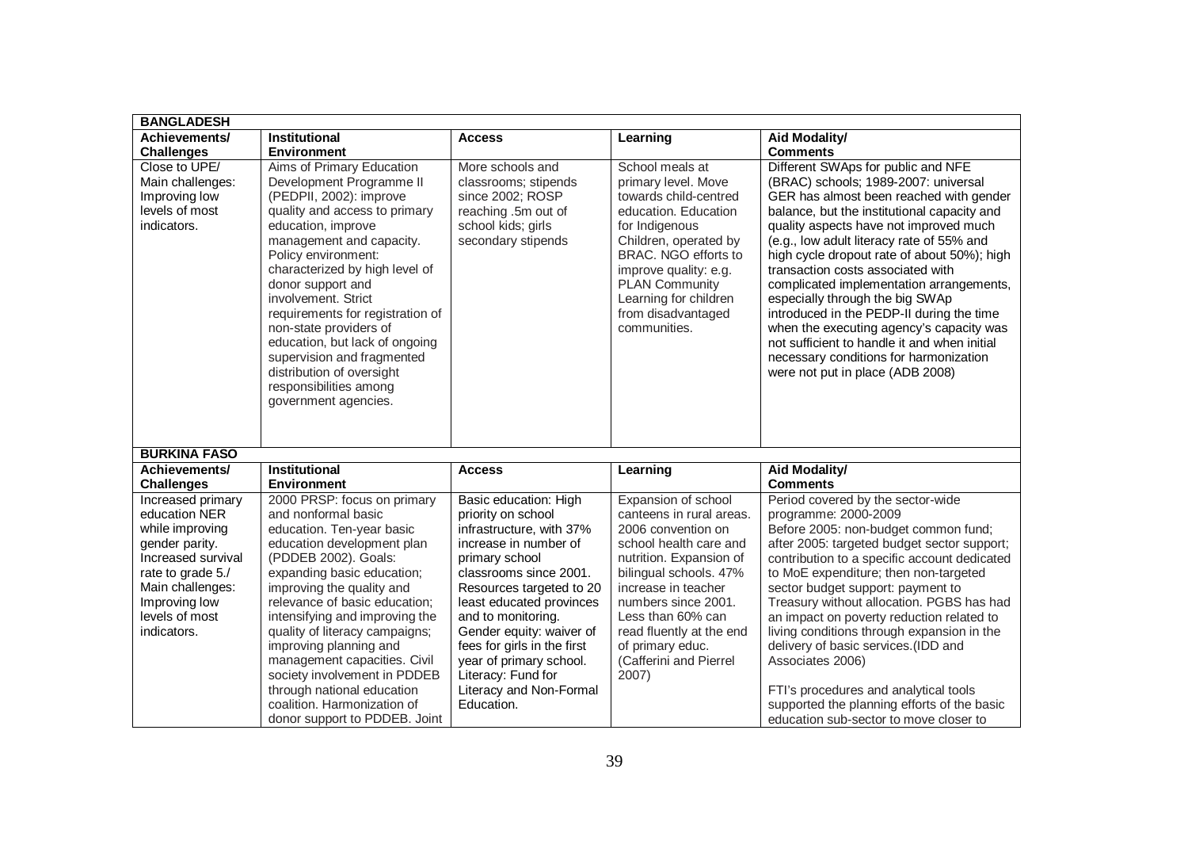| BANGLADESH | | | | |
|---|---|---|---|---|
| **Achievements/ Challenges** | **Institutional Environment** | **Access** | **Learning** | **Aid Modality/ Comments** |
| Close to UPE/ Main challenges: Improving low levels of most indicators. | Aims of Primary Education Development Programme II (PEDPII, 2002): improve quality and access to primary education, improve management and capacity. Policy environment: characterized by high level of donor support and involvement. Strict requirements for registration of non-state providers of education, but lack of ongoing supervision and fragmented distribution of oversight responsibilities among government agencies. | More schools and classrooms; stipends since 2002; ROSP reaching .5m out of school kids; girls secondary stipends | School meals at primary level. Move towards child-centred education. Education for Indigenous Children, operated by BRAC. NGO efforts to improve quality: e.g. PLAN Community Learning for children from disadvantaged communities. | Different SWAps for public and NFE (BRAC) schools; 1989-2007: universal GER has almost been reached with gender balance, but the institutional capacity and quality aspects have not improved much (e.g., low adult literacy rate of 55% and high cycle dropout rate of about 50%); high transaction costs associated with complicated implementation arrangements, especially through the big SWAp introduced in the PEDP-II during the time when the executing agency's capacity was not sufficient to handle it and when initial necessary conditions for harmonization were not put in place (ADB 2008) |
| **BURKINA FASO** | | | | |
| **Achievements/ Challenges** | **Institutional Environment** | **Access** | **Learning** | **Aid Modality/ Comments** |
| Increased primary education NER while improving gender parity. Increased survival rate to grade 5./ Main challenges: Improving low levels of most indicators. | 2000 PRSP: focus on primary and nonformal basic education. Ten-year basic education development plan (PDDEB 2002). Goals: expanding basic education; improving the quality and relevance of basic education; intensifying and improving the quality of literacy campaigns; improving planning and management capacities. Civil society involvement in PDDEB through national education coalition. Harmonization of donor support to PDDEB. Joint | Basic education: High priority on school infrastructure, with 37% increase in number of primary school classrooms since 2001. Resources targeted to 20 least educated provinces and to monitoring. Gender equity: waiver of fees for girls in the first year of primary school. Literacy: Fund for Literacy and Non-Formal Education. | Expansion of school canteens in rural areas. 2006 convention on school health care and nutrition. Expansion of bilingual schools. 47% increase in teacher numbers since 2001. Less than 60% can read fluently at the end of primary educ. (Cafferini and Pierrel 2007) | Period covered by the sector-wide programme: 2000-2009<br>Before 2005: non-budget common fund; after 2005: targeted budget sector support; contribution to a specific account dedicated to MoE expenditure; then non-targeted sector budget support: payment to Treasury without allocation. PGBS has had an impact on poverty reduction related to living conditions through expansion in the delivery of basic services.(IDD and Associates 2006)<br><br>FTI's procedures and analytical tools supported the planning efforts of the basic education sub-sector to move closer to |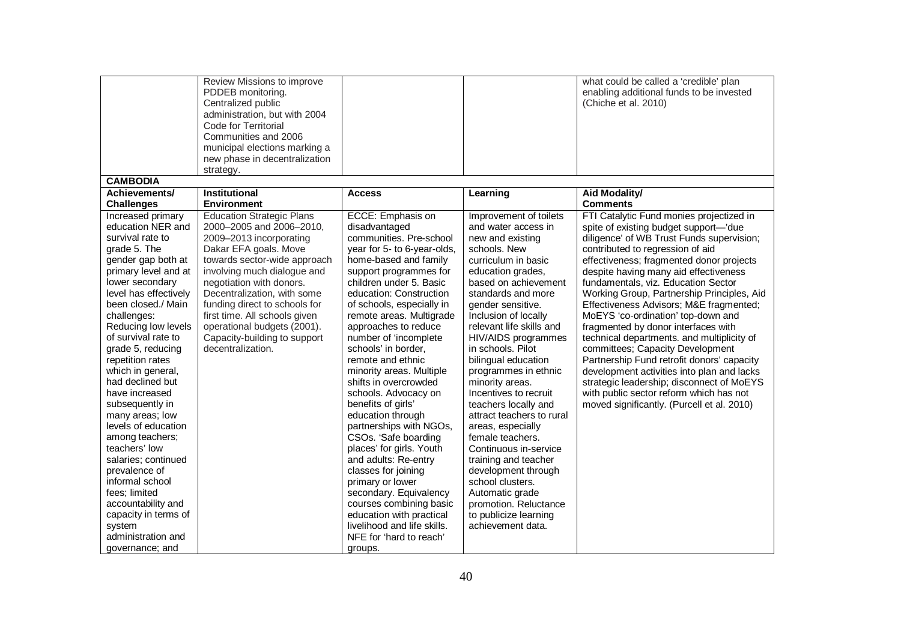|  | Review Missions to improve PDDEB monitoring. Centralized public administration, but with 2004 Code for Territorial Communities and 2006 municipal elections marking a new phase in decentralization strategy. |  |  | what could be called a 'credible' plan enabling additional funds to be invested (Chiche et al. 2010) |
|---|---|---|---|---|
| **CAMBODIA** |  |  |  |  |
| **Achievements/ Challenges** | **Institutional Environment** | **Access** | **Learning** | **Aid Modality/ Comments** |
| Increased primary education NER and survival rate to grade 5. The gender gap both at primary level and at lower secondary level has effectively been closed./ Main challenges: Reducing low levels of survival rate to grade 5, reducing repetition rates which in general, had declined but have increased subsequently in many areas; low levels of education among teachers; teachers' low salaries; continued prevalence of informal school fees; limited accountability and capacity in terms of system administration and governance; and | Education Strategic Plans 2000–2005 and 2006–2010, 2009–2013 incorporating Dakar EFA goals. Move towards sector-wide approach involving much dialogue and negotiation with donors. Decentralization, with some funding direct to schools for first time. All schools given operational budgets (2001). Capacity-building to support decentralization. | ECCE: Emphasis on disadvantaged communities. Pre-school year for 5- to 6-year-olds, home-based and family support programmes for children under 5. Basic education: Construction of schools, especially in remote areas. Multigrade approaches to reduce number of 'incomplete schools' in border, remote and ethnic minority areas. Multiple shifts in overcrowded schools. Advocacy on benefits of girls' education through partnerships with NGOs, CSOs. 'Safe boarding places' for girls. Youth and adults: Re-entry classes for joining primary or lower secondary. Equivalency courses combining basic education with practical livelihood and life skills. NFE for 'hard to reach' groups. | Improvement of toilets and water access in new and existing schools. New curriculum in basic education grades, based on achievement standards and more gender sensitive. Inclusion of locally relevant life skills and HIV/AIDS programmes in schools. Pilot bilingual education programmes in ethnic minority areas. Incentives to recruit teachers locally and attract teachers to rural areas, especially female teachers. Continuous in-service training and teacher development through school clusters. Automatic grade promotion. Reluctance to publicize learning achievement data. | FTI Catalytic Fund monies projectized in spite of existing budget support—'due diligence' of WB Trust Funds supervision; contributed to regression of aid effectiveness; fragmented donor projects despite having many aid effectiveness fundamentals, viz. Education Sector Working Group, Partnership Principles, Aid Effectiveness Advisors; M&E fragmented; MoEYS 'co-ordination' top-down and fragmented by donor interfaces with technical departments. and multiplicity of committees; Capacity Development Partnership Fund retrofit donors' capacity development activities into plan and lacks strategic leadership; disconnect of MoEYS with public sector reform which has not moved significantly. (Purcell et al. 2010) |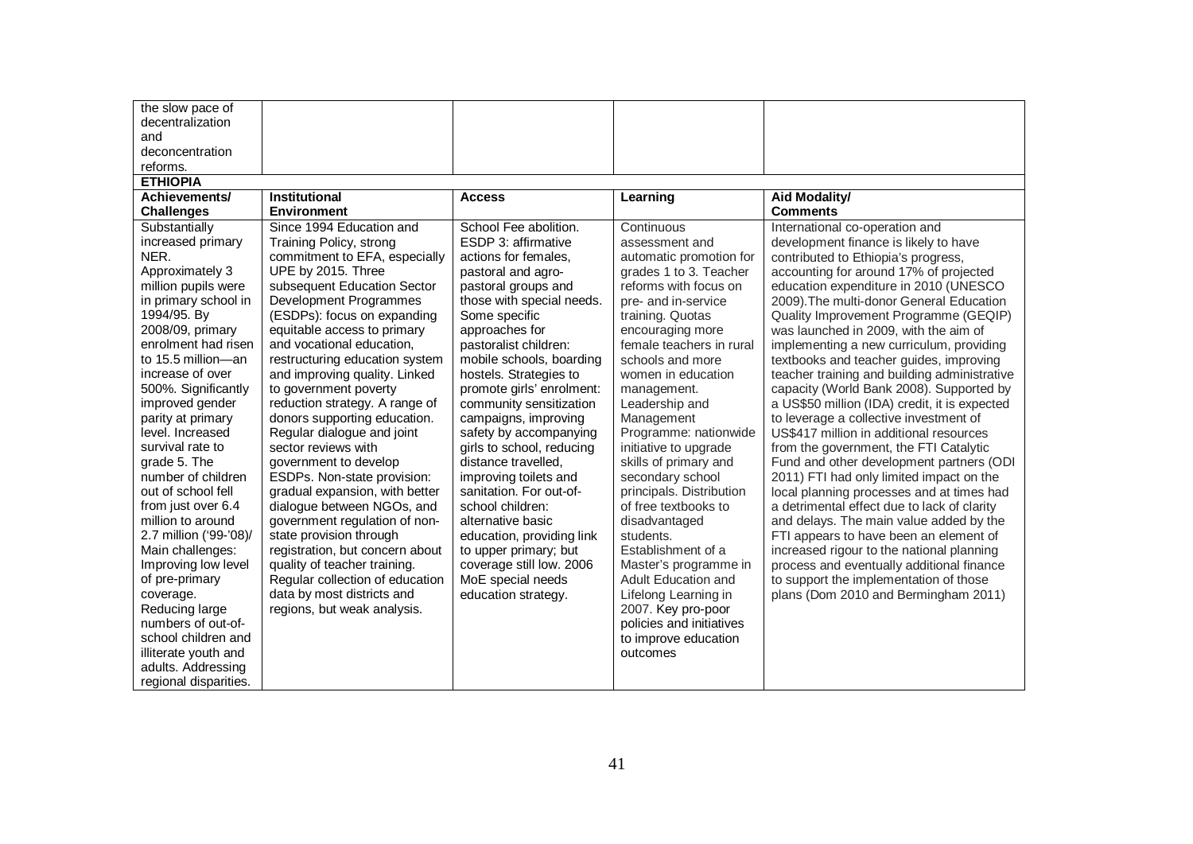| | | | | |
|---|---|---|---|---|
| the slow pace of decentralization and deconcentration reforms. | | | | |
| **ETHIOPIA** | | | | |
| **Achievements/ Challenges** | **Institutional Environment** | **Access** | **Learning** | **Aid Modality/ Comments** |
| Substantially increased primary NER. Approximately 3 million pupils were in primary school in 1994/95. By 2008/09, primary enrolment had risen to 15.5 million—an increase of over 500%. Significantly improved gender parity at primary level. Increased survival rate to grade 5. The number of children out of school fell from just over 6.4 million to around 2.7 million ('99-'08)/ Main challenges: Improving low level of pre-primary coverage. Reducing large numbers of out-of-school children and illiterate youth and adults. Addressing regional disparities. | Since 1994 Education and Training Policy, strong commitment to EFA, especially UPE by 2015. Three subsequent Education Sector Development Programmes (ESDPs): focus on expanding equitable access to primary and vocational education, restructuring education system and improving quality. Linked to government poverty reduction strategy. A range of donors supporting education. Regular dialogue and joint sector reviews with government to develop ESDPs. Non-state provision: gradual expansion, with better dialogue between NGOs, and government regulation of non-state provision through registration, but concern about quality of teacher training. Regular collection of education data by most districts and regions, but weak analysis. | School Fee abolition. ESDP 3: affirmative actions for females, pastoral and agro-pastoral groups and those with special needs. Some specific approaches for pastoralist children: mobile schools, boarding hostels. Strategies to promote girls' enrolment: community sensitization campaigns, improving safety by accompanying girls to school, reducing distance travelled, improving toilets and sanitation. For out-of-school children: alternative basic education, providing link to upper primary; but coverage still low. 2006 MoE special needs education strategy. | Continuous assessment and automatic promotion for grades 1 to 3. Teacher reforms with focus on pre- and in-service training. Quotas encouraging more female teachers in rural schools and more women in education management. Leadership and Management Programme: nationwide initiative to upgrade skills of primary and secondary school principals. Distribution of free textbooks to disadvantaged students. Establishment of a Master's programme in Adult Education and Lifelong Learning in 2007. Key pro-poor policies and initiatives to improve education outcomes | International co-operation and development finance is likely to have contributed to Ethiopia's progress, accounting for around 17% of projected education expenditure in 2010 (UNESCO 2009).The multi-donor General Education Quality Improvement Programme (GEQIP) was launched in 2009, with the aim of implementing a new curriculum, providing textbooks and teacher guides, improving teacher training and building administrative capacity (World Bank 2008). Supported by a US$50 million (IDA) credit, it is expected to leverage a collective investment of US$417 million in additional resources from the government, the FTI Catalytic Fund and other development partners (ODI 2011) FTI had only limited impact on the local planning processes and at times had a detrimental effect due to lack of clarity and delays. The main value added by the FTI appears to have been an element of increased rigour to the national planning process and eventually additional finance to support the implementation of those plans (Dom 2010 and Bermingham 2011) |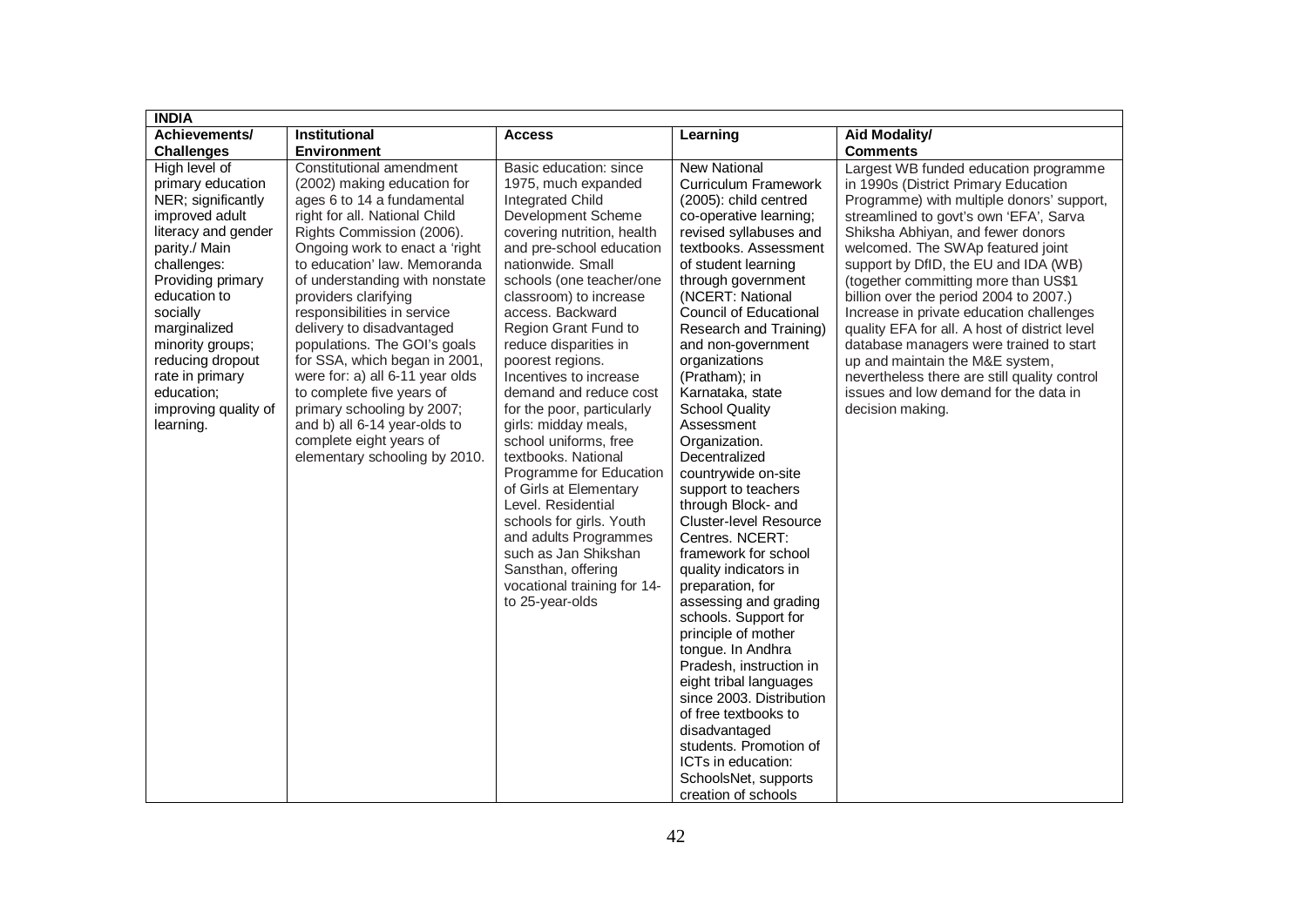| INDIA | | | | |
|---|---|---|---|---|
| **Achievements/ Challenges** | **Institutional Environment** | **Access** | **Learning** | **Aid Modality/ Comments** |
| High level of primary education NER; significantly improved adult literacy and gender parity./ Main challenges: Providing primary education to socially marginalized minority groups; reducing dropout rate in primary education; improving quality of learning. | Constitutional amendment (2002) making education for ages 6 to 14 a fundamental right for all. National Child Rights Commission (2006). Ongoing work to enact a 'right to education' law. Memoranda of understanding with nonstate providers clarifying responsibilities in service delivery to disadvantaged populations. The GOI's goals for SSA, which began in 2001, were for: a) all 6-11 year olds to complete five years of primary schooling by 2007; and b) all 6-14 year-olds to complete eight years of elementary schooling by 2010. | Basic education: since 1975, much expanded Integrated Child Development Scheme covering nutrition, health and pre-school education nationwide. Small schools (one teacher/one classroom) to increase access. Backward Region Grant Fund to reduce disparities in poorest regions. Incentives to increase demand and reduce cost for the poor, particularly girls: midday meals, school uniforms, free textbooks. National Programme for Education of Girls at Elementary Level. Residential schools for girls. Youth and adults Programmes such as Jan Shikshan Sansthan, offering vocational training for 14- to 25-year-olds | New National Curriculum Framework (2005): child centred co-operative learning; revised syllabuses and textbooks. Assessment of student learning through government (NCERT: National Council of Educational Research and Training) and non-government organizations (Pratham); in Karnataka, state School Quality Assessment Organization. Decentralized countrywide on-site support to teachers through Block- and Cluster-level Resource Centres. NCERT: framework for school quality indicators in preparation, for assessing and grading schools. Support for principle of mother tongue. In Andhra Pradesh, instruction in eight tribal languages since 2003. Distribution of free textbooks to disadvantaged students. Promotion of ICTs in education: SchoolsNet, supports creation of schools | Largest WB funded education programme in 1990s (District Primary Education Programme) with multiple donors' support, streamlined to govt's own 'EFA', Sarva Shiksha Abhiyan, and fewer donors welcomed. The SWAp featured joint support by DfID, the EU and IDA (WB) (together committing more than US$1 billion over the period 2004 to 2007.) Increase in private education challenges quality EFA for all. A host of district level database managers were trained to start up and maintain the M&E system, nevertheless there are still quality control issues and low demand for the data in decision making. |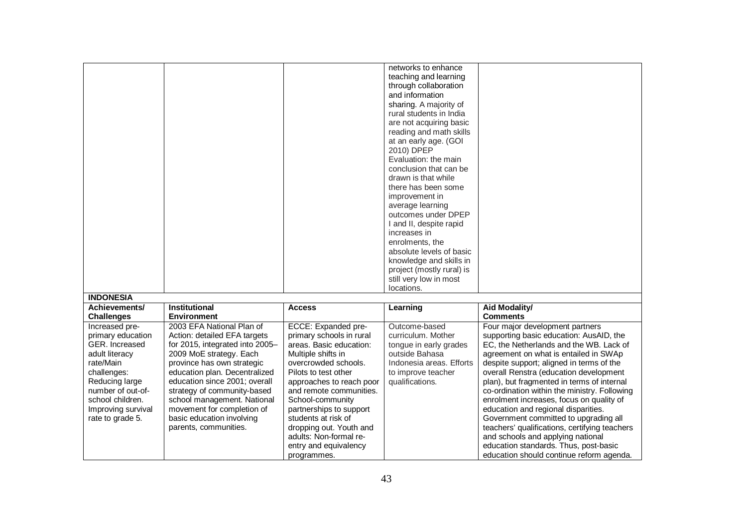| | | | | |
|---|---|---|---|---|
| | | | networks to enhance teaching and learning through collaboration and information sharing. A majority of rural students in India are not acquiring basic reading and math skills at an early age. (GOI 2010) DPEP Evaluation: the main conclusion that can be drawn is that while there has been some improvement in average learning outcomes under DPEP I and II, despite rapid increases in enrolments, the absolute levels of basic knowledge and skills in project (mostly rural) is still very low in most locations. | |
| **INDONESIA** | | | | |
| **Achievements/ Challenges** | **Institutional Environment** | **Access** | **Learning** | **Aid Modality/ Comments** |
| Increased pre-primary education GER. Increased adult literacy rate/Main challenges: Reducing large number of out-of-school children. Improving survival rate to grade 5. | 2003 EFA National Plan of Action: detailed EFA targets for 2015, integrated into 2005–2009 MoE strategy. Each province has own strategic education plan. Decentralized education since 2001; overall strategy of community-based school management. National movement for completion of basic education involving parents, communities. | ECCE: Expanded pre-primary schools in rural areas. Basic education: Multiple shifts in overcrowded schools. Pilots to test other approaches to reach poor and remote communities. School-community partnerships to support students at risk of dropping out. Youth and adults: Non-formal re-entry and equivalency programmes. | Outcome-based curriculum. Mother tongue in early grades outside Bahasa Indonesia areas. Efforts to improve teacher qualifications. | Four major development partners supporting basic education: AusAID, the EC, the Netherlands and the WB. Lack of agreement on what is entailed in SWAp despite support; aligned in terms of the overall Renstra (education development plan), but fragmented in terms of internal co-ordination within the ministry. Following enrolment increases, focus on quality of education and regional disparities. Government committed to upgrading all teachers' qualifications, certifying teachers and schools and applying national education standards. Thus, post-basic education should continue reform agenda. |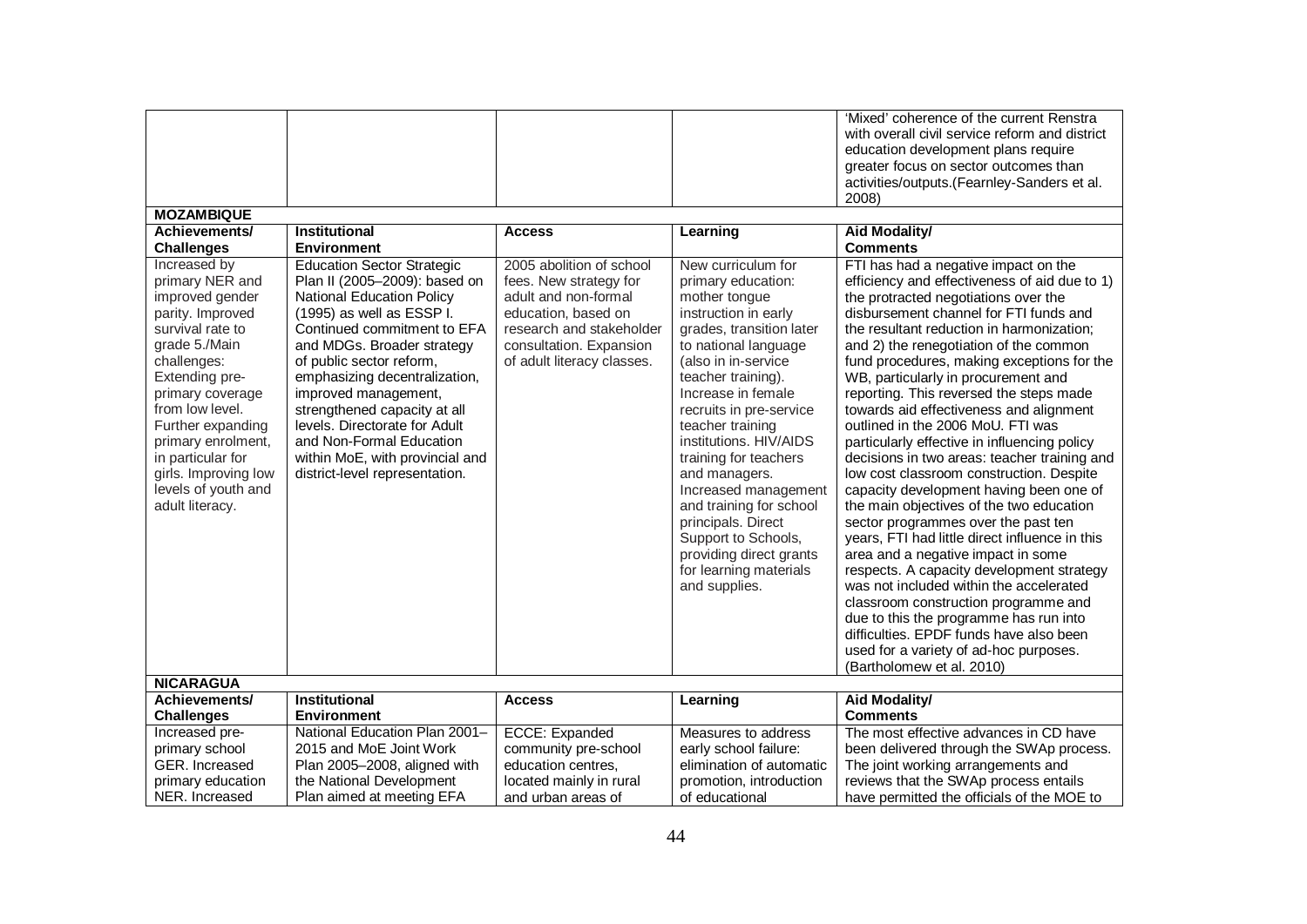| | | | | |
|---|---|---|---|---|
| | | | | 'Mixed' coherence of the current Renstra with overall civil service reform and district education development plans require greater focus on sector outcomes than activities/outputs.(Fearnley-Sanders et al. 2008) |
| **MOZAMBIQUE** | | | | |
| **Achievements/ Challenges** | **Institutional Environment** | **Access** | **Learning** | **Aid Modality/ Comments** |
| Increased by primary NER and improved gender parity. Improved survival rate to grade 5./Main challenges: Extending pre-primary coverage from low level. Further expanding primary enrolment, in particular for girls. Improving low levels of youth and adult literacy. | Education Sector Strategic Plan II (2005–2009): based on National Education Policy (1995) as well as ESSP I. Continued commitment to EFA and MDGs. Broader strategy of public sector reform, emphasizing decentralization, improved management, strengthened capacity at all levels. Directorate for Adult and Non-Formal Education within MoE, with provincial and district-level representation. | 2005 abolition of school fees. New strategy for adult and non-formal education, based on research and stakeholder consultation. Expansion of adult literacy classes. | New curriculum for primary education: mother tongue instruction in early grades, transition later to national language (also in in-service teacher training). Increase in female recruits in pre-service teacher training institutions. HIV/AIDS training for teachers and managers. Increased management and training for school principals. Direct Support to Schools, providing direct grants for learning materials and supplies. | FTI has had a negative impact on the efficiency and effectiveness of aid due to 1) the protracted negotiations over the disbursement channel for FTI funds and the resultant reduction in harmonization; and 2) the renegotiation of the common fund procedures, making exceptions for the WB, particularly in procurement and reporting. This reversed the steps made towards aid effectiveness and alignment outlined in the 2006 MoU. FTI was particularly effective in influencing policy decisions in two areas: teacher training and low cost classroom construction. Despite capacity development having been one of the main objectives of the two education sector programmes over the past ten years, FTI had little direct influence in this area and a negative impact in some respects. A capacity development strategy was not included within the accelerated classroom construction programme and due to this the programme has run into difficulties. EPDF funds have also been used for a variety of ad-hoc purposes. (Bartholomew et al. 2010) |
| **NICARAGUA** | | | | |
| **Achievements/ Challenges** | **Institutional Environment** | **Access** | **Learning** | **Aid Modality/ Comments** |
| Increased pre-primary school GER. Increased primary education NER. Increased | National Education Plan 2001–2015 and MoE Joint Work Plan 2005–2008, aligned with the National Development Plan aimed at meeting EFA | ECCE: Expanded community pre-school education centres, located mainly in rural and urban areas of | Measures to address early school failure: elimination of automatic promotion, introduction of educational | The most effective advances in CD have been delivered through the SWAp process. The joint working arrangements and reviews that the SWAp process entails have permitted the officials of the MOE to |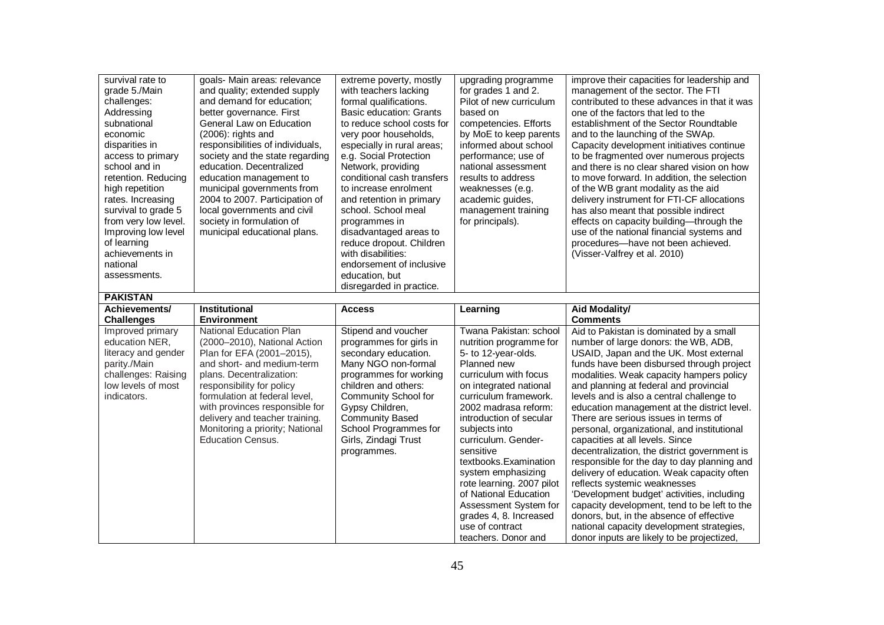| | | | | |
|---|---|---|---|---|
| survival rate to grade 5./Main challenges: Addressing subnational economic disparities in access to primary school and in retention. Reducing high repetition rates. Increasing survival to grade 5 from very low level. Improving low level of learning achievements in national assessments. | goals- Main areas: relevance and quality; extended supply and demand for education; better governance. First General Law on Education (2006): rights and responsibilities of individuals, society and the state regarding education. Decentralized education management to municipal governments from 2004 to 2007. Participation of local governments and civil society in formulation of municipal educational plans. | extreme poverty, mostly with teachers lacking formal qualifications. Basic education: Grants to reduce school costs for very poor households, especially in rural areas; e.g. Social Protection Network, providing conditional cash transfers to increase enrolment and retention in primary school. School meal programmes in disadvantaged areas to reduce dropout. Children with disabilities: endorsement of inclusive education, but disregarded in practice. | upgrading programme for grades 1 and 2. Pilot of new curriculum based on competencies. Efforts by MoE to keep parents informed about school performance; use of national assessment results to address weaknesses (e.g. academic guides, management training for principals). | improve their capacities for leadership and management of the sector. The FTI contributed to these advances in that it was one of the factors that led to the establishment of the Sector Roundtable and to the launching of the SWAp. Capacity development initiatives continue to be fragmented over numerous projects and there is no clear shared vision on how to move forward. In addition, the selection of the WB grant modality as the aid delivery instrument for FTI-CF allocations has also meant that possible indirect effects on capacity building—through the use of the national financial systems and procedures—have not been achieved. (Visser-Valfrey et al. 2010) |
| **PAKISTAN** | | | | |
| **Achievements/ Challenges** | **Institutional Environment** | **Access** | **Learning** | **Aid Modality/ Comments** |
| Improved primary education NER, literacy and gender parity./Main challenges: Raising low levels of most indicators. | National Education Plan (2000–2010), National Action Plan for EFA (2001–2015), and short- and medium-term plans. Decentralization: responsibility for policy formulation at federal level, with provinces responsible for delivery and teacher training. Monitoring a priority; National Education Census. | Stipend and voucher programmes for girls in secondary education. Many NGO non-formal programmes for working children and others: Community School for Gypsy Children, Community Based School Programmes for Girls, Zindagi Trust programmes. | Twana Pakistan: school nutrition programme for 5- to 12-year-olds. Planned new curriculum with focus on integrated national curriculum framework. 2002 madrasa reform: introduction of secular subjects into curriculum. Gender-sensitive textbooks.Examination system emphasizing rote learning. 2007 pilot of National Education Assessment System for grades 4, 8. Increased use of contract teachers. Donor and | Aid to Pakistan is dominated by a small number of large donors: the WB, ADB, USAID, Japan and the UK. Most external funds have been disbursed through project modalities. Weak capacity hampers policy and planning at federal and provincial levels and is also a central challenge to education management at the district level. There are serious issues in terms of personal, organizational, and institutional capacities at all levels. Since decentralization, the district government is responsible for the day to day planning and delivery of education. Weak capacity often reflects systemic weaknesses 'Development budget' activities, including capacity development, tend to be left to the donors, but, in the absence of effective national capacity development strategies, donor inputs are likely to be projectized, |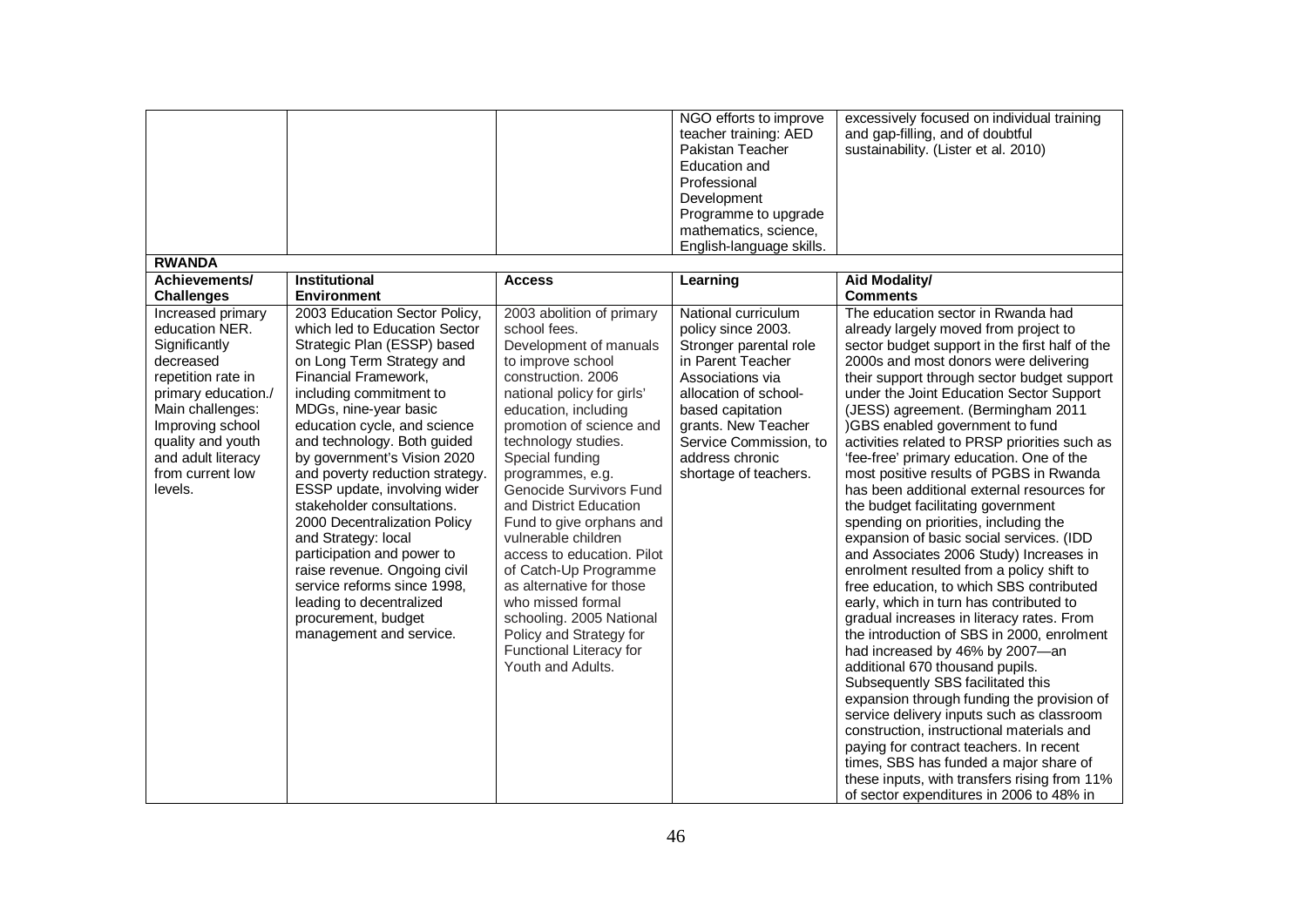| | | | | |
|---|---|---|---|---|
| | | | NGO efforts to improve teacher training: AED Pakistan Teacher Education and Professional Development Programme to upgrade mathematics, science, English-language skills. | excessively focused on individual training and gap-filling, and of doubtful sustainability. (Lister et al. 2010) |

**RWANDA**

| Achievements/ Challenges | Institutional Environment | Access | Learning | Aid Modality/ Comments |
|---|---|---|---|---|
| Increased primary education NER. Significantly decreased repetition rate in primary education./ Main challenges: Improving school quality and youth and adult literacy from current low levels. | 2003 Education Sector Policy, which led to Education Sector Strategic Plan (ESSP) based on Long Term Strategy and Financial Framework, including commitment to MDGs, nine-year basic education cycle, and science and technology. Both guided by government's Vision 2020 and poverty reduction strategy. ESSP update, involving wider stakeholder consultations. 2000 Decentralization Policy and Strategy: local participation and power to raise revenue. Ongoing civil service reforms since 1998, leading to decentralized procurement, budget management and service. | 2003 abolition of primary school fees. Development of manuals to improve school construction. 2006 national policy for girls' education, including promotion of science and technology studies. Special funding programmes, e.g. Genocide Survivors Fund and District Education Fund to give orphans and vulnerable children access to education. Pilot of Catch-Up Programme as alternative for those who missed formal schooling. 2005 National Policy and Strategy for Functional Literacy for Youth and Adults. | National curriculum policy since 2003. Stronger parental role in Parent Teacher Associations via allocation of school-based capitation grants. New Teacher Service Commission, to address chronic shortage of teachers. | The education sector in Rwanda had already largely moved from project to sector budget support in the first half of the 2000s and most donors were delivering their support through sector budget support under the Joint Education Sector Support (JESS) agreement. (Bermingham 2011 )GBS enabled government to fund activities related to PRSP priorities such as 'fee-free' primary education. One of the most positive results of PGBS in Rwanda has been additional external resources for the budget facilitating government spending on priorities, including the expansion of basic social services. (IDD and Associates 2006 Study) Increases in enrolment resulted from a policy shift to free education, to which SBS contributed early, which in turn has contributed to gradual increases in literacy rates. From the introduction of SBS in 2000, enrolment had increased by 46% by 2007—an additional 670 thousand pupils. Subsequently SBS facilitated this expansion through funding the provision of service delivery inputs such as classroom construction, instructional materials and paying for contract teachers. In recent times, SBS has funded a major share of these inputs, with transfers rising from 11% of sector expenditures in 2006 to 48% in |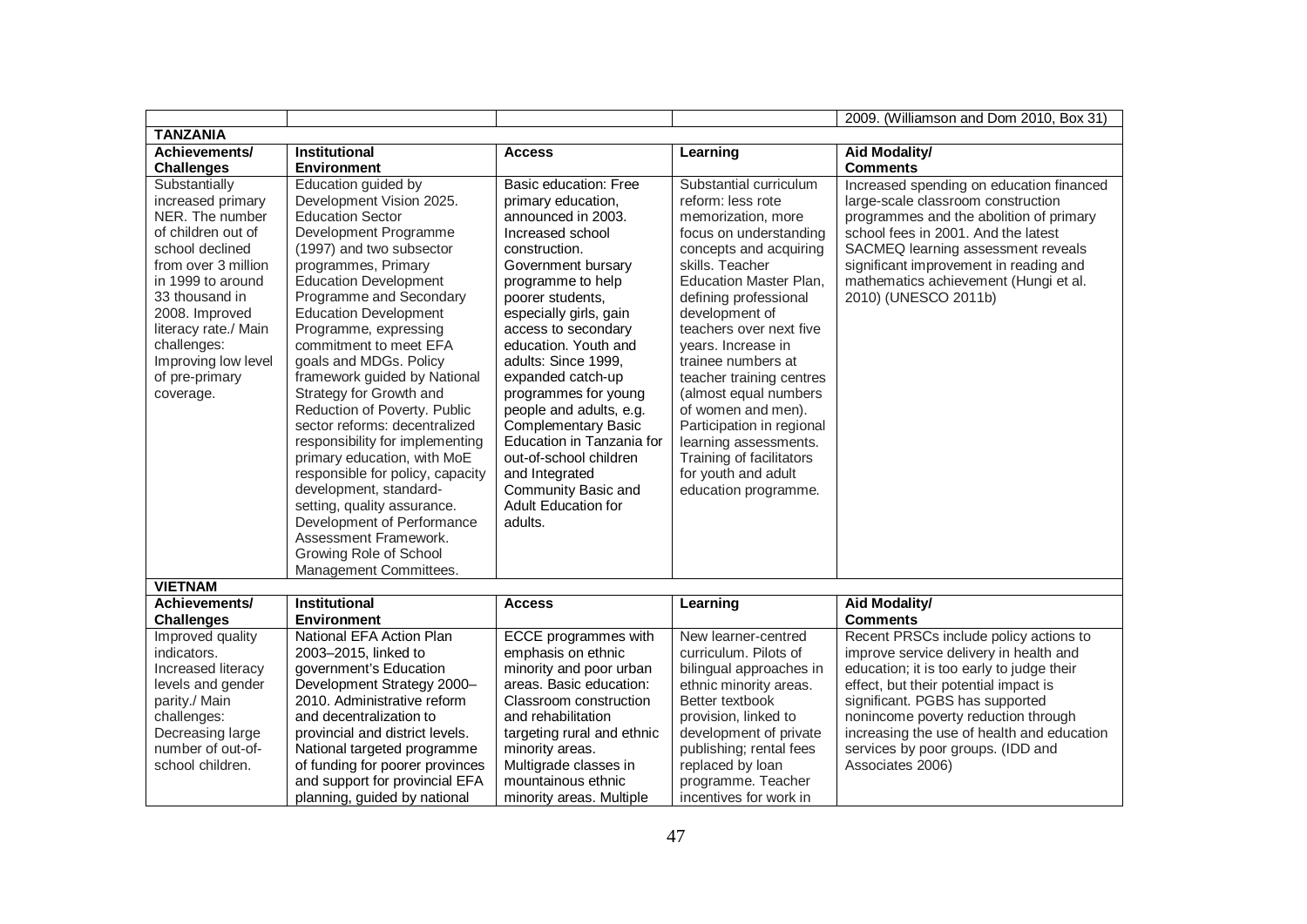| | | | | |
|---|---|---|---|---|
| | | | | 2009. (Williamson and Dom 2010, Box 31) |
| **TANZANIA** | | | | |
| **Achievements/ Challenges** | **Institutional Environment** | **Access** | **Learning** | **Aid Modality/ Comments** |
| Substantially increased primary NER. The number of children out of school declined from over 3 million in 1999 to around 33 thousand in 2008. Improved literacy rate./ Main challenges: Improving low level of pre-primary coverage. | Education guided by Development Vision 2025. Education Sector Development Programme (1997) and two subsector programmes, Primary Education Development Programme and Secondary Education Development Programme, expressing commitment to meet EFA goals and MDGs. Policy framework guided by National Strategy for Growth and Reduction of Poverty. Public sector reforms: decentralized responsibility for implementing primary education, with MoE responsible for policy, capacity development, standard-setting, quality assurance. Development of Performance Assessment Framework. Growing Role of School Management Committees. | Basic education: Free primary education, announced in 2003. Increased school construction. Government bursary programme to help poorer students, especially girls, gain access to secondary education. Youth and adults: Since 1999, expanded catch-up programmes for young people and adults, e.g. Complementary Basic Education in Tanzania for out-of-school children and Integrated Community Basic and Adult Education for adults. | Substantial curriculum reform: less rote memorization, more focus on understanding concepts and acquiring skills. Teacher Education Master Plan, defining professional development of teachers over next five years. Increase in trainee numbers at teacher training centres (almost equal numbers of women and men). Participation in regional learning assessments. Training of facilitators for youth and adult education programme. | Increased spending on education financed large-scale classroom construction programmes and the abolition of primary school fees in 2001. And the latest SACMEQ learning assessment reveals significant improvement in reading and mathematics achievement (Hungi et al. 2010) (UNESCO 2011b) |
| **VIETNAM** | | | | |
| **Achievements/ Challenges** | **Institutional Environment** | **Access** | **Learning** | **Aid Modality/ Comments** |
| Improved quality indicators. Increased literacy levels and gender parity./ Main challenges: Decreasing large number of out-of-school children. | National EFA Action Plan 2003–2015, linked to government's Education Development Strategy 2000–2010. Administrative reform and decentralization to provincial and district levels. National targeted programme of funding for poorer provinces and support for provincial EFA planning, guided by national | ECCE programmes with emphasis on ethnic minority and poor urban areas. Basic education: Classroom construction and rehabilitation targeting rural and ethnic minority areas. Multigrade classes in mountainous ethnic minority areas. Multiple | New learner-centred curriculum. Pilots of bilingual approaches in ethnic minority areas. Better textbook provision, linked to development of private publishing; rental fees replaced by loan programme. Teacher incentives for work in | Recent PRSCs include policy actions to improve service delivery in health and education; it is too early to judge their effect, but their potential impact is significant. PGBS has supported nonincome poverty reduction through increasing the use of health and education services by poor groups. (IDD and Associates 2006) |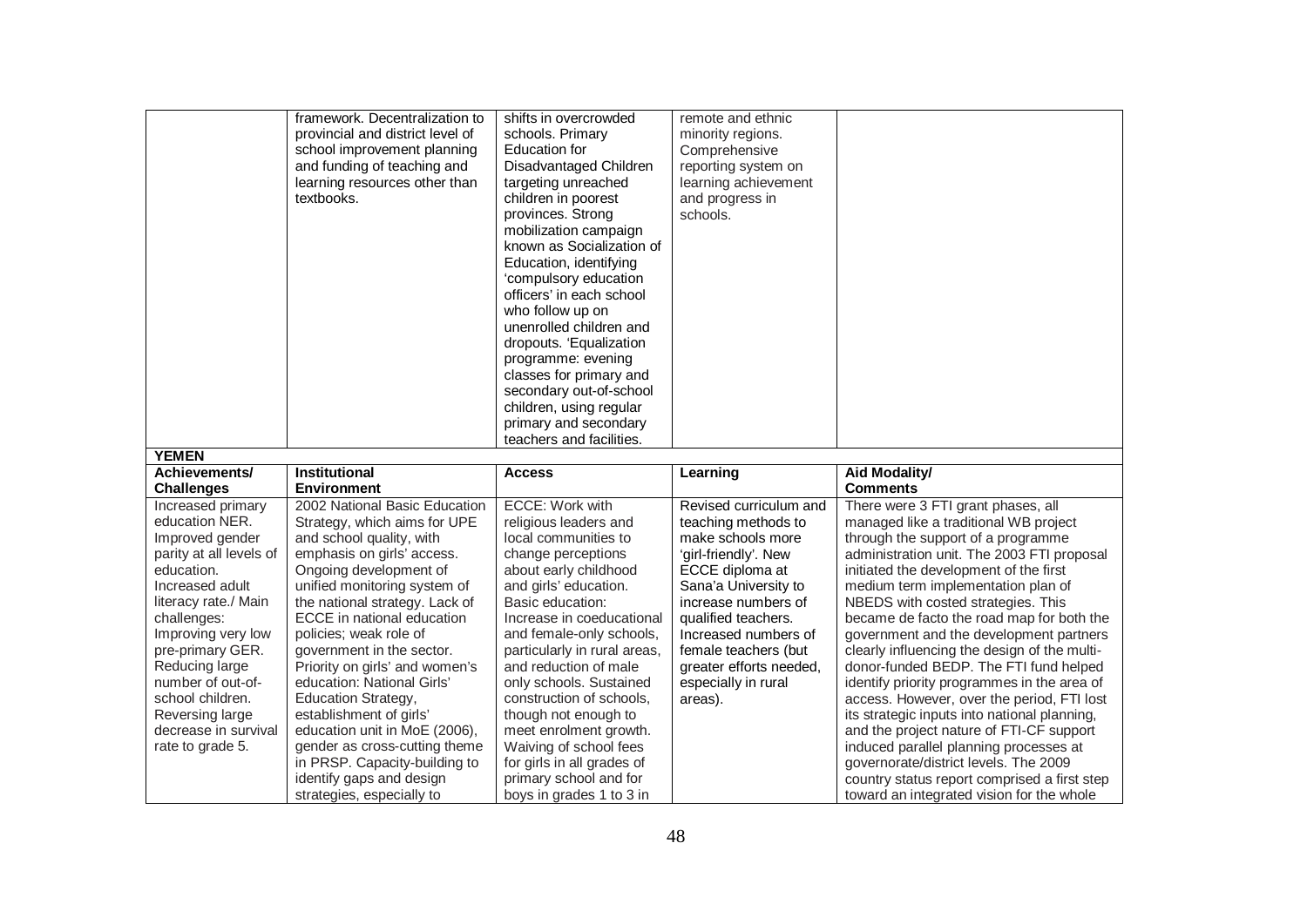| | | | | |
|---|---|---|---|---|
| | framework. Decentralization to provincial and district level of school improvement planning and funding of teaching and learning resources other than textbooks. | shifts in overcrowded schools. Primary Education for Disadvantaged Children targeting unreached children in poorest provinces. Strong mobilization campaign known as Socialization of Education, identifying 'compulsory education officers' in each school who follow up on unenrolled children and dropouts. 'Equalization programme: evening classes for primary and secondary out-of-school children, using regular primary and secondary teachers and facilities. | remote and ethnic minority regions. Comprehensive reporting system on learning achievement and progress in schools. | |
| **YEMEN** | | | | |
| **Achievements/ Challenges** | **Institutional Environment** | **Access** | **Learning** | **Aid Modality/ Comments** |
| Increased primary education NER. Improved gender parity at all levels of education. Increased adult literacy rate./ Main challenges: Improving very low pre-primary GER. Reducing large number of out-of-school children. Reversing large decrease in survival rate to grade 5. | 2002 National Basic Education Strategy, which aims for UPE and school quality, with emphasis on girls' access. Ongoing development of unified monitoring system of the national strategy. Lack of ECCE in national education policies; weak role of government in the sector. Priority on girls' and women's education: National Girls' Education Strategy, establishment of girls' education unit in MoE (2006), gender as cross-cutting theme in PRSP. Capacity-building to identify gaps and design strategies, especially to | ECCE: Work with religious leaders and local communities to change perceptions about early childhood and girls' education. Basic education: Increase in coeducational and female-only schools, particularly in rural areas, and reduction of male only schools. Sustained construction of schools, though not enough to meet enrolment growth. Waiving of school fees for girls in all grades of primary school and for boys in grades 1 to 3 in | Revised curriculum and teaching methods to make schools more 'girl-friendly'. New ECCE diploma at Sana'a University to increase numbers of qualified teachers. Increased numbers of female teachers (but greater efforts needed, especially in rural areas). | There were 3 FTI grant phases, all managed like a traditional WB project through the support of a programme administration unit. The 2003 FTI proposal initiated the development of the first medium term implementation plan of NBEDS with costed strategies. This became de facto the road map for both the government and the development partners clearly influencing the design of the multi-donor-funded BEDP. The FTI fund helped identify priority programmes in the area of access. However, over the period, FTI lost its strategic inputs into national planning, and the project nature of FTI-CF support induced parallel planning processes at governorate/district levels. The 2009 country status report comprised a first step toward an integrated vision for the whole |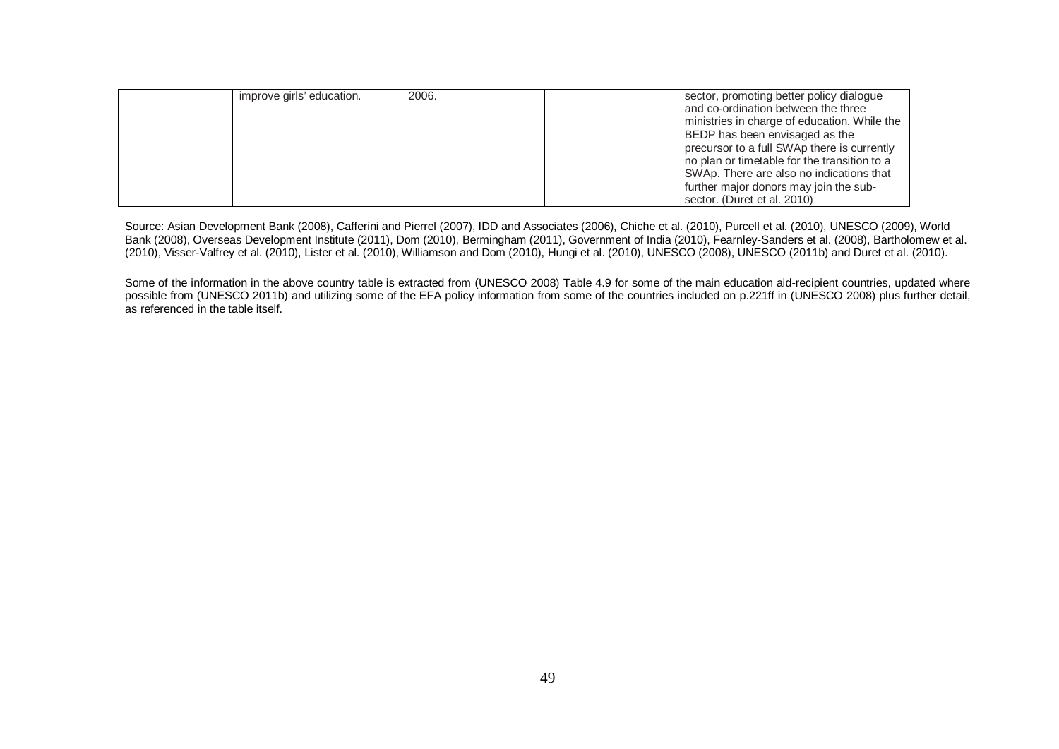| | | | | |
|---|---|---|---|---|
| | improve girls' education. | 2006. | | sector, promoting better policy dialogue and co-ordination between the three ministries in charge of education. While the BEDP has been envisaged as the precursor to a full SWAp there is currently no plan or timetable for the transition to a SWAp. There are also no indications that further major donors may join the sub-sector. (Duret et al. 2010) |

Source: Asian Development Bank (2008), Cafferini and Pierrel (2007), IDD and Associates (2006), Chiche et al. (2010), Purcell et al. (2010), UNESCO (2009), World Bank (2008), Overseas Development Institute (2011), Dom (2010), Bermingham (2011), Government of India (2010), Fearnley-Sanders et al. (2008), Bartholomew et al. (2010), Visser-Valfrey et al. (2010), Lister et al. (2010), Williamson and Dom (2010), Hungi et al. (2010), UNESCO (2008), UNESCO (2011b) and Duret et al. (2010).

Some of the information in the above country table is extracted from (UNESCO 2008) Table 4.9 for some of the main education aid-recipient countries, updated where possible from (UNESCO 2011b) and utilizing some of the EFA policy information from some of the countries included on p.221ff in (UNESCO 2008) plus further detail, as referenced in the table itself.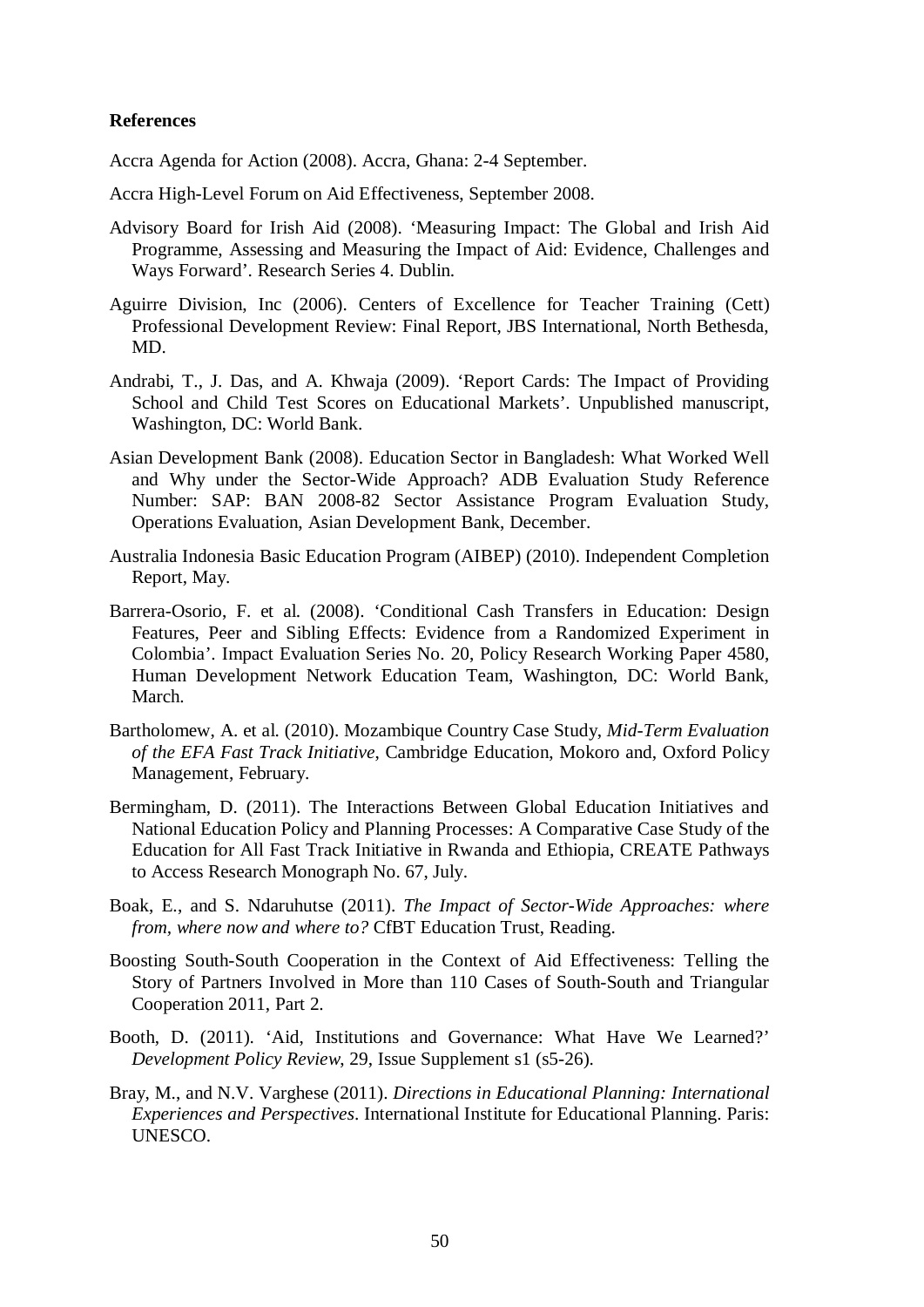**References**

Accra Agenda for Action (2008). Accra, Ghana: 2-4 September.

Accra High-Level Forum on Aid Effectiveness, September 2008.

Advisory Board for Irish Aid (2008). 'Measuring Impact: The Global and Irish Aid Programme, Assessing and Measuring the Impact of Aid: Evidence, Challenges and Ways Forward'. Research Series 4. Dublin.

Aguirre Division, Inc (2006). Centers of Excellence for Teacher Training (Cett) Professional Development Review: Final Report, JBS International, North Bethesda, MD.

Andrabi, T., J. Das, and A. Khwaja (2009). 'Report Cards: The Impact of Providing School and Child Test Scores on Educational Markets'. Unpublished manuscript, Washington, DC: World Bank.

Asian Development Bank (2008). Education Sector in Bangladesh: What Worked Well and Why under the Sector-Wide Approach? ADB Evaluation Study Reference Number: SAP: BAN 2008-82 Sector Assistance Program Evaluation Study, Operations Evaluation, Asian Development Bank, December.

Australia Indonesia Basic Education Program (AIBEP) (2010). Independent Completion Report, May.

Barrera-Osorio, F. et al. (2008). 'Conditional Cash Transfers in Education: Design Features, Peer and Sibling Effects: Evidence from a Randomized Experiment in Colombia'. Impact Evaluation Series No. 20, Policy Research Working Paper 4580, Human Development Network Education Team, Washington, DC: World Bank, March.

Bartholomew, A. et al. (2010). Mozambique Country Case Study, *Mid-Term Evaluation of the EFA Fast Track Initiative*, Cambridge Education, Mokoro and, Oxford Policy Management, February.

Bermingham, D. (2011). The Interactions Between Global Education Initiatives and National Education Policy and Planning Processes: A Comparative Case Study of the Education for All Fast Track Initiative in Rwanda and Ethiopia, CREATE Pathways to Access Research Monograph No. 67, July.

Boak, E., and S. Ndaruhutse (2011). *The Impact of Sector-Wide Approaches: where from, where now and where to?* CfBT Education Trust, Reading.

Boosting South-South Cooperation in the Context of Aid Effectiveness: Telling the Story of Partners Involved in More than 110 Cases of South-South and Triangular Cooperation 2011, Part 2.

Booth, D. (2011). 'Aid, Institutions and Governance: What Have We Learned?' *Development Policy Review*, 29, Issue Supplement s1 (s5-26).

Bray, M., and N.V. Varghese (2011). *Directions in Educational Planning: International Experiences and Perspectives*. International Institute for Educational Planning. Paris: UNESCO.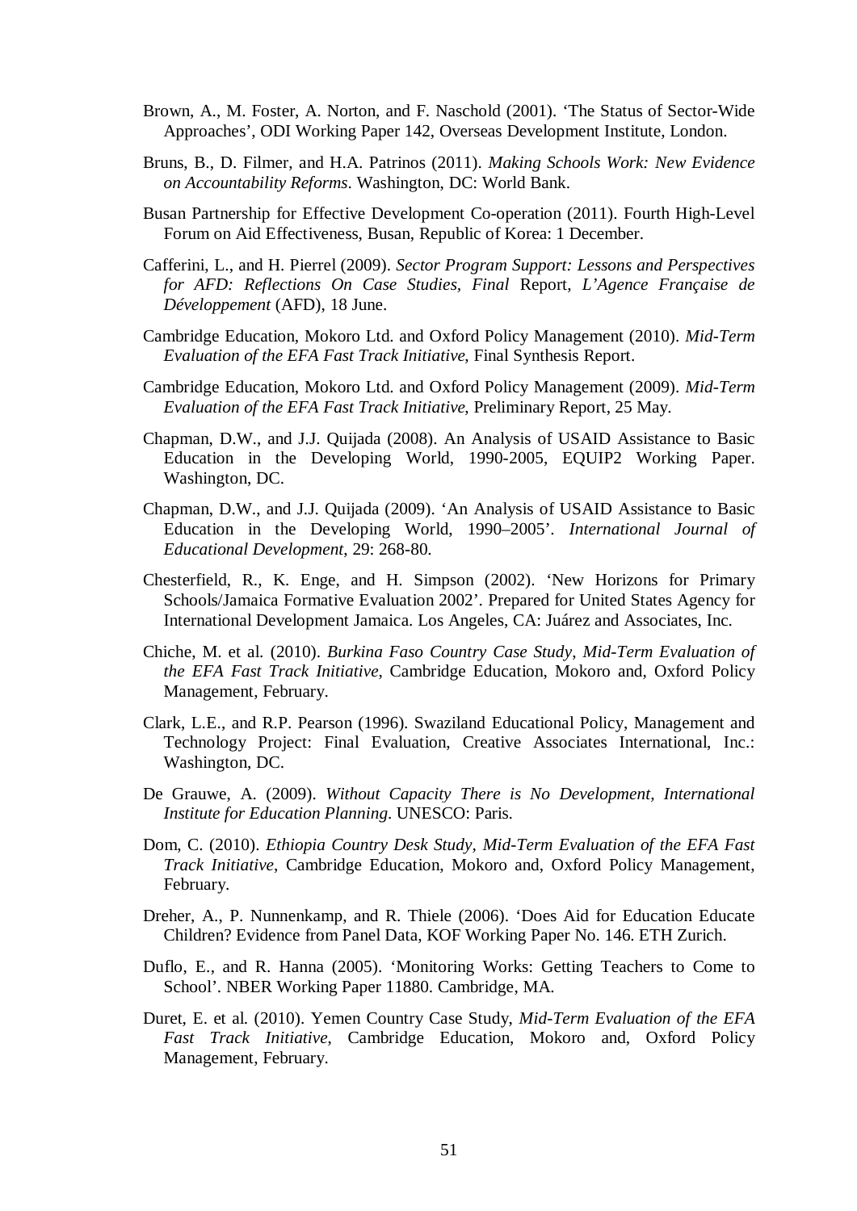Brown, A., M. Foster, A. Norton, and F. Naschold (2001). 'The Status of Sector-Wide Approaches', ODI Working Paper 142, Overseas Development Institute, London.

Bruns, B., D. Filmer, and H.A. Patrinos (2011). *Making Schools Work: New Evidence on Accountability Reforms*. Washington, DC: World Bank.

Busan Partnership for Effective Development Co-operation (2011). Fourth High-Level Forum on Aid Effectiveness, Busan, Republic of Korea: 1 December.

Cafferini, L., and H. Pierrel (2009). *Sector Program Support: Lessons and Perspectives for AFD: Reflections On Case Studies, Final* Report, *L'Agence Française de Développement* (AFD), 18 June.

Cambridge Education, Mokoro Ltd. and Oxford Policy Management (2010). *Mid-Term Evaluation of the EFA Fast Track Initiative*, Final Synthesis Report.

Cambridge Education, Mokoro Ltd. and Oxford Policy Management (2009). *Mid-Term Evaluation of the EFA Fast Track Initiative*, Preliminary Report, 25 May.

Chapman, D.W., and J.J. Quijada (2008). An Analysis of USAID Assistance to Basic Education in the Developing World, 1990-2005, EQUIP2 Working Paper. Washington, DC.

Chapman, D.W., and J.J. Quijada (2009). 'An Analysis of USAID Assistance to Basic Education in the Developing World, 1990–2005'. *International Journal of Educational Development*, 29: 268-80.

Chesterfield, R., K. Enge, and H. Simpson (2002). 'New Horizons for Primary Schools/Jamaica Formative Evaluation 2002'. Prepared for United States Agency for International Development Jamaica. Los Angeles, CA: Juárez and Associates, Inc.

Chiche, M. et al. (2010). *Burkina Faso Country Case Study*, *Mid-Term Evaluation of the EFA Fast Track Initiative*, Cambridge Education, Mokoro and, Oxford Policy Management, February.

Clark, L.E., and R.P. Pearson (1996). Swaziland Educational Policy, Management and Technology Project: Final Evaluation, Creative Associates International, Inc.: Washington, DC.

De Grauwe, A. (2009). *Without Capacity There is No Development, International Institute for Education Planning*. UNESCO: Paris.

Dom, C. (2010). *Ethiopia Country Desk Study*, *Mid-Term Evaluation of the EFA Fast Track Initiative*, Cambridge Education, Mokoro and, Oxford Policy Management, February.

Dreher, A., P. Nunnenkamp, and R. Thiele (2006). 'Does Aid for Education Educate Children? Evidence from Panel Data, KOF Working Paper No. 146. ETH Zurich.

Duflo, E., and R. Hanna (2005). 'Monitoring Works: Getting Teachers to Come to School'. NBER Working Paper 11880. Cambridge, MA.

Duret, E. et al. (2010). Yemen Country Case Study, *Mid-Term Evaluation of the EFA Fast Track Initiative*, Cambridge Education, Mokoro and, Oxford Policy Management, February.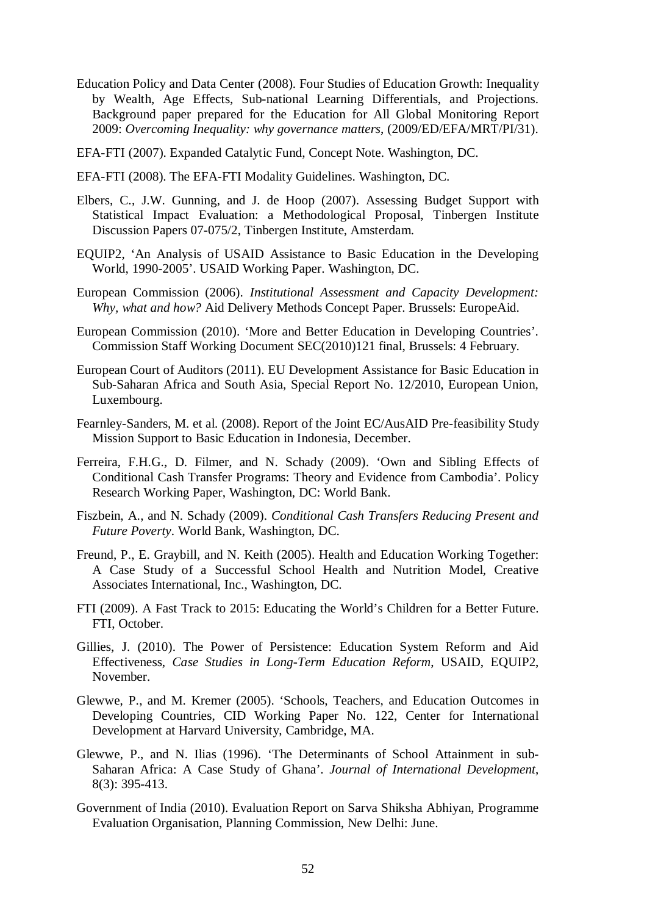Education Policy and Data Center (2008). Four Studies of Education Growth: Inequality by Wealth, Age Effects, Sub-national Learning Differentials, and Projections. Background paper prepared for the Education for All Global Monitoring Report 2009: *Overcoming Inequality: why governance matters*, (2009/ED/EFA/MRT/PI/31).

EFA-FTI (2007). Expanded Catalytic Fund, Concept Note. Washington, DC.

EFA-FTI (2008). The EFA-FTI Modality Guidelines. Washington, DC.

Elbers, C., J.W. Gunning, and J. de Hoop (2007). Assessing Budget Support with Statistical Impact Evaluation: a Methodological Proposal, Tinbergen Institute Discussion Papers 07-075/2, Tinbergen Institute, Amsterdam.

EQUIP2, 'An Analysis of USAID Assistance to Basic Education in the Developing World, 1990-2005'. USAID Working Paper. Washington, DC.

European Commission (2006). *Institutional Assessment and Capacity Development: Why, what and how?* Aid Delivery Methods Concept Paper. Brussels: EuropeAid.

European Commission (2010). 'More and Better Education in Developing Countries'. Commission Staff Working Document SEC(2010)121 final, Brussels: 4 February.

European Court of Auditors (2011). EU Development Assistance for Basic Education in Sub-Saharan Africa and South Asia, Special Report No. 12/2010, European Union, Luxembourg.

Fearnley-Sanders, M. et al. (2008). Report of the Joint EC/AusAID Pre-feasibility Study Mission Support to Basic Education in Indonesia, December.

Ferreira, F.H.G., D. Filmer, and N. Schady (2009). 'Own and Sibling Effects of Conditional Cash Transfer Programs: Theory and Evidence from Cambodia'. Policy Research Working Paper, Washington, DC: World Bank.

Fiszbein, A., and N. Schady (2009). *Conditional Cash Transfers Reducing Present and Future Poverty*. World Bank, Washington, DC.

Freund, P., E. Graybill, and N. Keith (2005). Health and Education Working Together: A Case Study of a Successful School Health and Nutrition Model, Creative Associates International, Inc., Washington, DC.

FTI (2009). A Fast Track to 2015: Educating the World's Children for a Better Future. FTI, October.

Gillies, J. (2010). The Power of Persistence: Education System Reform and Aid Effectiveness, *Case Studies in Long-Term Education Reform*, USAID, EQUIP2, November.

Glewwe, P., and M. Kremer (2005). 'Schools, Teachers, and Education Outcomes in Developing Countries, CID Working Paper No. 122, Center for International Development at Harvard University, Cambridge, MA.

Glewwe, P., and N. Ilias (1996). 'The Determinants of School Attainment in sub-Saharan Africa: A Case Study of Ghana'. *Journal of International Development*, 8(3): 395-413.

Government of India (2010). Evaluation Report on Sarva Shiksha Abhiyan, Programme Evaluation Organisation, Planning Commission, New Delhi: June.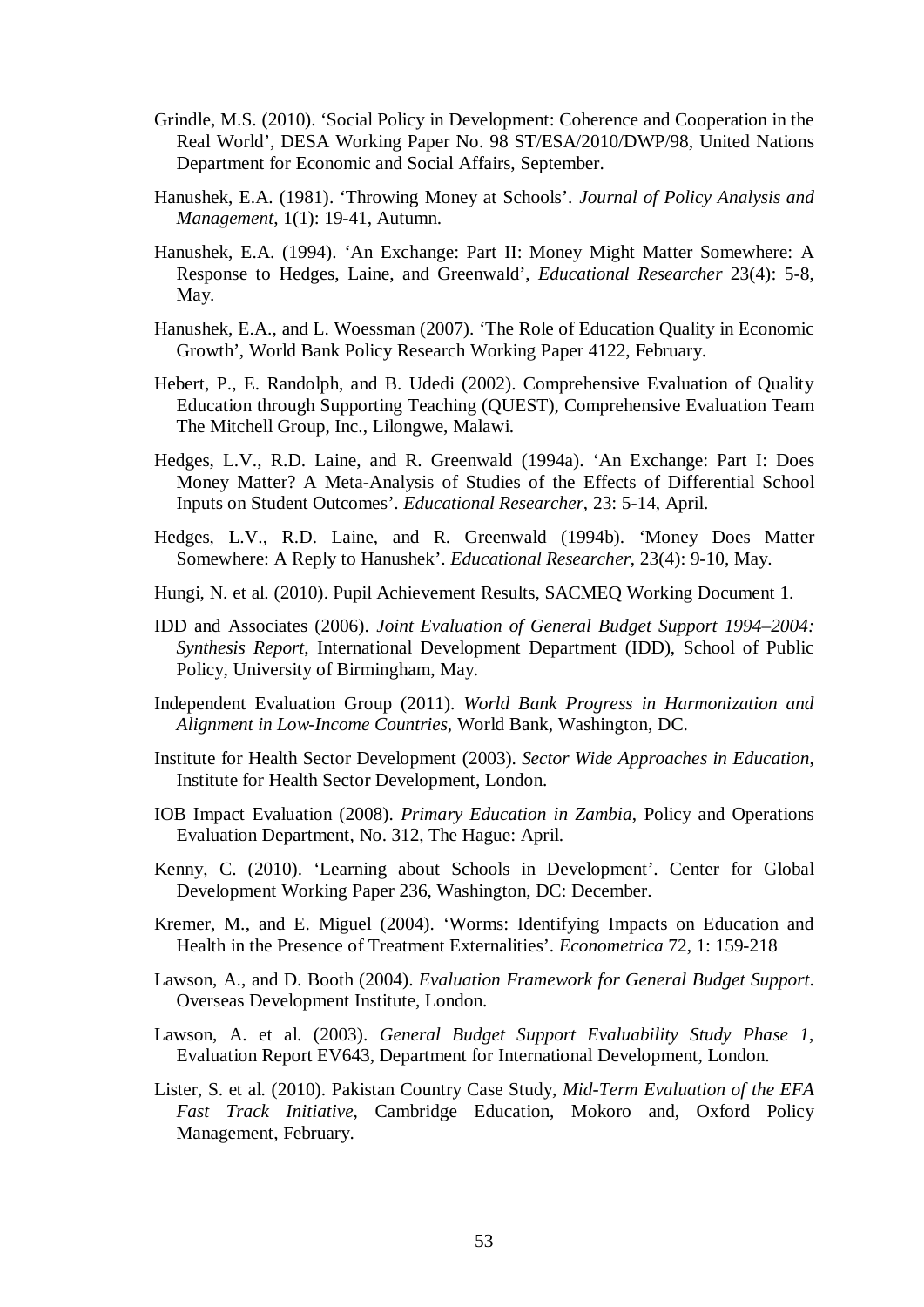Grindle, M.S. (2010). 'Social Policy in Development: Coherence and Cooperation in the Real World', DESA Working Paper No. 98 ST/ESA/2010/DWP/98, United Nations Department for Economic and Social Affairs, September.

Hanushek, E.A. (1981). 'Throwing Money at Schools'. *Journal of Policy Analysis and Management*, 1(1): 19-41, Autumn.

Hanushek, E.A. (1994). 'An Exchange: Part II: Money Might Matter Somewhere: A Response to Hedges, Laine, and Greenwald', *Educational Researcher* 23(4): 5-8, May.

Hanushek, E.A., and L. Woessman (2007). 'The Role of Education Quality in Economic Growth', World Bank Policy Research Working Paper 4122, February.

Hebert, P., E. Randolph, and B. Udedi (2002). Comprehensive Evaluation of Quality Education through Supporting Teaching (QUEST), Comprehensive Evaluation Team The Mitchell Group, Inc., Lilongwe, Malawi.

Hedges, L.V., R.D. Laine, and R. Greenwald (1994a). 'An Exchange: Part I: Does Money Matter? A Meta-Analysis of Studies of the Effects of Differential School Inputs on Student Outcomes'. *Educational Researcher*, 23: 5-14, April.

Hedges, L.V., R.D. Laine, and R. Greenwald (1994b). 'Money Does Matter Somewhere: A Reply to Hanushek'. *Educational Researcher*, 23(4): 9-10, May.

Hungi, N. et al. (2010). Pupil Achievement Results, SACMEQ Working Document 1.

IDD and Associates (2006). *Joint Evaluation of General Budget Support 1994–2004: Synthesis Report*, International Development Department (IDD), School of Public Policy, University of Birmingham, May.

Independent Evaluation Group (2011). *World Bank Progress in Harmonization and Alignment in Low-Income Countries*, World Bank, Washington, DC.

Institute for Health Sector Development (2003). *Sector Wide Approaches in Education*, Institute for Health Sector Development, London.

IOB Impact Evaluation (2008). *Primary Education in Zambia*, Policy and Operations Evaluation Department, No. 312, The Hague: April.

Kenny, C. (2010). 'Learning about Schools in Development'. Center for Global Development Working Paper 236, Washington, DC: December.

Kremer, M., and E. Miguel (2004). 'Worms: Identifying Impacts on Education and Health in the Presence of Treatment Externalities'. *Econometrica* 72, 1: 159-218

Lawson, A., and D. Booth (2004). *Evaluation Framework for General Budget Support*. Overseas Development Institute, London.

Lawson, A. et al. (2003). *General Budget Support Evaluability Study Phase 1*, Evaluation Report EV643, Department for International Development, London.

Lister, S. et al. (2010). Pakistan Country Case Study, *Mid-Term Evaluation of the EFA Fast Track Initiative*, Cambridge Education, Mokoro and, Oxford Policy Management, February.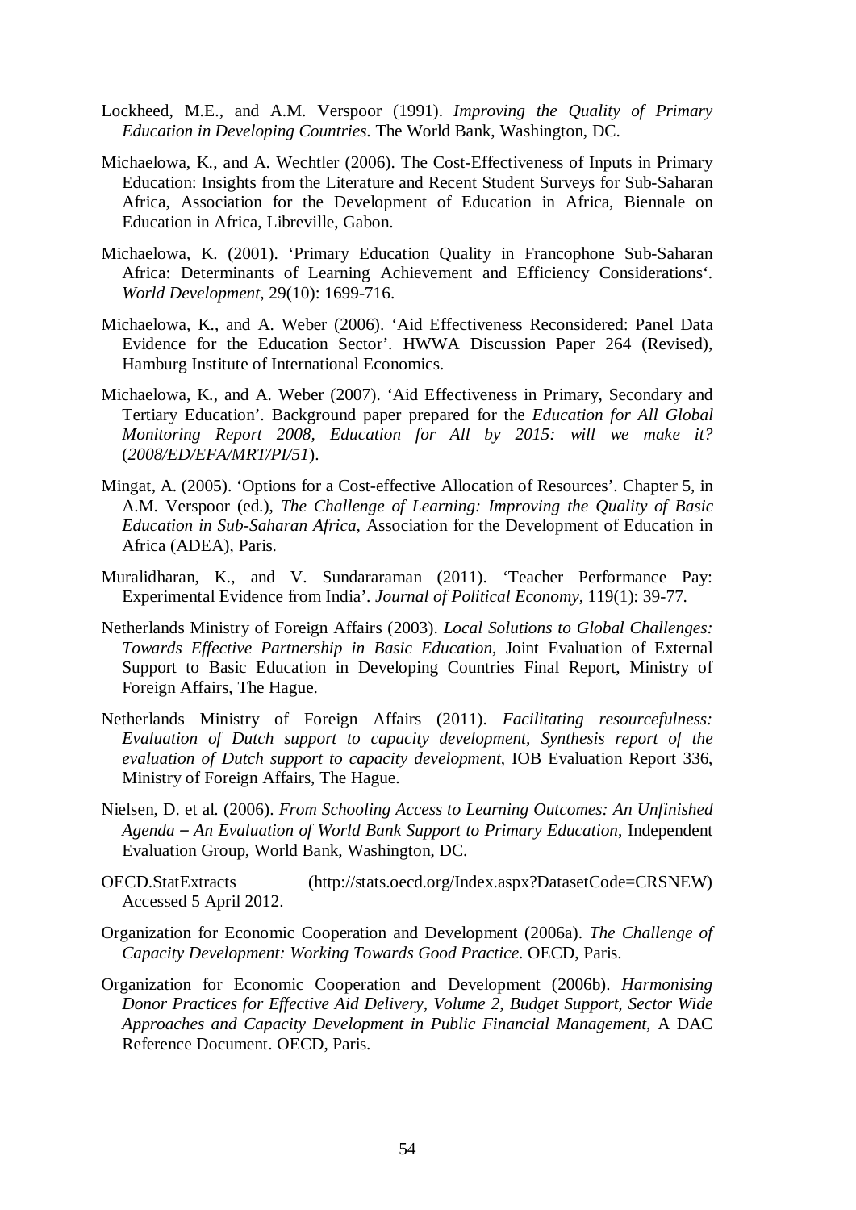Lockheed, M.E., and A.M. Verspoor (1991). *Improving the Quality of Primary Education in Developing Countries*. The World Bank, Washington, DC.

Michaelowa, K., and A. Wechtler (2006). The Cost-Effectiveness of Inputs in Primary Education: Insights from the Literature and Recent Student Surveys for Sub-Saharan Africa, Association for the Development of Education in Africa, Biennale on Education in Africa, Libreville, Gabon.

Michaelowa, K. (2001). 'Primary Education Quality in Francophone Sub-Saharan Africa: Determinants of Learning Achievement and Efficiency Considerations'. *World Development*, 29(10): 1699-716.

Michaelowa, K., and A. Weber (2006). 'Aid Effectiveness Reconsidered: Panel Data Evidence for the Education Sector'. HWWA Discussion Paper 264 (Revised), Hamburg Institute of International Economics.

Michaelowa, K., and A. Weber (2007). 'Aid Effectiveness in Primary, Secondary and Tertiary Education'. Background paper prepared for the *Education for All Global Monitoring Report 2008, Education for All by 2015: will we make it?* (*2008/ED/EFA/MRT/PI/51*).

Mingat, A. (2005). 'Options for a Cost-effective Allocation of Resources'. Chapter 5, in A.M. Verspoor (ed.), *The Challenge of Learning: Improving the Quality of Basic Education in Sub-Saharan Africa,* Association for the Development of Education in Africa (ADEA), Paris.

Muralidharan, K., and V. Sundararaman (2011). 'Teacher Performance Pay: Experimental Evidence from India'. *Journal of Political Economy*, 119(1): 39-77.

Netherlands Ministry of Foreign Affairs (2003). *Local Solutions to Global Challenges: Towards Effective Partnership in Basic Education*, Joint Evaluation of External Support to Basic Education in Developing Countries Final Report, Ministry of Foreign Affairs, The Hague.

Netherlands Ministry of Foreign Affairs (2011). *Facilitating resourcefulness: Evaluation of Dutch support to capacity development, Synthesis report of the evaluation of Dutch support to capacity development*, IOB Evaluation Report 336, Ministry of Foreign Affairs, The Hague.

Nielsen, D. et al. (2006). *From Schooling Access to Learning Outcomes: An Unfinished Agenda – An Evaluation of World Bank Support to Primary Education*, Independent Evaluation Group, World Bank, Washington, DC.

OECD.StatExtracts (http://stats.oecd.org/Index.aspx?DatasetCode=CRSNEW) Accessed 5 April 2012.

Organization for Economic Cooperation and Development (2006a). *The Challenge of Capacity Development: Working Towards Good Practice*. OECD, Paris.

Organization for Economic Cooperation and Development (2006b). *Harmonising Donor Practices for Effective Aid Delivery, Volume 2, Budget Support, Sector Wide Approaches and Capacity Development in Public Financial Management*, A DAC Reference Document. OECD, Paris.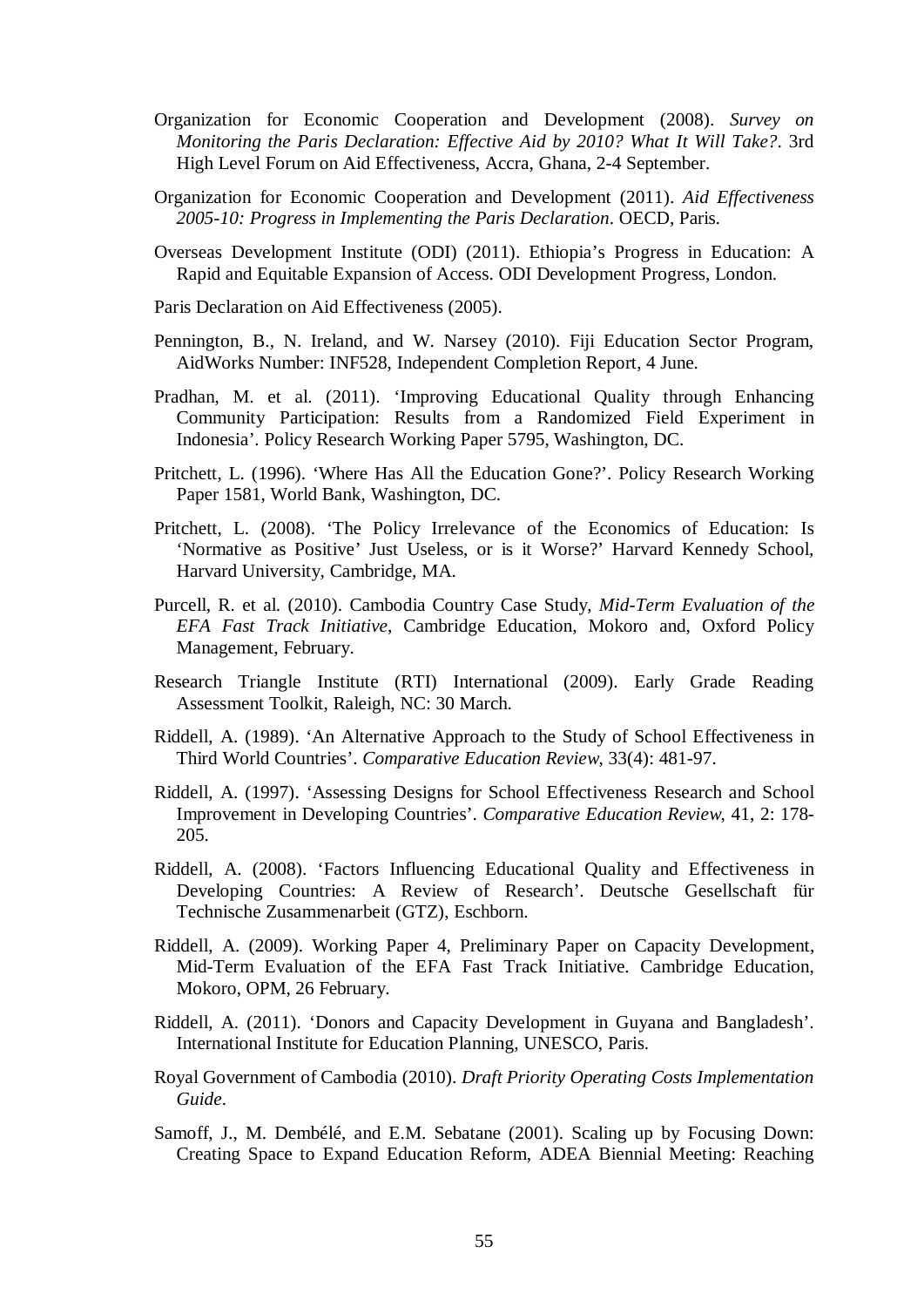Organization for Economic Cooperation and Development (2008). *Survey on Monitoring the Paris Declaration: Effective Aid by 2010? What It Will Take?*. 3rd High Level Forum on Aid Effectiveness, Accra, Ghana, 2-4 September.

Organization for Economic Cooperation and Development (2011). *Aid Effectiveness 2005-10: Progress in Implementing the Paris Declaration*. OECD, Paris.

Overseas Development Institute (ODI) (2011). Ethiopia's Progress in Education: A Rapid and Equitable Expansion of Access. ODI Development Progress, London.

Paris Declaration on Aid Effectiveness (2005).

Pennington, B., N. Ireland, and W. Narsey (2010). Fiji Education Sector Program, AidWorks Number: INF528, Independent Completion Report, 4 June.

Pradhan, M. et al. (2011). 'Improving Educational Quality through Enhancing Community Participation: Results from a Randomized Field Experiment in Indonesia'. Policy Research Working Paper 5795, Washington, DC.

Pritchett, L. (1996). 'Where Has All the Education Gone?'. Policy Research Working Paper 1581, World Bank, Washington, DC.

Pritchett, L. (2008). 'The Policy Irrelevance of the Economics of Education: Is 'Normative as Positive' Just Useless, or is it Worse?' Harvard Kennedy School, Harvard University, Cambridge, MA.

Purcell, R. et al. (2010). Cambodia Country Case Study, *Mid-Term Evaluation of the EFA Fast Track Initiative*, Cambridge Education, Mokoro and, Oxford Policy Management, February.

Research Triangle Institute (RTI) International (2009). Early Grade Reading Assessment Toolkit, Raleigh, NC: 30 March.

Riddell, A. (1989). 'An Alternative Approach to the Study of School Effectiveness in Third World Countries'. *Comparative Education Review*, 33(4): 481-97.

Riddell, A. (1997). 'Assessing Designs for School Effectiveness Research and School Improvement in Developing Countries'. *Comparative Education Review*, 41, 2: 178-205.

Riddell, A. (2008). 'Factors Influencing Educational Quality and Effectiveness in Developing Countries: A Review of Research'. Deutsche Gesellschaft für Technische Zusammenarbeit (GTZ), Eschborn.

Riddell, A. (2009). Working Paper 4, Preliminary Paper on Capacity Development, Mid-Term Evaluation of the EFA Fast Track Initiative. Cambridge Education, Mokoro, OPM, 26 February.

Riddell, A. (2011). 'Donors and Capacity Development in Guyana and Bangladesh'. International Institute for Education Planning, UNESCO, Paris.

Royal Government of Cambodia (2010). *Draft Priority Operating Costs Implementation Guide*.

Samoff, J., M. Dembélé, and E.M. Sebatane (2001). Scaling up by Focusing Down: Creating Space to Expand Education Reform, ADEA Biennial Meeting: Reaching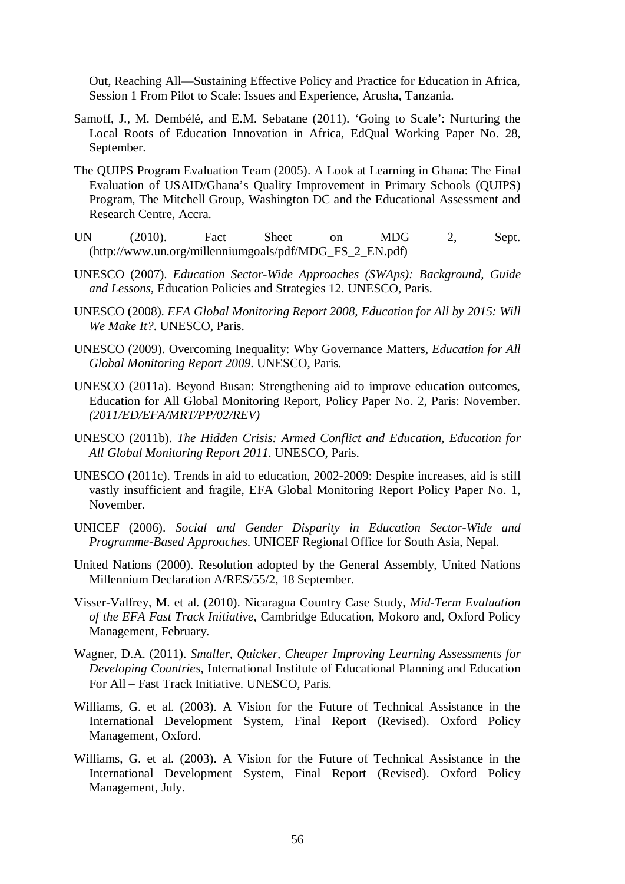Out, Reaching All—Sustaining Effective Policy and Practice for Education in Africa, Session 1 From Pilot to Scale: Issues and Experience, Arusha, Tanzania.

Samoff, J., M. Dembélé, and E.M. Sebatane (2011). 'Going to Scale': Nurturing the Local Roots of Education Innovation in Africa, EdQual Working Paper No. 28, September.

The QUIPS Program Evaluation Team (2005). A Look at Learning in Ghana: The Final Evaluation of USAID/Ghana's Quality Improvement in Primary Schools (QUIPS) Program, The Mitchell Group, Washington DC and the Educational Assessment and Research Centre, Accra.

UN (2010). Fact Sheet on MDG 2, Sept. (http://www.un.org/millenniumgoals/pdf/MDG_FS_2_EN.pdf)

UNESCO (2007). *Education Sector-Wide Approaches (SWAps): Background, Guide and Lessons*, Education Policies and Strategies 12. UNESCO, Paris.

UNESCO (2008). *EFA Global Monitoring Report 2008, Education for All by 2015: Will We Make It?*. UNESCO, Paris.

UNESCO (2009). Overcoming Inequality: Why Governance Matters, *Education for All Global Monitoring Report 2009*. UNESCO, Paris.

UNESCO (2011a). Beyond Busan: Strengthening aid to improve education outcomes, Education for All Global Monitoring Report, Policy Paper No. 2, Paris: November. *(2011/ED/EFA/MRT/PP/02/REV)*

UNESCO (2011b). *The Hidden Crisis: Armed Conflict and Education, Education for All Global Monitoring Report 2011*. UNESCO, Paris.

UNESCO (2011c). Trends in aid to education, 2002-2009: Despite increases, aid is still vastly insufficient and fragile, EFA Global Monitoring Report Policy Paper No. 1, November.

UNICEF (2006). *Social and Gender Disparity in Education Sector-Wide and Programme-Based Approaches*. UNICEF Regional Office for South Asia, Nepal.

United Nations (2000). Resolution adopted by the General Assembly, United Nations Millennium Declaration A/RES/55/2, 18 September.

Visser-Valfrey, M. et al. (2010). Nicaragua Country Case Study, *Mid-Term Evaluation of the EFA Fast Track Initiative*, Cambridge Education, Mokoro and, Oxford Policy Management, February.

Wagner, D.A. (2011). *Smaller, Quicker, Cheaper Improving Learning Assessments for Developing Countries*, International Institute of Educational Planning and Education For All – Fast Track Initiative. UNESCO, Paris.

Williams, G. et al. (2003). A Vision for the Future of Technical Assistance in the International Development System, Final Report (Revised). Oxford Policy Management, Oxford.

Williams, G. et al. (2003). A Vision for the Future of Technical Assistance in the International Development System, Final Report (Revised). Oxford Policy Management, July.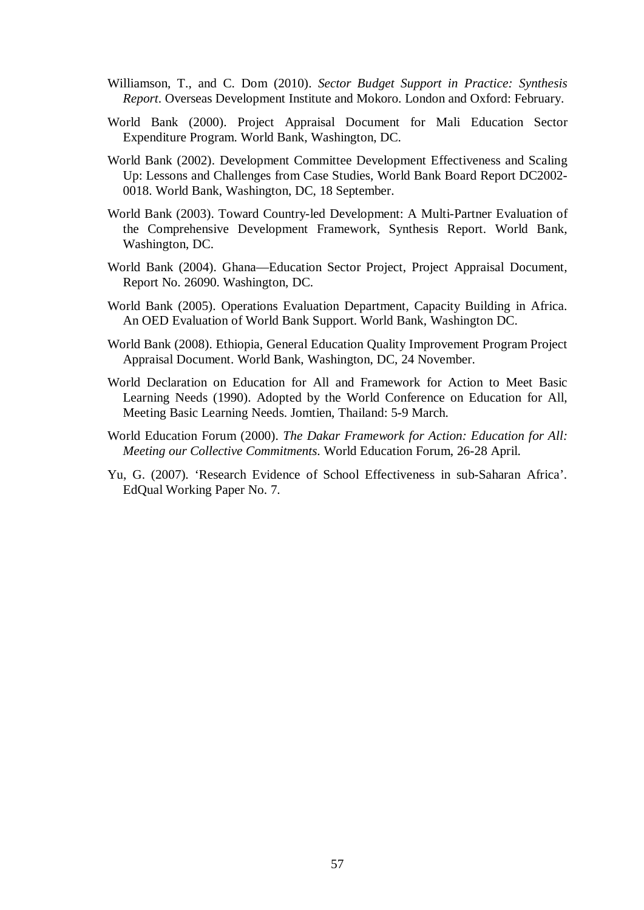Williamson, T., and C. Dom (2010). *Sector Budget Support in Practice: Synthesis Report*. Overseas Development Institute and Mokoro. London and Oxford: February.

World Bank (2000). Project Appraisal Document for Mali Education Sector Expenditure Program. World Bank, Washington, DC.

World Bank (2002). Development Committee Development Effectiveness and Scaling Up: Lessons and Challenges from Case Studies, World Bank Board Report DC2002-0018. World Bank, Washington, DC, 18 September.

World Bank (2003). Toward Country-led Development: A Multi-Partner Evaluation of the Comprehensive Development Framework, Synthesis Report. World Bank, Washington, DC.

World Bank (2004). Ghana—Education Sector Project, Project Appraisal Document, Report No. 26090. Washington, DC.

World Bank (2005). Operations Evaluation Department, Capacity Building in Africa. An OED Evaluation of World Bank Support. World Bank, Washington DC.

World Bank (2008). Ethiopia, General Education Quality Improvement Program Project Appraisal Document. World Bank, Washington, DC, 24 November.

World Declaration on Education for All and Framework for Action to Meet Basic Learning Needs (1990). Adopted by the World Conference on Education for All, Meeting Basic Learning Needs. Jomtien, Thailand: 5-9 March.

World Education Forum (2000). *The Dakar Framework for Action: Education for All: Meeting our Collective Commitments.* World Education Forum, 26-28 April.

Yu, G. (2007). 'Research Evidence of School Effectiveness in sub-Saharan Africa'. EdQual Working Paper No. 7.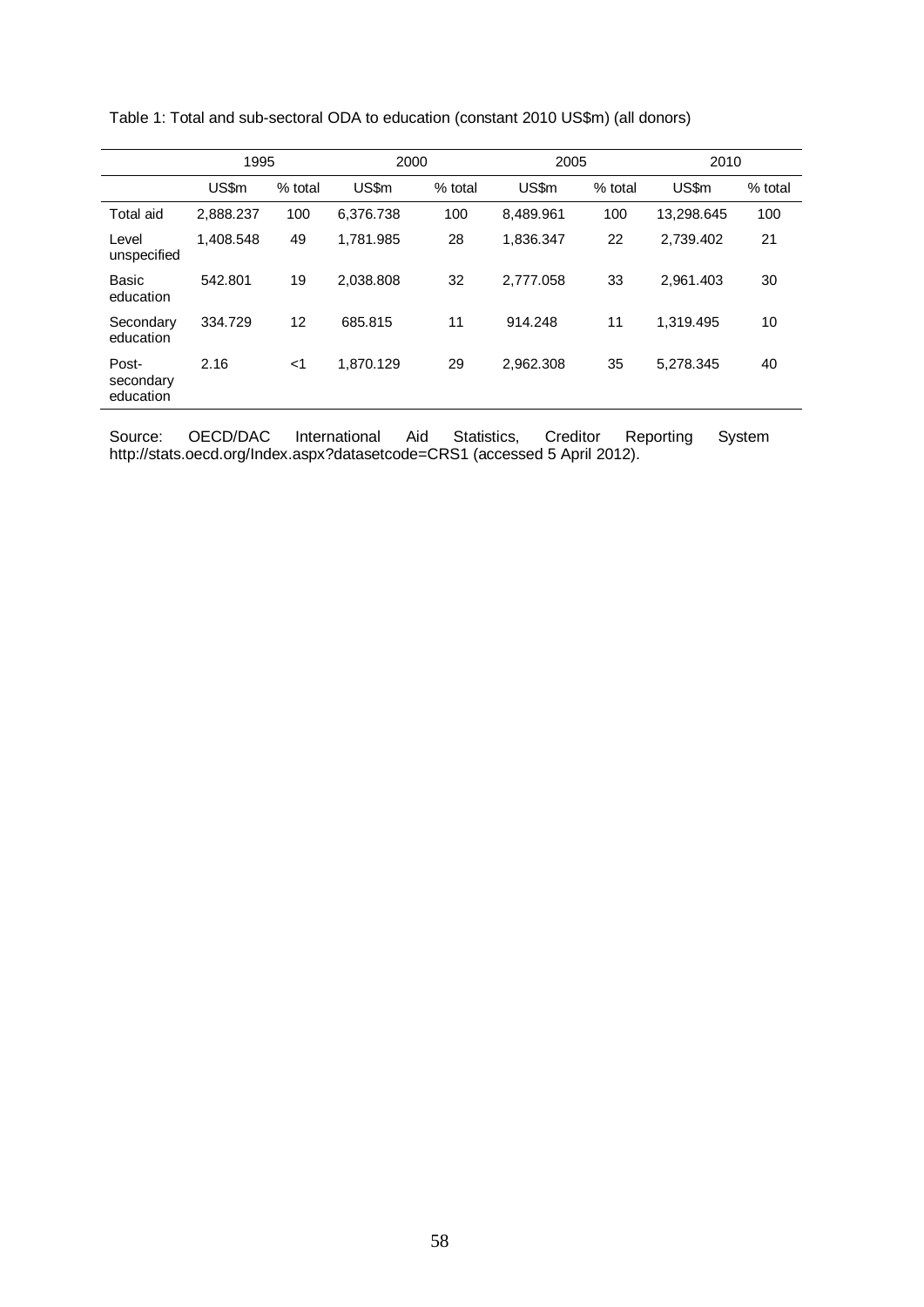Table 1: Total and sub-sectoral ODA to education (constant 2010 US$m) (all donors)

| | 1995 | | 2000 | | 2005 | | 2010 | |
|---|---|---|---|---|---|---|---|---|
| | US$m | % total | US$m | % total | US$m | % total | US$m | % total |
| Total aid | 2,888.237 | 100 | 6,376.738 | 100 | 8,489.961 | 100 | 13,298.645 | 100 |
| Level unspecified | 1,408.548 | 49 | 1,781.985 | 28 | 1,836.347 | 22 | 2,739.402 | 21 |
| Basic education | 542.801 | 19 | 2,038.808 | 32 | 2,777.058 | 33 | 2,961.403 | 30 |
| Secondary education | 334.729 | 12 | 685.815 | 11 | 914.248 | 11 | 1,319.495 | 10 |
| Post-secondary education | 2.16 | <1 | 1,870.129 | 29 | 2,962.308 | 35 | 5,278.345 | 40 |

Source: OECD/DAC International Aid Statistics, Creditor Reporting System http://stats.oecd.org/Index.aspx?datasetcode=CRS1 (accessed 5 April 2012).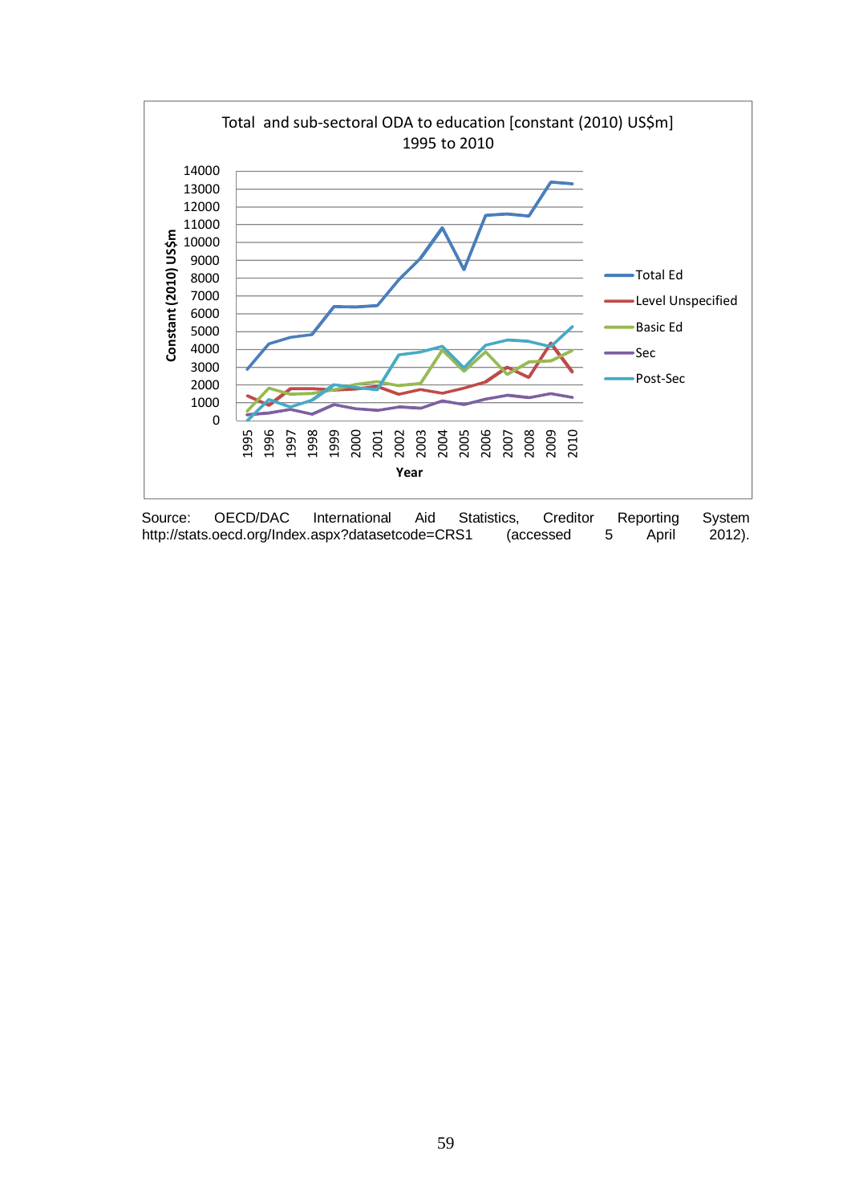Total and sub-sectoral ODA to education [constant (2010) US$m] 1995 to 2010

Source: OECD/DAC International Aid Statistics, Creditor Reporting System http://stats.oecd.org/Index.aspx?datasetcode=CRS1 (accessed 5 April 2012).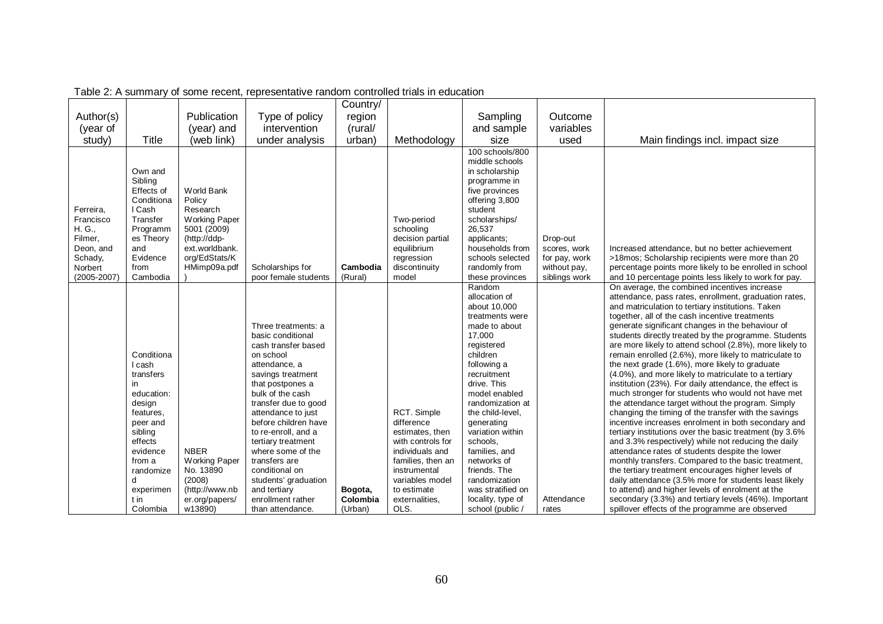Table 2: A summary of some recent, representative random controlled trials in education

| Author(s) (year of study) | Title | Publication (year) and (web link) | Type of policy intervention under analysis | Country/ region (rural/ urban) | Methodology | Sampling and sample size | Outcome variables used | Main findings incl. impact size |
|---|---|---|---|---|---|---|---|---|
| Ferreira, Francisco H. G., Filmer, Deon, and Schady, Norbert (2005-2007) | Own and Sibling Effects of Conditional Cash Transfer Programmes Theory and Evidence from Cambodia | World Bank Policy Research Working Paper 5001 (2009) (http://ddp-ext.worldbank.org/EdStats/KHMimp09a.pdf) | Scholarships for poor female students | **Cambodia** (Rural) | Two-period schooling decision partial equilibrium regression discontinuity model | 100 schools/800 middle schools in scholarship programme in five provinces offering 3,800 student scholarships/ 26,537 applicants; households from schools selected randomly from these provinces | Drop-out scores, work for pay, work without pay, siblings work | Increased attendance, but no better achievement >18mos; Scholarship recipients were more than 20 percentage points more likely to be enrolled in school and 10 percentage points less likely to work for pay. |
| | Conditional cash transfers in education: design features, peer and sibling effects evidence from a randomized experiment in Colombia | NBER Working Paper No. 13890 (2008) (http://www.nber.org/papers/w13890) | Three treatments: a basic conditional cash transfer based on school attendance, a savings treatment that postpones a bulk of the cash transfer due to good attendance to just before children have to re-enroll, and a tertiary treatment where some of the transfers are conditional on students' graduation and tertiary enrollment rather than attendance. | **Bogota, Colombia** (Urban) | RCT. Simple difference estimates, then with controls for individuals and families, then an instrumental variables model to estimate externalities, OLS. | Random allocation of about 10,000 treatments were made to about 17,000 registered children following a recruitment drive. This model enabled randomization at the child-level, generating variation within schools, families, and networks of friends. The randomization was stratified on locality, type of school (public / | Attendance rates | On average, the combined incentives increase attendance, pass rates, enrollment, graduation rates, and matriculation to tertiary institutions. Taken together, all of the cash incentive treatments generate significant changes in the behaviour of students directly treated by the programme. Students are more likely to attend school (2.8%), more likely to remain enrolled (2.6%), more likely to matriculate to the next grade (1.6%), more likely to graduate (4.0%), and more likely to matriculate to a tertiary institution (23%). For daily attendance, the effect is much stronger for students who would not have met the attendance target without the program. Simply changing the timing of the transfer with the savings incentive increases enrolment in both secondary and tertiary institutions over the basic treatment (by 3.6% and 3.3% respectively) while not reducing the daily attendance rates of students despite the lower monthly transfers. Compared to the basic treatment, the tertiary treatment encourages higher levels of daily attendance (3.5% more for students least likely to attend) and higher levels of enrolment at the secondary (3.3%) and tertiary levels (46%). Important spillover effects of the programme are observed |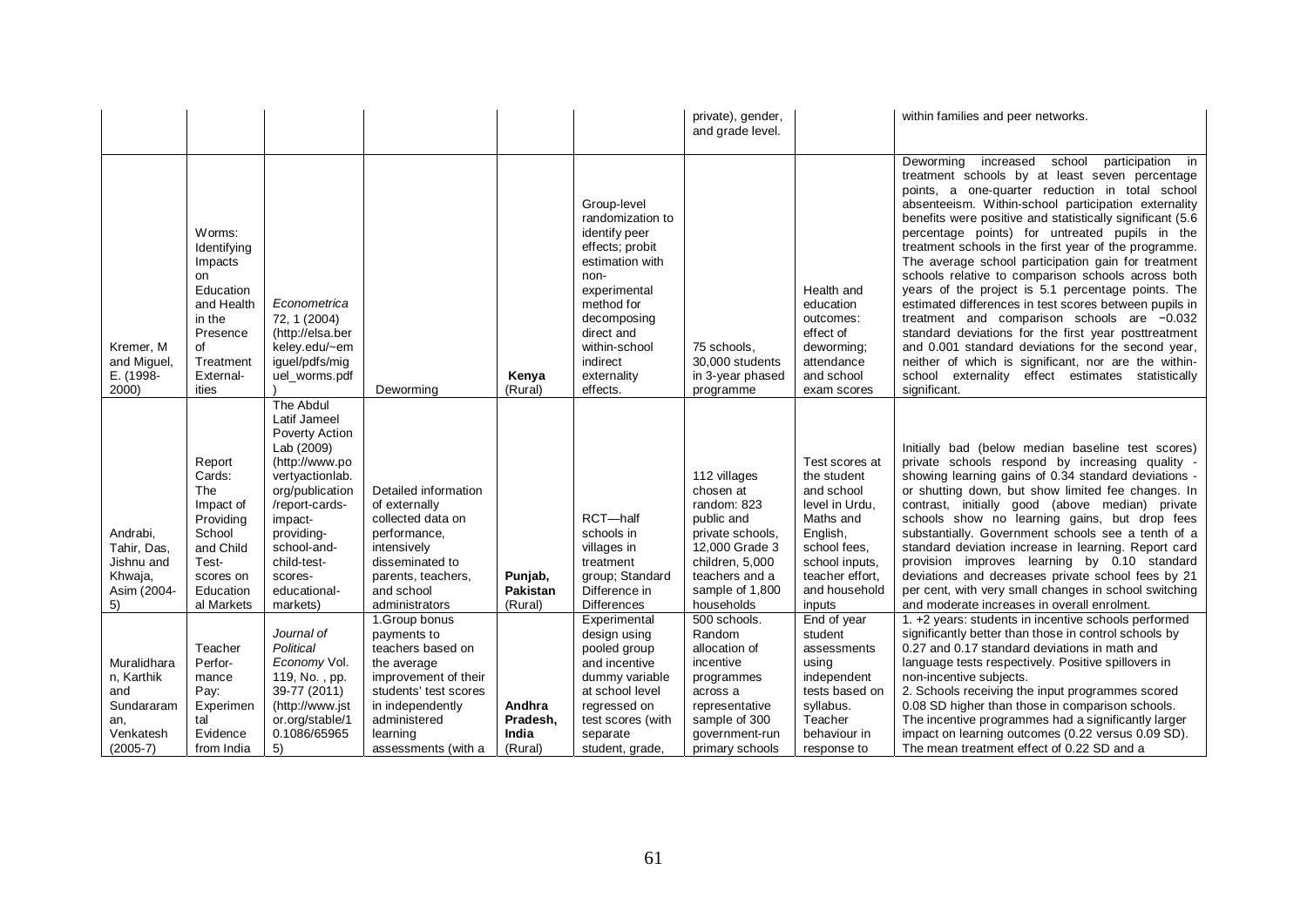| | | | | | | private), gender, and grade level. | | within families and peer networks. |
|---|---|---|---|---|---|---|---|---|
| Kremer, M and Miguel, E. (1998-2000) | Worms: Identifying Impacts on Education and Health in the Presence of Treatment Externalities | *Econometrica* 72, 1 (2004) (http://elsa.berkeley.edu/~emiguel/pdfs/miguel_worms.pdf ) | Deworming | **Kenya** (Rural) | Group-level randomization to identify peer effects; probit estimation with non-experimental method for decomposing direct and within-school indirect externality effects. | 75 schools, 30,000 students in 3-year phased programme | Health and education outcomes: effect of deworming; attendance and school exam scores | Deworming increased school participation in treatment schools by at least seven percentage points, a one-quarter reduction in total school absenteeism. Within-school participation externality benefits were positive and statistically significant (5.6 percentage points) for untreated pupils in the treatment schools in the first year of the programme. The average school participation gain for treatment schools relative to comparison schools across both years of the project is 5.1 percentage points. The estimated differences in test scores between pupils in treatment and comparison schools are −0.032 standard deviations for the first year posttreatment and 0.001 standard deviations for the second year, neither of which is significant, nor are the within-school externality effect estimates statistically significant. |
| Andrabi, Tahir, Das, Jishnu and Khwaja, Asim (2004-5) | Report Cards: The Impact of Providing School and Child Test-scores on Education al Markets | The Abdul Latif Jameel Poverty Action Lab (2009) (http://www.povertyactionlab.org/publication/report-cards-impact-providing-school-and-child-test-scores-educational-markets) | Detailed information of externally collected data on performance, intensively disseminated to parents, teachers, and school administrators | **Punjab, Pakistan** (Rural) | RCT—half schools in villages in treatment group; Standard Difference in Differences | 112 villages chosen at random: 823 public and private schools, 12,000 Grade 3 children, 5,000 teachers and a sample of 1,800 households | Test scores at the student and school level in Urdu, Maths and English, school fees, school inputs, teacher effort, and household inputs | Initially bad (below median baseline test scores) private schools respond by increasing quality - showing learning gains of 0.34 standard deviations - or shutting down, but show limited fee changes. In contrast, initially good (above median) private schools show no learning gains, but drop fees substantially. Government schools see a tenth of a standard deviation increase in learning. Report card provision improves learning by 0.10 standard deviations and decreases private school fees by 21 per cent, with very small changes in school switching and moderate increases in overall enrolment. |
| Muralidharan, Karthik and Sundararaman, Venkatesh (2005-7) | Teacher Performance Pay: Experimental Evidence from India | *Journal of Political Economy* Vol. 119, No. , pp. 39-77 (2011) (http://www.jstor.org/stable/10.1086/659655) | 1.Group bonus payments to teachers based on the average improvement of their students' test scores in independently administered learning assessments (with a | **Andhra Pradesh, India** (Rural) | Experimental design using pooled group and incentive dummy variable at school level regressed on test scores (with separate student, grade, | 500 schools. Random allocation of incentive programmes across a representative sample of 300 government-run primary schools | End of year student assessments using independent tests based on syllabus. Teacher behaviour in response to | 1. +2 years: students in incentive schools performed significantly better than those in control schools by 0.27 and 0.17 standard deviations in math and language tests respectively. Positive spillovers in non-incentive subjects.<br>2. Schools receiving the input programmes scored 0.08 SD higher than those in comparison schools. The incentive programmes had a significantly larger impact on learning outcomes (0.22 versus 0.09 SD). The mean treatment effect of 0.22 SD and a |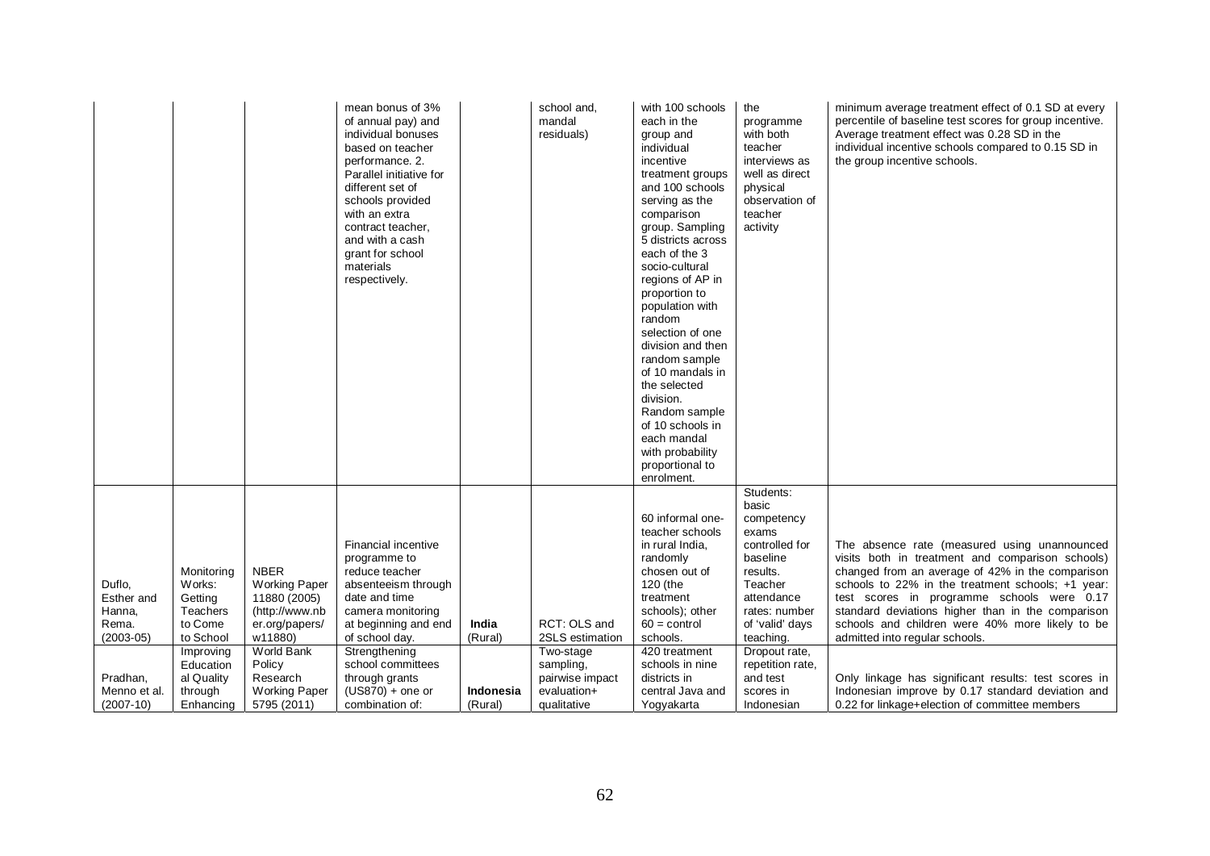| | | | | | | | | |
|---|---|---|---|---|---|---|---|---|
| | | | mean bonus of 3% of annual pay) and individual bonuses based on teacher performance. 2. Parallel initiative for different set of schools provided with an extra contract teacher, and with a cash grant for school materials respectively. | | school and, mandal residuals) | with 100 schools each in the group and individual incentive treatment groups and 100 schools serving as the comparison group. Sampling 5 districts across each of the 3 socio-cultural regions of AP in proportion to population with random selection of one division and then random sample of 10 mandals in the selected division. Random sample of 10 schools in each mandal with probability proportional to enrolment. | the programme with both teacher interviews as well as direct physical observation of teacher activity | minimum average treatment effect of 0.1 SD at every percentile of baseline test scores for group incentive. Average treatment effect was 0.28 SD in the individual incentive schools compared to 0.15 SD in the group incentive schools. |
| Duflo, Esther and Hanna, Rema. (2003-05) | Monitoring Works: Getting Teachers to Come to School | NBER Working Paper 11880 (2005) (http://www.nber.org/papers/w11880) | Financial incentive programme to reduce teacher absenteeism through date and time camera monitoring at beginning and end of school day. | **India** (Rural) | RCT: OLS and 2SLS estimation | 60 informal one-teacher schools in rural India, randomly chosen out of 120 (the treatment schools); other 60 = control schools. | Students: basic competency exams controlled for baseline results. Teacher attendance rates: number of 'valid' days teaching. | The absence rate (measured using unannounced visits both in treatment and comparison schools) changed from an average of 42% in the comparison schools to 22% in the treatment schools; +1 year: test scores in programme schools were 0.17 standard deviations higher than in the comparison schools and children were 40% more likely to be admitted into regular schools. |
| Pradhan, Menno et al. (2007-10) | Improving Educational Quality through Enhancing | World Bank Policy Research Working Paper 5795 (2011) | Strengthening school committees through grants (US870) + one or combination of: | **Indonesia** (Rural) | Two-stage sampling, pairwise impact evaluation+ qualitative | 420 treatment schools in nine districts in central Java and Yogyakarta | Dropout rate, repetition rate, and test scores in Indonesian | Only linkage has significant results: test scores in Indonesian improve by 0.17 standard deviation and 0.22 for linkage+election of committee members |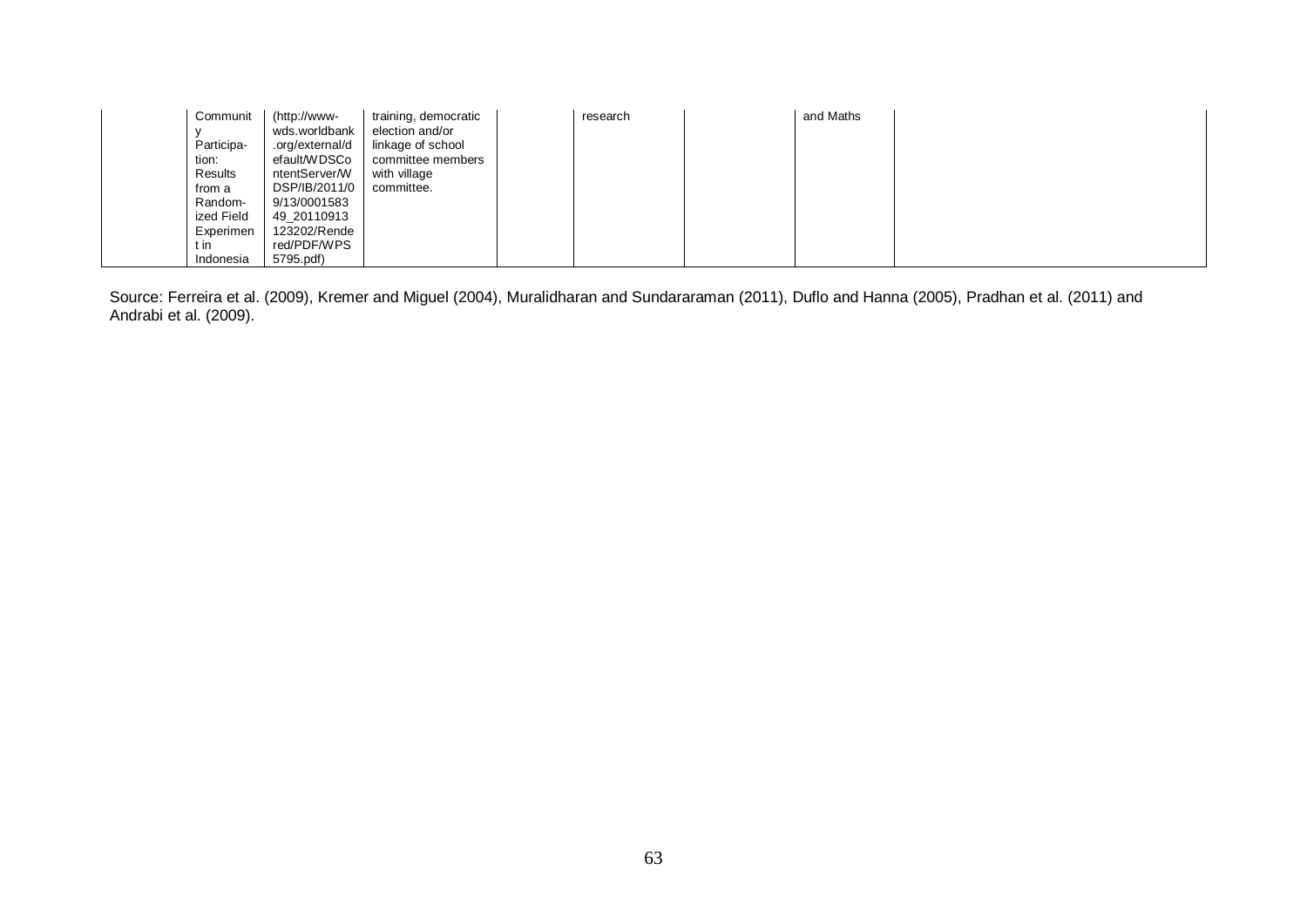| | | | | | | | | |
|---|---|---|---|---|---|---|---|---|
| | Community Participation: Results from a Randomized Field Experiment in Indonesia | (http://www-wds.worldbank.org/external/default/WDSContentServer/WDSP/IB/2011/09/13/000158349_20110913123202/Rendered/PDF/WPS5795.pdf) | training, democratic election and/or linkage of school committee members with village committee. | | research | | and Maths | |

Source: Ferreira et al. (2009), Kremer and Miguel (2004), Muralidharan and Sundararaman (2011), Duflo and Hanna (2005), Pradhan et al. (2011) and Andrabi et al. (2009).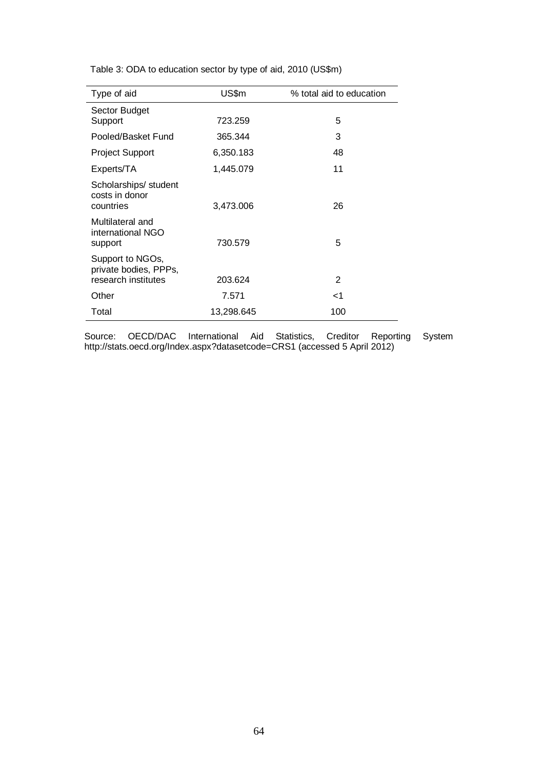Table 3: ODA to education sector by type of aid, 2010 (US$m)

| Type of aid | US$m | % total aid to education |
|---|---|---|
| Sector Budget Support | 723.259 | 5 |
| Pooled/Basket Fund | 365.344 | 3 |
| Project Support | 6,350.183 | 48 |
| Experts/TA | 1,445.079 | 11 |
| Scholarships/ student costs in donor countries | 3,473.006 | 26 |
| Multilateral and international NGO support | 730.579 | 5 |
| Support to NGOs, private bodies, PPPs, research institutes | 203.624 | 2 |
| Other | 7.571 | <1 |
| Total | 13,298.645 | 100 |

Source: OECD/DAC International Aid Statistics, Creditor Reporting System http://stats.oecd.org/Index.aspx?datasetcode=CRS1 (accessed 5 April 2012)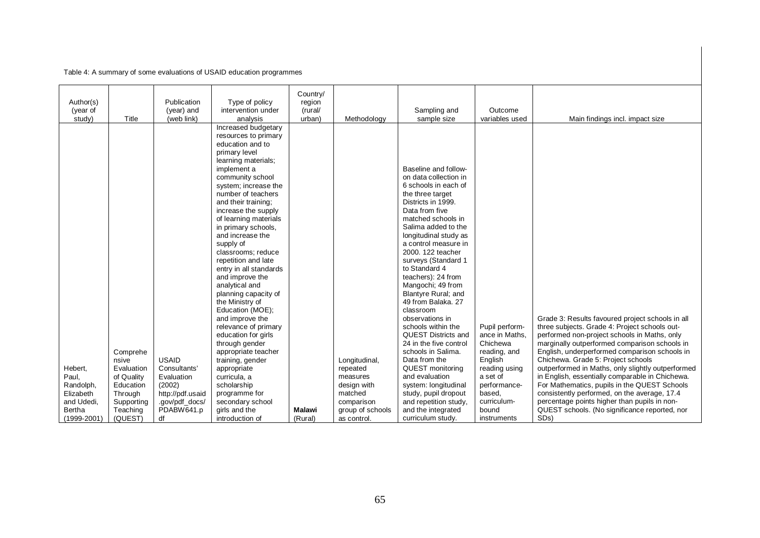Table 4: A summary of some evaluations of USAID education programmes

| Author(s) (year of study) | Title | Publication (year) and (web link) | Type of policy intervention under analysis | Country/ region (rural/ urban) | Methodology | Sampling and sample size | Outcome variables used | Main findings incl. impact size |
|---|---|---|---|---|---|---|---|---|
| Hebert, Paul, Randolph, Elizabeth and Udedi, Bertha (1999-2001) | Comprehensive Evaluation of Quality Education Through Supporting Teaching (QUEST) | USAID Consultants' Evaluation (2002) http://pdf.usaid.gov/pdf_docs/PDABW641.pdf | Increased budgetary resources to primary education and to primary level learning materials; implement a community school system; increase the number of teachers and their training; increase the supply of learning materials in primary schools, and increase the supply of classrooms; reduce repetition and late entry in all standards and improve the analytical and planning capacity of the Ministry of Education (MOE); and improve the relevance of primary education for girls through gender appropriate teacher training, gender appropriate curricula, a scholarship programme for secondary school girls and the introduction of | **Malawi** (Rural) | Longitudinal, repeated measures design with matched comparison group of schools as control. | Baseline and follow-on data collection in 6 schools in each of the three target Districts in 1999. Data from five matched schools in Salima added to the longitudinal study as a control measure in 2000. 122 teacher surveys (Standard 1 to Standard 4 teachers): 24 from Mangochi; 49 from Blantyre Rural; and 49 from Balaka. 27 classroom observations in schools within the QUEST Districts and 24 in the five control schools in Salima. Data from the QUEST monitoring and evaluation system: longitudinal study, pupil dropout and repetition study, and the integrated curriculum study. | Pupil performance in Maths, Chichewa reading, and English reading using a set of performance-based, curriculum-bound instruments | Grade 3: Results favoured project schools in all three subjects. Grade 4: Project schools out-performed non-project schools in Maths, only marginally outperformed comparison schools in English, underperformed comparison schools in Chichewa. Grade 5: Project schools outperformed in Maths, only slightly outperformed in English, essentially comparable in Chichewa. For Mathematics, pupils in the QUEST Schools consistently performed, on the average, 17.4 percentage points higher than pupils in non-QUEST schools. (No significance reported, nor SDs) |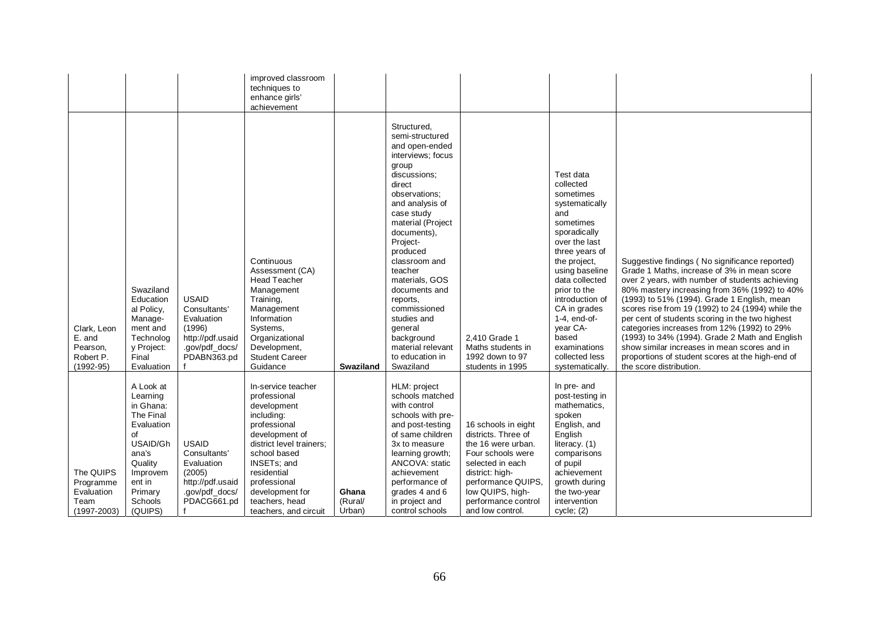| | | | improved classroom techniques to enhance girls' achievement | | | | | |
|---|---|---|---|---|---|---|---|---|
| Clark, Leon E. and Pearson, Robert P. (1992-95) | Swaziland Educational Policy, Management and Technology Project: Final Evaluation | USAID Consultants' Evaluation (1996) http://pdf.usaid.gov/pdf_docs/PDABN363.pdf | Continuous Assessment (CA) Head Teacher Management Training, Management Information Systems, Organizational Development, Student Career Guidance | **Swaziland** | Structured, semi-structured and open-ended interviews; focus group discussions; direct observations; and analysis of case study material (Project documents), Project-produced classroom and teacher materials, GOS documents and reports, commissioned studies and general background material relevant to education in Swaziland | 2,410 Grade 1 Maths students in 1992 down to 97 students in 1995 | Test data collected sometimes systematically and sometimes sporadically over the last three years of the project, using baseline data collected prior to the introduction of CA in grades 1-4, end-of-year CA-based examinations collected less systematically. | Suggestive findings ( No significance reported) Grade 1 Maths, increase of 3% in mean score over 2 years, with number of students achieving 80% mastery increasing from 36% (1992) to 40% (1993) to 51% (1994). Grade 1 English, mean scores rise from 19 (1992) to 24 (1994) while the per cent of students scoring in the two highest categories increases from 12% (1992) to 29% (1993) to 34% (1994). Grade 2 Math and English show similar increases in mean scores and in proportions of student scores at the high-end of the score distribution. |
| The QUIPS Programme Evaluation Team (1997-2003) | A Look at Learning in Ghana: The Final Evaluation of USAID/Ghana's Quality Improvement in Primary Schools (QUIPS) | USAID Consultants' Evaluation (2005) http://pdf.usaid.gov/pdf_docs/PDACG661.pdf | In-service teacher professional development including: professional development of district level trainers; school based INSETs; and residential professional development for teachers, head teachers, and circuit | **Ghana** (Rural/ Urban) | HLM: project schools matched with control schools with pre- and post-testing of same children 3x to measure learning growth; ANCOVA: static achievement performance of grades 4 and 6 in project and control schools | 16 schools in eight districts. Three of the 16 were urban. Four schools were selected in each district: high-performance QUIPS, low QUIPS, high-performance control and low control. | In pre- and post-testing in mathematics, spoken English, and English literacy. (1) comparisons of pupil achievement growth during the two-year intervention cycle; (2) | |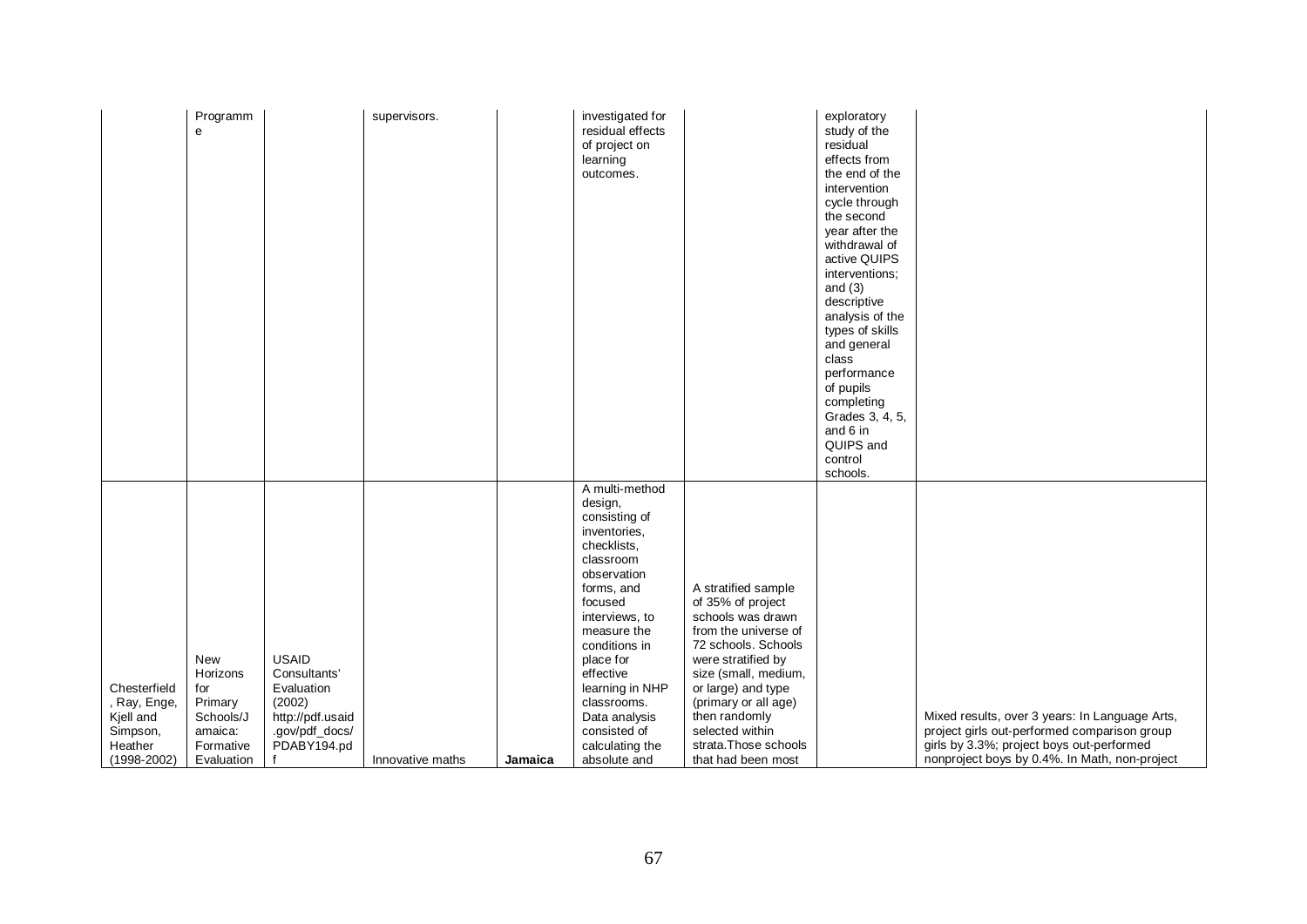| | | | | | | | | |
|---|---|---|---|---|---|---|---|---|
| | Programme | | supervisors. | | investigated for residual effects of project on learning outcomes. | | exploratory study of the residual effects from the end of the intervention cycle through the second year after the withdrawal of active QUIPS interventions; and (3) descriptive analysis of the types of skills and general class performance of pupils completing Grades 3, 4, 5, and 6 in QUIPS and control schools. | |
| Chesterfield, Ray, Enge, Kjell and Simpson, Heather (1998-2002) | New Horizons for Primary Schools/Jamaica: Formative Evaluation | USAID Consultants' Evaluation (2002) http://pdf.usaid.gov/pdf_docs/PDABY194.pdf | Innovative maths | **Jamaica** | A multi-method design, consisting of inventories, checklists, classroom observation forms, and focused interviews, to measure the conditions in place for effective learning in NHP classrooms. Data analysis consisted of calculating the absolute and | A stratified sample of 35% of project schools was drawn from the universe of 72 schools. Schools were stratified by size (small, medium, or large) and type (primary or all age) then randomly selected within strata.Those schools that had been most | | Mixed results, over 3 years: In Language Arts, project girls out-performed comparison group girls by 3.3%; project boys out-performed nonproject boys by 0.4%. In Math, non-project |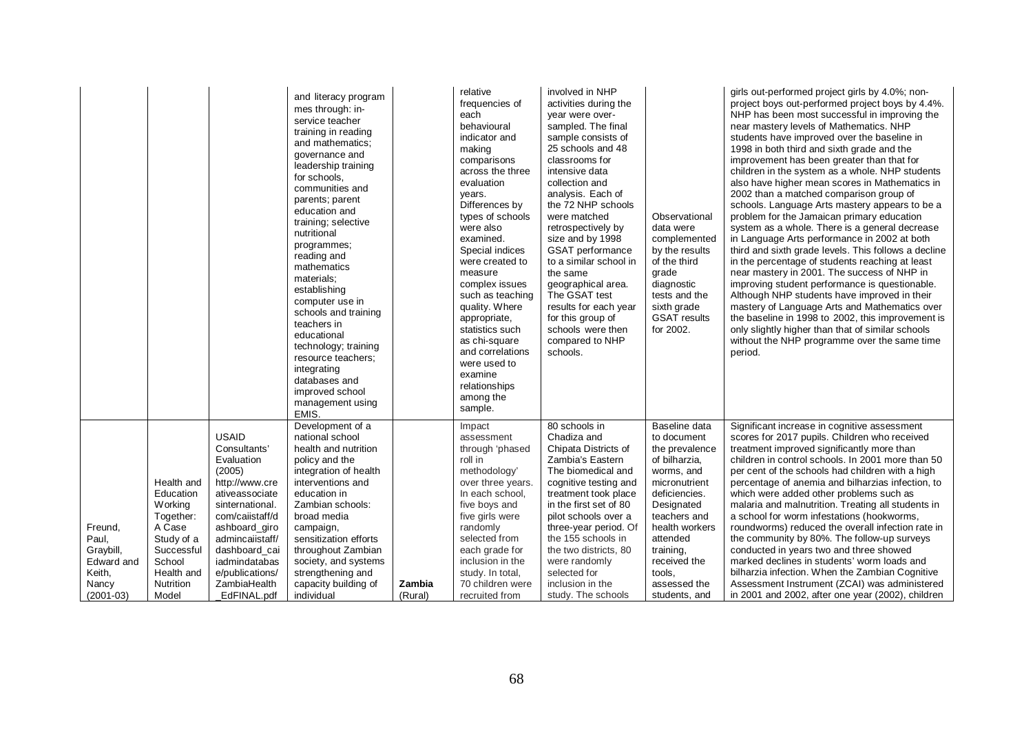| | | | and literacy programmes through: in-service teacher training in reading and mathematics; governance and leadership training for schools, communities and parents; parent education and training; selective nutritional programmes; reading and mathematics materials; establishing computer use in schools and training teachers in educational technology; training resource teachers; integrating databases and improved school management using EMIS. | | relative frequencies of each behavioural indicator and making comparisons across the three evaluation years. Differences by types of schools were also examined. Special indices were created to measure complex issues such as teaching quality. Where appropriate, statistics such as chi-square and correlations were used to examine relationships among the sample. | involved in NHP activities during the year were over-sampled. The final sample consists of 25 schools and 48 classrooms for intensive data collection and analysis. Each of the 72 NHP schools were matched retrospectively by size and by 1998 GSAT performance to a similar school in the same geographical area. The GSAT test results for each year for this group of schools were then compared to NHP schools. | Observational data were complemented by the results of the third grade diagnostic tests and the sixth grade GSAT results for 2002. | girls out-performed project girls by 4.0%; non-project boys out-performed project boys by 4.4%. NHP has been most successful in improving the near mastery levels of Mathematics. NHP students have improved over the baseline in 1998 in both third and sixth grade and the improvement has been greater than that for children in the system as a whole. NHP students also have higher mean scores in Mathematics in 2002 than a matched comparison group of schools. Language Arts mastery appears to be a problem for the Jamaican primary education system as a whole. There is a general decrease in Language Arts performance in 2002 at both third and sixth grade levels. This follows a decline in the percentage of students reaching at least near mastery in 2001. The success of NHP in improving student performance is questionable. Although NHP students have improved in their mastery of Language Arts and Mathematics over the baseline in 1998 to 2002, this improvement is only slightly higher than that of similar schools without the NHP programme over the same time period. |
|---|---|---|---|---|---|---|---|---|
| Freund, Paul, Graybill, Edward and Keith, Nancy (2001-03) | Health and Education Working Together: A Case Study of a Successful School Health and Nutrition Model | USAID Consultants' Evaluation (2005) http://www.creativeassociatesinternational.com/caiistaff/dashboard_giroadmincaiistaff/dashboard_caiiadmindatabase/publications/ZambiaHealth_EdFINAL.pdf | Development of a national school health and nutrition policy and the integration of health interventions and education in Zambian schools: broad media campaign, sensitization efforts throughout Zambian society, and systems strengthening and capacity building of individual | **Zambia** (Rural) | Impact assessment through 'phased roll in methodology' over three years. In each school, five boys and five girls were randomly selected from each grade for inclusion in the study. In total, 70 children were recruited from | 80 schools in Chadiza and Chipata Districts of Zambia's Eastern The biomedical and cognitive testing and treatment took place in the first set of 80 pilot schools over a three-year period. Of the 155 schools in the two districts, 80 were randomly selected for inclusion in the study. The schools | Baseline data to document the prevalence of bilharzia, worms, and micronutrient deficiencies. Designated teachers and health workers attended training, received the tools, assessed the students, and | Significant increase in cognitive assessment scores for 2017 pupils. Children who received treatment improved significantly more than children in control schools. In 2001 more than 50 per cent of the schools had children with a high percentage of anemia and bilharzias infection, to which were added other problems such as malaria and malnutrition. Treating all students in a school for worm infestations (hookworms, roundworms) reduced the overall infection rate in the community by 80%. The follow-up surveys conducted in years two and three showed marked declines in students' worm loads and bilharzia infection. When the Zambian Cognitive Assessment Instrument (ZCAI) was administered in 2001 and 2002, after one year (2002), children |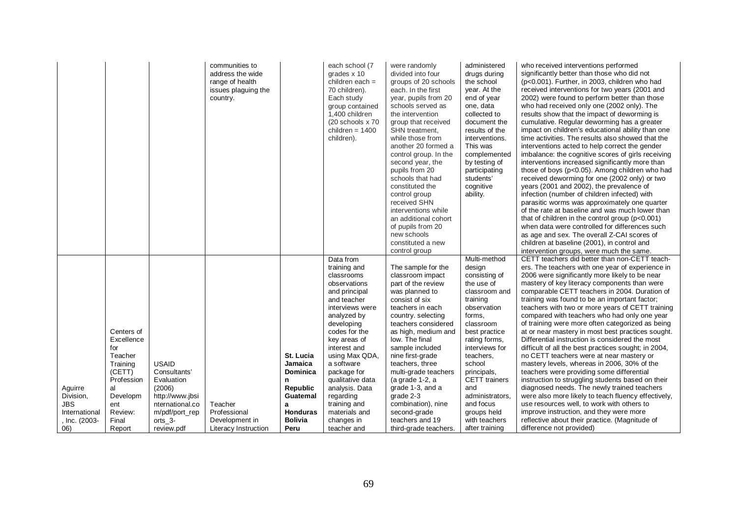| | | | | | | | | |
|---|---|---|---|---|---|---|---|---|
| | | | communities to address the wide range of health issues plaguing the country. | | each school (7 grades x 10 children each = 70 children). Each study group contained 1,400 children (20 schools x 70 children = 1400 children). | were randomly divided into four groups of 20 schools each. In the first year, pupils from 20 schools served as the intervention group that received SHN treatment, while those from another 20 formed a control group. In the second year, the pupils from 20 schools that had constituted the control group received SHN interventions while an additional cohort of pupils from 20 new schools constituted a new control group | administered drugs during the school year. At the end of year one, data collected to document the results of the interventions. This was complemented by testing of participating students' cognitive ability. | who received interventions performed significantly better than those who did not ($p<0.001$). Further, in 2003, children who had received interventions for two years (2001 and 2002) were found to perform better than those who had received only one (2002 only). The results show that the impact of deworming is cumulative. Regular deworming has a greater impact on children's educational ability than one time activities. The results also showed that the interventions acted to help correct the gender imbalance: the cognitive scores of girls receiving interventions increased significantly more than those of boys ($p<0.05$). Among children who had received deworming for one (2002 only) or two years (2001 and 2002), the prevalence of infection (number of children infected) with parasitic worms was approximately one quarter of the rate at baseline and was much lower than that of children in the control group ($p<0.001$) when data were controlled for differences such as age and sex. The overall Z-CAI scores of children at baseline (2001), in control and intervention groups, were much the same. |
| Aguirre Division, JBS International, Inc. (2003-06) | Centers of Excellence for Teacher Training (CETT) Professional Development Review: Final Report | USAID Consultants' Evaluation (2006) http://www.jbsinternational.com/pdf/port_reports_3-review.pdf | Teacher Professional Development in Literacy Instruction | **St. Lucia Jamaica Dominican Republic Guatemala Honduras Bolivia Peru** | Data from training and classrooms observations and principal and teacher interviews were analyzed by developing codes for the key areas of interest and using Max QDA, a software package for qualitative data analysis. Data regarding training materials and changes in teacher and | The sample for the classroom impact part of the review was planned to consist of six teachers in each country. selecting teachers considered as high, medium and low. The final sample included nine first-grade teachers, three multi-grade teachers (a grade 1-2, a grade 1-3, and a grade 2-3 combination), nine second-grade teachers and 19 third-grade teachers. | Multi-method design consisting of the use of classroom and training observation forms, classroom best practice rating forms, interviews for teachers, school principals, CETT trainers and administrators, and focus groups held with teachers after training | CETT teachers did better than non-CETT teachers. The teachers with one year of experience in 2006 were significantly more likely to be near mastery of key literacy components than were comparable CETT teachers in 2004. Duration of training was found to be an important factor; teachers with two or more years of CETT training compared with teachers who had only one year of training were more often categorized as being at or near mastery in most best practices sought. Differential instruction is considered the most difficult of all the best practices sought; in 2004, no CETT teachers were at near mastery or mastery levels, whereas in 2006, 30% of the teachers were providing some differential instruction to struggling students based on their diagnosed needs. The newly trained teachers were also more likely to teach fluency effectively, use resources well, to work with others to improve instruction, and they were more reflective about their practice. (Magnitude of difference not provided) |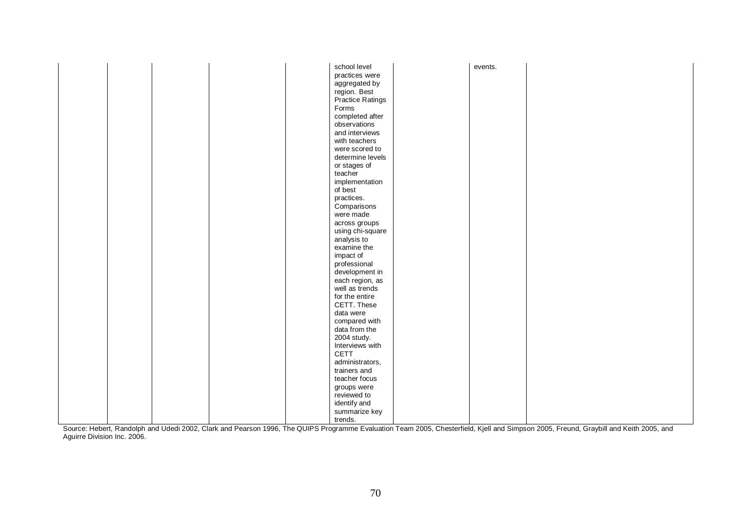| | | | | | | | | |
|---|---|---|---|---|---|---|---|---|
| | | | | | school level practices were aggregated by region. Best Practice Ratings Forms completed after observations and interviews with teachers were scored to determine levels or stages of teacher implementation of best practices. Comparisons were made across groups using chi-square analysis to examine the impact of professional development in each region, as well as trends for the entire CETT. These data were compared with data from the 2004 study. Interviews with CETT administrators, trainers and teacher focus groups were reviewed to identify and summarize key trends. | | events. | |

Source: Hebert, Randolph and Udedi 2002, Clark and Pearson 1996, The QUIPS Programme Evaluation Team 2005, Chesterfield, Kjell and Simpson 2005, Freund, Graybill and Keith 2005, and Aguirre Division Inc. 2006.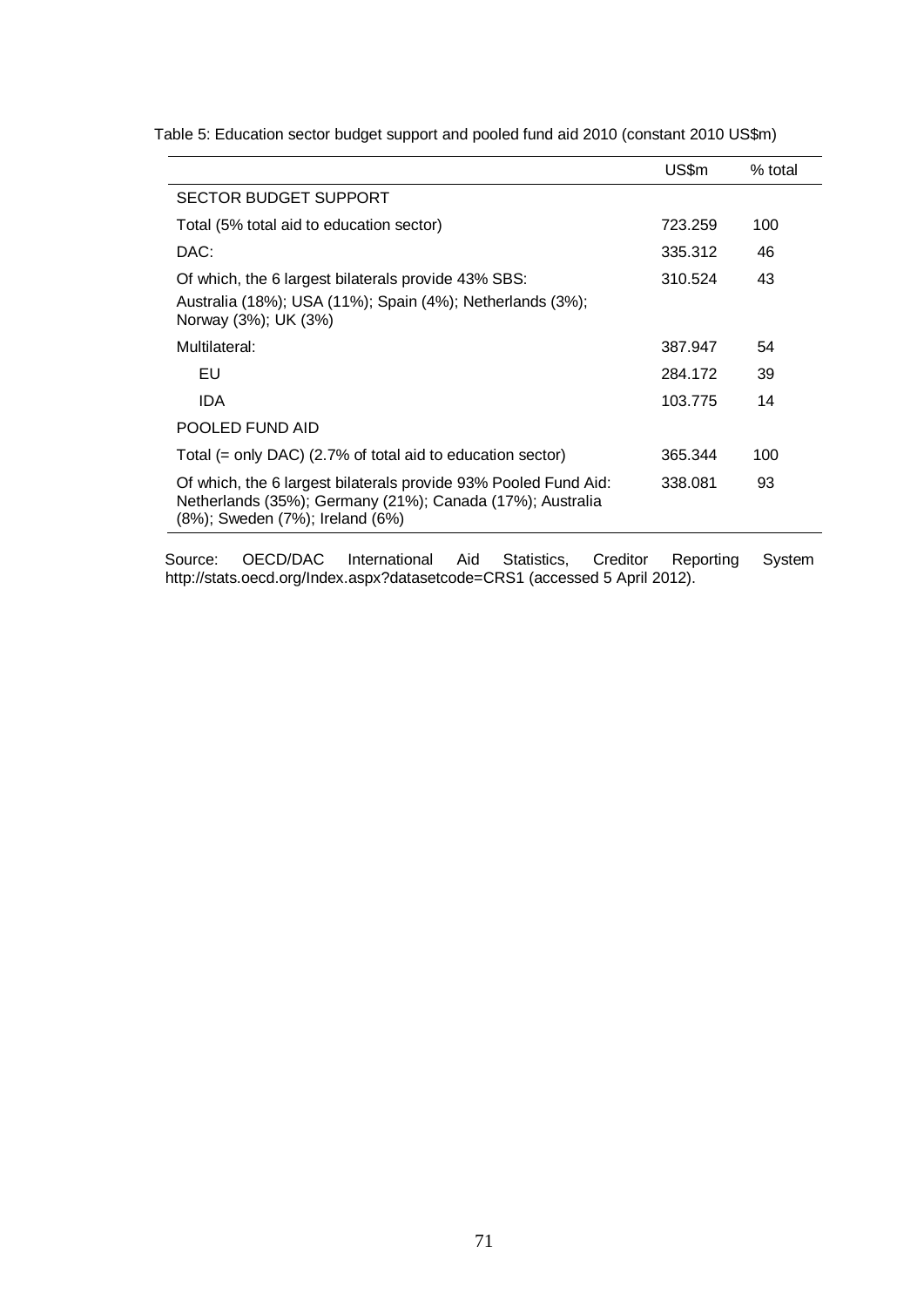Table 5: Education sector budget support and pooled fund aid 2010 (constant 2010 US$m)

| | US$m | % total |
|---|---|---|
| SECTOR BUDGET SUPPORT | | |
| Total (5% total aid to education sector) | 723.259 | 100 |
| DAC: | 335.312 | 46 |
| Of which, the 6 largest bilaterals provide 43% SBS: Australia (18%); USA (11%); Spain (4%); Netherlands (3%); Norway (3%); UK (3%) | 310.524 | 43 |
| Multilateral: | 387.947 | 54 |
| EU | 284.172 | 39 |
| IDA | 103.775 | 14 |
| POOLED FUND AID | | |
| Total (= only DAC) (2.7% of total aid to education sector) | 365.344 | 100 |
| Of which, the 6 largest bilaterals provide 93% Pooled Fund Aid: Netherlands (35%); Germany (21%); Canada (17%); Australia (8%); Sweden (7%); Ireland (6%) | 338.081 | 93 |

Source: OECD/DAC International Aid Statistics, Creditor Reporting System http://stats.oecd.org/Index.aspx?datasetcode=CRS1 (accessed 5 April 2012).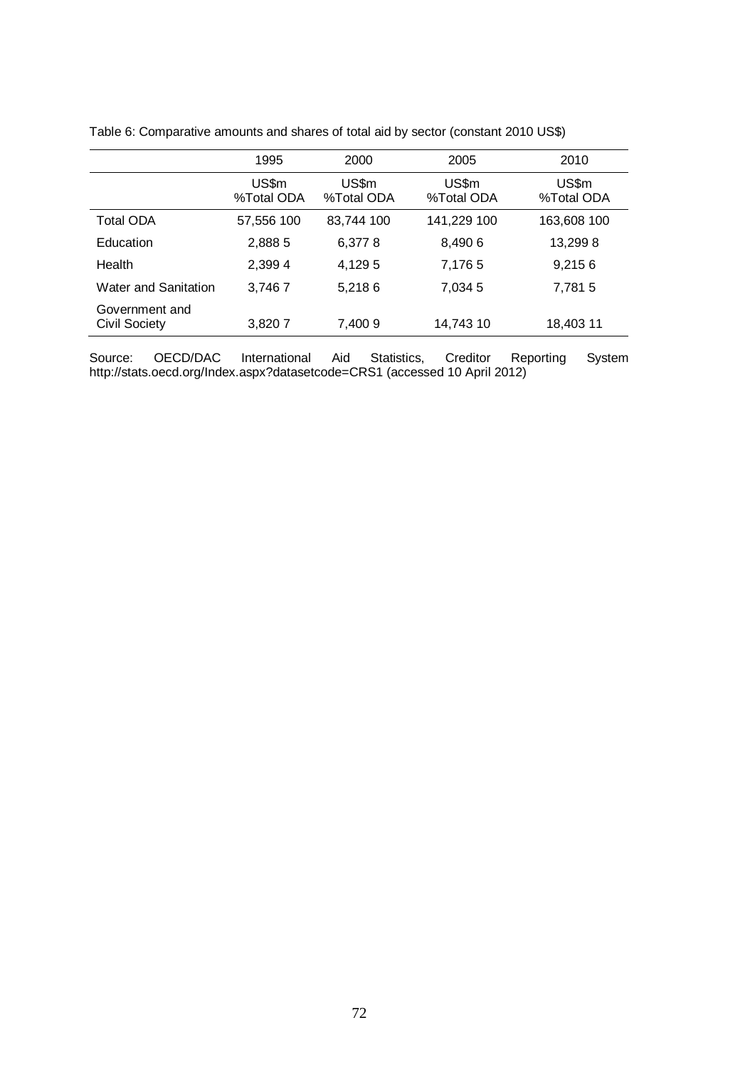Table 6: Comparative amounts and shares of total aid by sector (constant 2010 US$)

| | 1995 | | 2000 | | 2005 | | 2010 | |
|---|---|---|---|---|---|---|---|---|
| | US$m | %Total ODA | US$m | %Total ODA | US$m | %Total ODA | US$m | %Total ODA |
| Total ODA | 57,556 | 100 | 83,744 | 100 | 141,229 | 100 | 163,608 | 100 |
| Education | 2,888 | 5 | 6,377 | 8 | 8,490 | 6 | 13,299 | 8 |
| Health | 2,399 | 4 | 4,129 | 5 | 7,176 | 5 | 9,215 | 6 |
| Water and Sanitation | 3,746 | 7 | 5,218 | 6 | 7,034 | 5 | 7,781 | 5 |
| Government and Civil Society | 3,820 | 7 | 7,400 | 9 | 14,743 | 10 | 18,403 | 11 |

Source: OECD/DAC International Aid Statistics, Creditor Reporting System http://stats.oecd.org/Index.aspx?datasetcode=CRS1 (accessed 10 April 2012)